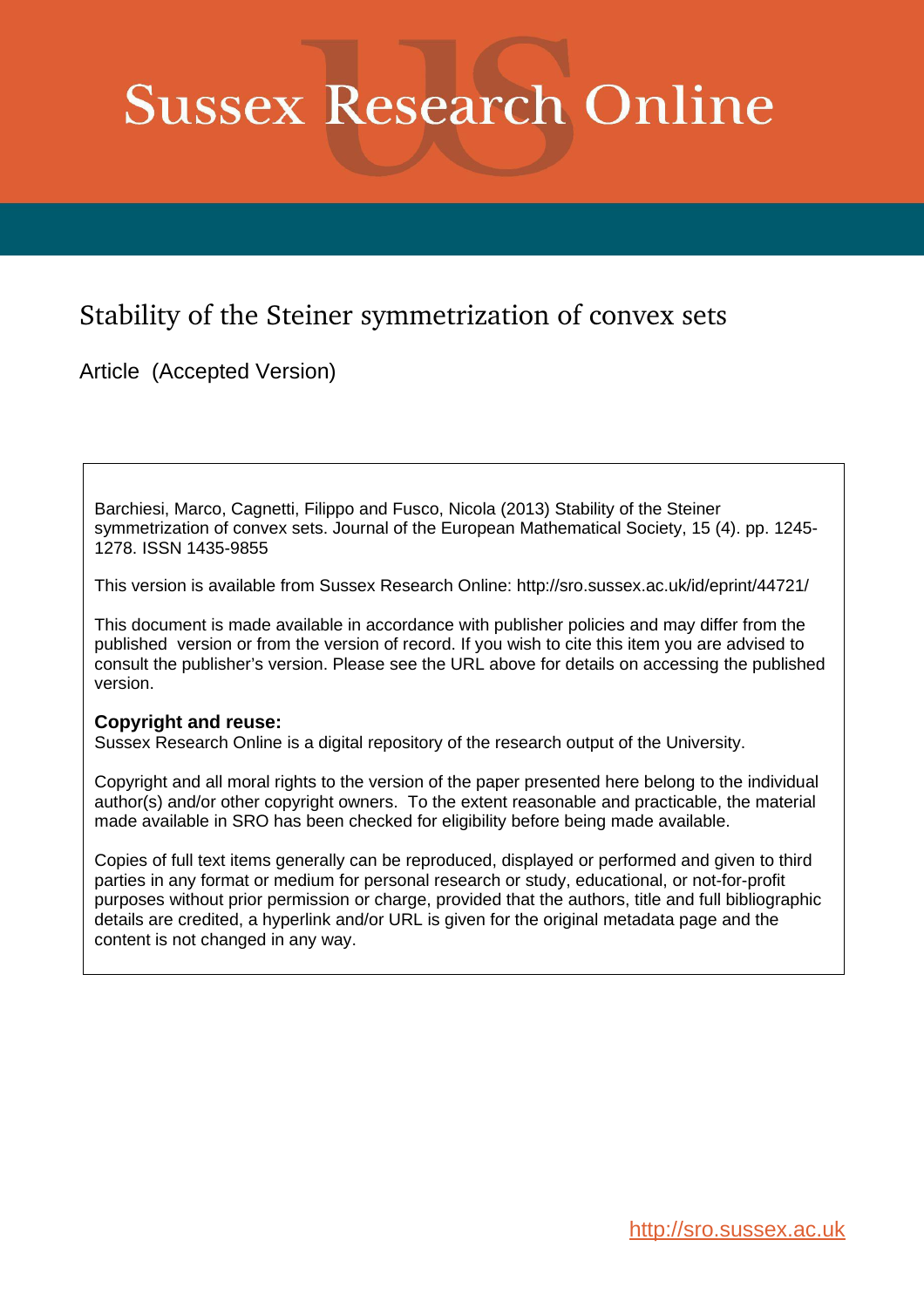# Sussex Research Online

## Stability of the Steiner symmetrization of convex sets

Article (Accepted Version)

Barchiesi, Marco, Cagnetti, Filippo and Fusco, Nicola (2013) Stability of the Steiner symmetrization of convex sets. Journal of the European Mathematical Society, 15 (4). pp. 1245-1278. ISSN 1435-9855

This version is available from Sussex Research Online: http://sro.sussex.ac.uk/id/eprint/44721/

This document is made available in accordance with publisher policies and may differ from the published version or from the version of record. If you wish to cite this item you are advised to consult the publisher's version. Please see the URL above for details on accessing the published version.

**Copyright and reuse:**
Sussex Research Online is a digital repository of the research output of the University.

Copyright and all moral rights to the version of the paper presented here belong to the individual author(s) and/or other copyright owners. To the extent reasonable and practicable, the material made available in SRO has been checked for eligibility before being made available.

Copies of full text items generally can be reproduced, displayed or performed and given to third parties in any format or medium for personal research or study, educational, or not-for-profit purposes without prior permission or charge, provided that the authors, title and full bibliographic details are credited, a hyperlink and/or URL is given for the original metadata page and the content is not changed in any way.

http://sro.sussex.ac.uk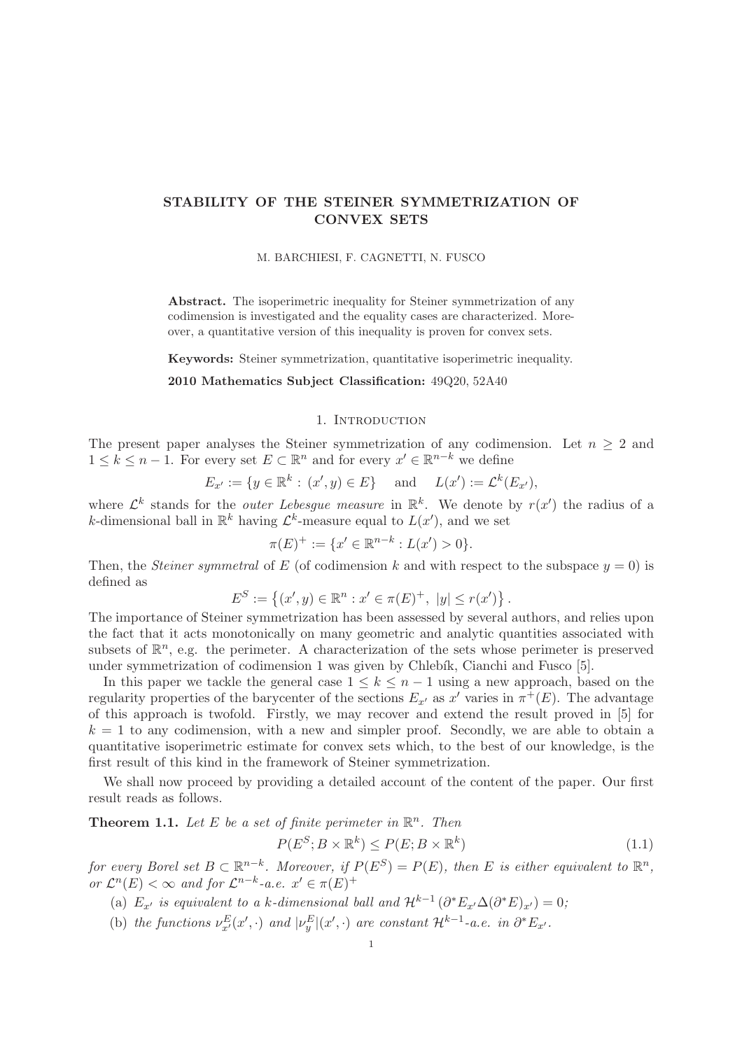# STABILITY OF THE STEINER SYMMETRIZATION OF CONVEX SETS

M. BARCHIESI, F. CAGNETTI, N. FUSCO

**Abstract.** The isoperimetric inequality for Steiner symmetrization of any codimension is investigated and the equality cases are characterized. Moreover, a quantitative version of this inequality is proven for convex sets.

**Keywords:** Steiner symmetrization, quantitative isoperimetric inequality.

**2010 Mathematics Subject Classification:** 49Q20, 52A40

## 1. Introduction

The present paper analyses the Steiner symmetrization of any codimension. Let $n \geq 2$ and $1 \leq k \leq n-1$. For every set $E \subset \mathbb{R}^n$ and for every $x' \in \mathbb{R}^{n-k}$ we define

$$E_{x'} := \{y \in \mathbb{R}^k : (x', y) \in E\} \quad \text{and} \quad L(x') := \mathcal{L}^k(E_{x'}),$$

where $\mathcal{L}^k$ stands for the *outer Lebesgue measure* in $\mathbb{R}^k$. We denote by $r(x')$ the radius of a $k$-dimensional ball in $\mathbb{R}^k$ having $\mathcal{L}^k$-measure equal to $L(x')$, and we set

$$\pi(E)^+ := \{x' \in \mathbb{R}^{n-k} : L(x') > 0\}.$$

Then, the *Steiner symmetral* of $E$ (of codimension $k$ and with respect to the subspace $y = 0$) is defined as

$$E^S := \left\{(x', y) \in \mathbb{R}^n : x' \in \pi(E)^+,\ |y| \leq r(x')\right\}.$$

The importance of Steiner symmetrization has been assessed by several authors, and relies upon the fact that it acts monotonically on many geometric and analytic quantities associated with subsets of $\mathbb{R}^n$, e.g. the perimeter. A characterization of the sets whose perimeter is preserved under symmetrization of codimension 1 was given by Chlebík, Cianchi and Fusco [5].

In this paper we tackle the general case $1 \leq k \leq n-1$ using a new approach, based on the regularity properties of the barycenter of the sections $E_{x'}$ as $x'$ varies in $\pi^+(E)$. The advantage of this approach is twofold. Firstly, we may recover and extend the result proved in [5] for $k = 1$ to any codimension, with a new and simpler proof. Secondly, we are able to obtain a quantitative isoperimetric estimate for convex sets which, to the best of our knowledge, is the first result of this kind in the framework of Steiner symmetrization.

We shall now proceed by providing a detailed account of the content of the paper. Our first result reads as follows.

**Theorem 1.1.** *Let $E$ be a set of finite perimeter in $\mathbb{R}^n$. Then*

$$P(E^S; B \times \mathbb{R}^k) \leq P(E; B \times \mathbb{R}^k) \tag{1.1}$$

*for every Borel set $B \subset \mathbb{R}^{n-k}$. Moreover, if $P(E^S) = P(E)$, then $E$ is either equivalent to $\mathbb{R}^n$, or $\mathcal{L}^n(E) < \infty$ and for $\mathcal{L}^{n-k}$-a.e. $x' \in \pi(E)^+$*

(a) *$E_{x'}$ is equivalent to a $k$-dimensional ball and $\mathcal{H}^{k-1}(\partial^* E_{x'} \Delta (\partial^* E)_{x'}) = 0$;*

(b) *the functions $\nu^E_{x'}(x', \cdot)$ and $|\nu^E_y|(x', \cdot)$ are constant $\mathcal{H}^{k-1}$-a.e. in $\partial^* E_{x'}$.*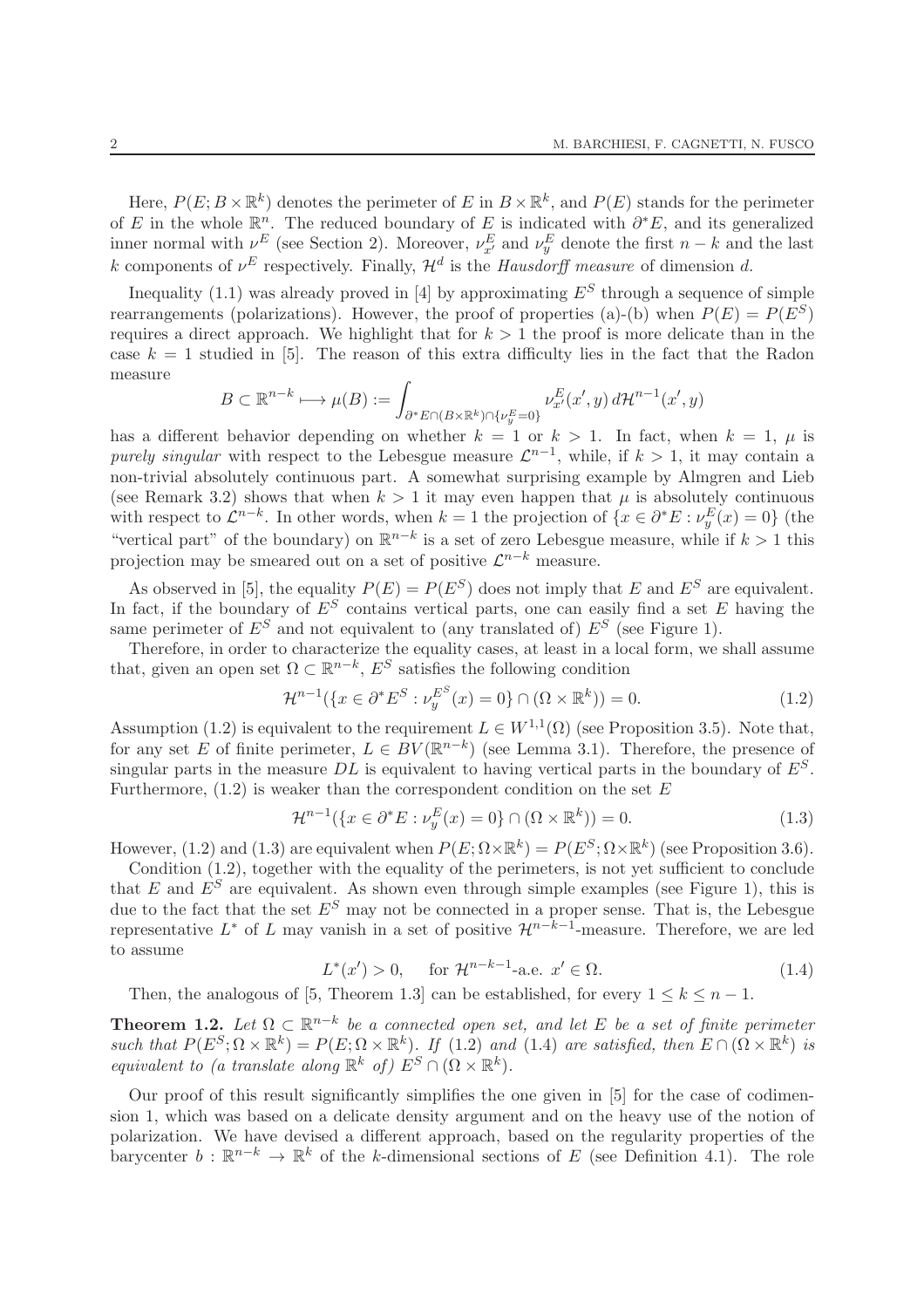Here, $P(E; B \times \mathbb{R}^k)$ denotes the perimeter of $E$ in $B \times \mathbb{R}^k$, and $P(E)$ stands for the perimeter of $E$ in the whole $\mathbb{R}^n$. The reduced boundary of $E$ is indicated with $\partial^* E$, and its generalized inner normal with $\nu^E$ (see Section 2). Moreover, $\nu^E_{x'}$ and $\nu^E_y$ denote the first $n-k$ and the last $k$ components of $\nu^E$ respectively. Finally, $\mathcal{H}^d$ is the *Hausdorff measure* of dimension $d$.

Inequality (1.1) was already proved in [4] by approximating $E^S$ through a sequence of simple rearrangements (polarizations). However, the proof of properties (a)-(b) when $P(E) = P(E^S)$ requires a direct approach. We highlight that for $k > 1$ the proof is more delicate than in the case $k = 1$ studied in [5]. The reason of this extra difficulty lies in the fact that the Radon measure

$$B \subset \mathbb{R}^{n-k} \longmapsto \mu(B) := \int_{\partial^* E \cap (B \times \mathbb{R}^k) \cap \{\nu^E_y = 0\}} \nu^E_{x'}(x', y) \, d\mathcal{H}^{n-1}(x', y)$$

has a different behavior depending on whether $k = 1$ or $k > 1$. In fact, when $k = 1$, $\mu$ is *purely singular* with respect to the Lebesgue measure $\mathcal{L}^{n-1}$, while, if $k > 1$, it may contain a non-trivial absolutely continuous part. A somewhat surprising example by Almgren and Lieb (see Remark 3.2) shows that when $k > 1$ it may even happen that $\mu$ is absolutely continuous with respect to $\mathcal{L}^{n-k}$. In other words, when $k = 1$ the projection of $\{x \in \partial^* E : \nu^E_y(x) = 0\}$ (the "vertical part" of the boundary) on $\mathbb{R}^{n-k}$ is a set of zero Lebesgue measure, while if $k > 1$ this projection may be smeared out on a set of positive $\mathcal{L}^{n-k}$ measure.

As observed in [5], the equality $P(E) = P(E^S)$ does not imply that $E$ and $E^S$ are equivalent. In fact, if the boundary of $E^S$ contains vertical parts, one can easily find a set $E$ having the same perimeter of $E^S$ and not equivalent to (any translated of) $E^S$ (see Figure 1).

Therefore, in order to characterize the equality cases, at least in a local form, we shall assume that, given an open set $\Omega \subset \mathbb{R}^{n-k}$, $E^S$ satisfies the following condition

$$\mathcal{H}^{n-1}(\{x \in \partial^* E^S : \nu^{E^S}_y(x) = 0\} \cap (\Omega \times \mathbb{R}^k)) = 0. \tag{1.2}$$

Assumption (1.2) is equivalent to the requirement $L \in W^{1,1}(\Omega)$ (see Proposition 3.5). Note that, for any set $E$ of finite perimeter, $L \in BV(\mathbb{R}^{n-k})$ (see Lemma 3.1). Therefore, the presence of singular parts in the measure $DL$ is equivalent to having vertical parts in the boundary of $E^S$. Furthermore, (1.2) is weaker than the correspondent condition on the set $E$

$$\mathcal{H}^{n-1}(\{x \in \partial^* E : \nu^E_y(x) = 0\} \cap (\Omega \times \mathbb{R}^k)) = 0. \tag{1.3}$$

However, (1.2) and (1.3) are equivalent when $P(E; \Omega \times \mathbb{R}^k) = P(E^S; \Omega \times \mathbb{R}^k)$ (see Proposition 3.6).

Condition (1.2), together with the equality of the perimeters, is not yet sufficient to conclude that $E$ and $E^S$ are equivalent. As shown even through simple examples (see Figure 1), this is due to the fact that the set $E^S$ may not be connected in a proper sense. That is, the Lebesgue representative $L^*$ of $L$ may vanish in a set of positive $\mathcal{H}^{n-k-1}$-measure. Therefore, we are led to assume

$$L^*(x') > 0, \quad \text{for } \mathcal{H}^{n-k-1}\text{-a.e. } x' \in \Omega. \tag{1.4}$$

Then, the analogous of [5, Theorem 1.3] can be established, for every $1 \leq k \leq n-1$.

**Theorem 1.2.** *Let $\Omega \subset \mathbb{R}^{n-k}$ be a connected open set, and let $E$ be a set of finite perimeter such that $P(E^S; \Omega \times \mathbb{R}^k) = P(E; \Omega \times \mathbb{R}^k)$. If (1.2) and (1.4) are satisfied, then $E \cap (\Omega \times \mathbb{R}^k)$ is equivalent to (a translate along $\mathbb{R}^k$ of) $E^S \cap (\Omega \times \mathbb{R}^k)$.*

Our proof of this result significantly simplifies the one given in [5] for the case of codimension 1, which was based on a delicate density argument and on the heavy use of the notion of polarization. We have devised a different approach, based on the regularity properties of the barycenter $b : \mathbb{R}^{n-k} \to \mathbb{R}^k$ of the $k$-dimensional sections of $E$ (see Definition 4.1). The role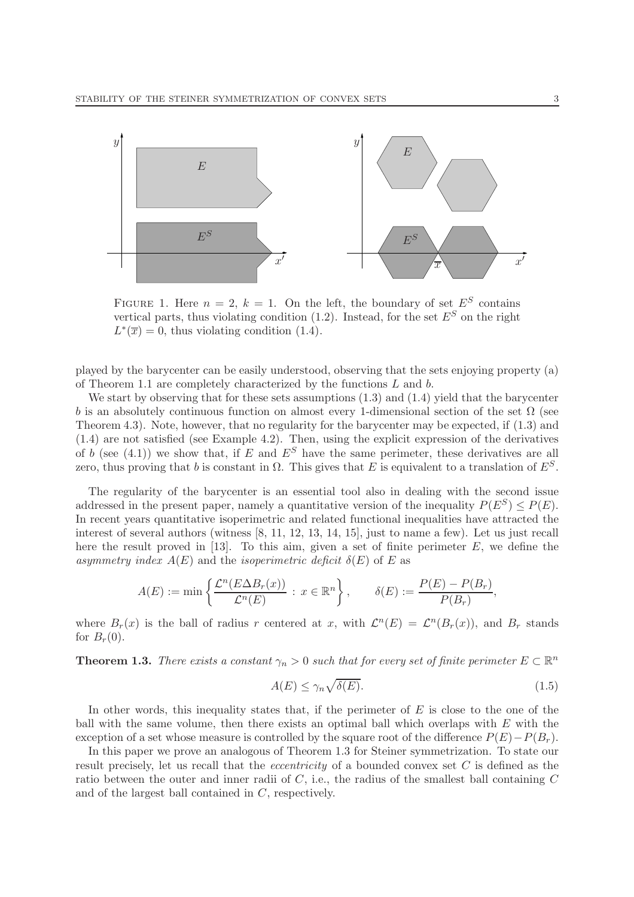FIGURE 1. Here $n = 2$, $k = 1$. On the left, the boundary of set $E^S$ contains vertical parts, thus violating condition (1.2). Instead, for the set $E^S$ on the right $L^*(\overline{x}) = 0$, thus violating condition (1.4).

played by the barycenter can be easily understood, observing that the sets enjoying property (a) of Theorem 1.1 are completely characterized by the functions $L$ and $b$.

We start by observing that for these sets assumptions (1.3) and (1.4) yield that the barycenter $b$ is an absolutely continuous function on almost every 1-dimensional section of the set $\Omega$ (see Theorem 4.3). Note, however, that no regularity for the barycenter may be expected, if (1.3) and (1.4) are not satisfied (see Example 4.2). Then, using the explicit expression of the derivatives of $b$ (see (4.1)) we show that, if $E$ and $E^S$ have the same perimeter, these derivatives are all zero, thus proving that $b$ is constant in $\Omega$. This gives that $E$ is equivalent to a translation of $E^S$.

The regularity of the barycenter is an essential tool also in dealing with the second issue addressed in the present paper, namely a quantitative version of the inequality $P(E^S) \leq P(E)$. In recent years quantitative isoperimetric and related functional inequalities have attracted the interest of several authors (witness [8, 11, 12, 13, 14, 15], just to name a few). Let us just recall here the result proved in [13]. To this aim, given a set of finite perimeter $E$, we define the *asymmetry index* $A(E)$ and the *isoperimetric deficit* $\delta(E)$ of $E$ as

$$A(E) := \min\left\{ \frac{\mathcal{L}^n(E\Delta B_r(x))}{\mathcal{L}^n(E)} \,:\, x \in \mathbb{R}^n \right\}, \qquad \delta(E) := \frac{P(E) - P(B_r)}{P(B_r)},$$

where $B_r(x)$ is the ball of radius $r$ centered at $x$, with $\mathcal{L}^n(E) = \mathcal{L}^n(B_r(x))$, and $B_r$ stands for $B_r(0)$.

**Theorem 1.3.** *There exists a constant $\gamma_n > 0$ such that for every set of finite perimeter $E \subset \mathbb{R}^n$*

$$A(E) \leq \gamma_n \sqrt{\delta(E)}. \tag{1.5}$$

In other words, this inequality states that, if the perimeter of $E$ is close to the one of the ball with the same volume, then there exists an optimal ball which overlaps with $E$ with the exception of a set whose measure is controlled by the square root of the difference $P(E) - P(B_r)$.

In this paper we prove an analogous of Theorem 1.3 for Steiner symmetrization. To state our result precisely, let us recall that the *eccentricity* of a bounded convex set $C$ is defined as the ratio between the outer and inner radii of $C$, i.e., the radius of the smallest ball containing $C$ and of the largest ball contained in $C$, respectively.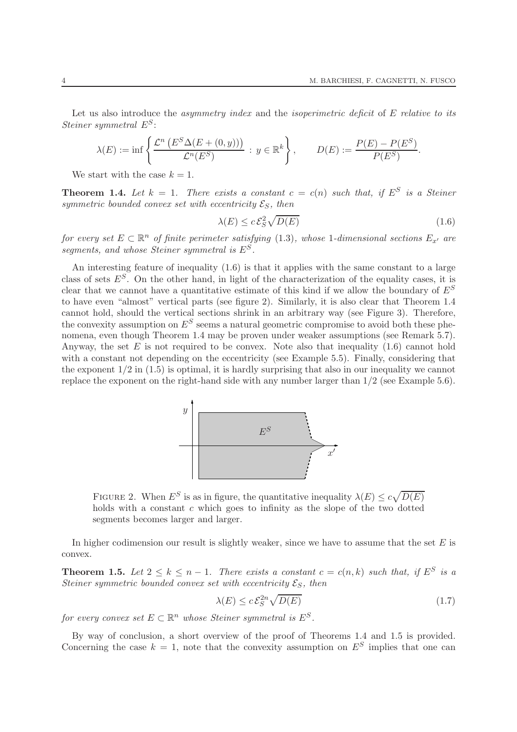Let us also introduce the *asymmetry index* and the *isoperimetric deficit* of $E$ *relative to its Steiner symmetral* $E^S$:

$$\lambda(E) := \inf\left\{ \frac{\mathcal{L}^n\left(E^S \Delta (E + (0,y))\right)}{\mathcal{L}^n(E^S)} \,:\, y \in \mathbb{R}^k \right\}, \qquad D(E) := \frac{P(E) - P(E^S)}{P(E^S)}.$$

We start with the case $k = 1$.

**Theorem 1.4.** *Let $k = 1$. There exists a constant $c = c(n)$ such that, if $E^S$ is a Steiner symmetric bounded convex set with eccentricity $\mathcal{E}_S$, then*

$$\lambda(E) \leq c\, \mathcal{E}_S^2 \sqrt{D(E)} \tag{1.6}$$

*for every set $E \subset \mathbb{R}^n$ of finite perimeter satisfying* (1.3)*, whose 1-dimensional sections $E_{x'}$ are segments, and whose Steiner symmetral is $E^S$.*

An interesting feature of inequality (1.6) is that it applies with the same constant to a large class of sets $E^S$. On the other hand, in light of the characterization of the equality cases, it is clear that we cannot have a quantitative estimate of this kind if we allow the boundary of $E^S$ to have even "almost" vertical parts (see figure 2). Similarly, it is also clear that Theorem 1.4 cannot hold, should the vertical sections shrink in an arbitrary way (see Figure 3). Therefore, the convexity assumption on $E^S$ seems a natural geometric compromise to avoid both these phenomena, even though Theorem 1.4 may be proven under weaker assumptions (see Remark 5.7). Anyway, the set $E$ is not required to be convex. Note also that inequality (1.6) cannot hold with a constant not depending on the eccentricity (see Example 5.5). Finally, considering that the exponent $1/2$ in (1.5) is optimal, it is hardly surprising that also in our inequality we cannot replace the exponent on the right-hand side with any number larger than $1/2$ (see Example 5.6).

FIGURE 2. When $E^S$ is as in figure, the quantitative inequality $\lambda(E) \leq c\sqrt{D(E)}$ holds with a constant $c$ which goes to infinity as the slope of the two dotted segments becomes larger and larger.

In higher codimension our result is slightly weaker, since we have to assume that the set $E$ is convex.

**Theorem 1.5.** *Let $2 \leq k \leq n-1$. There exists a constant $c = c(n,k)$ such that, if $E^S$ is a Steiner symmetric bounded convex set with eccentricity $\mathcal{E}_S$, then*

$$\lambda(E) \leq c\, \mathcal{E}_S^{2n} \sqrt{D(E)} \tag{1.7}$$

*for every convex set $E \subset \mathbb{R}^n$ whose Steiner symmetral is $E^S$.*

By way of conclusion, a short overview of the proof of Theorems 1.4 and 1.5 is provided. Concerning the case $k = 1$, note that the convexity assumption on $E^S$ implies that one can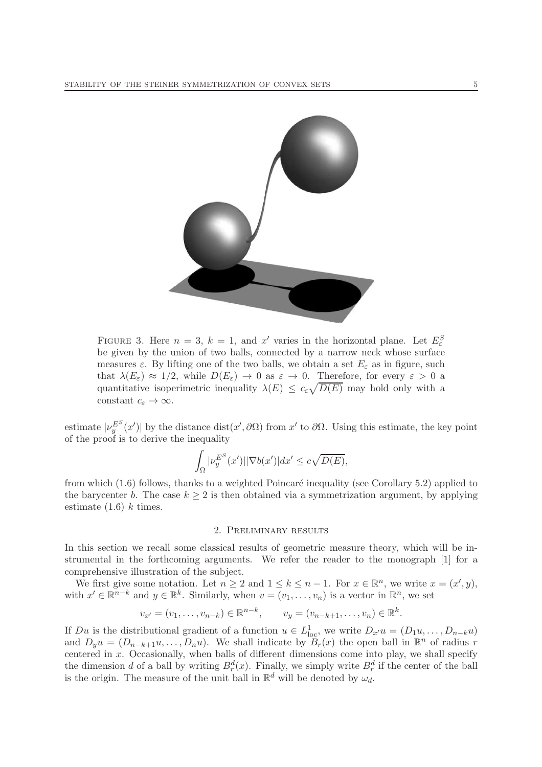Figure 3. Here $n = 3$, $k = 1$, and $x'$ varies in the horizontal plane. Let $E^S_\varepsilon$ be given by the union of two balls, connected by a narrow neck whose surface measures $\varepsilon$. By lifting one of the two balls, we obtain a set $E_\varepsilon$ as in figure, such that $\lambda(E_\varepsilon) \approx 1/2$, while $D(E_\varepsilon) \to 0$ as $\varepsilon \to 0$. Therefore, for every $\varepsilon > 0$ a quantitative isoperimetric inequality $\lambda(E) \leq c_\varepsilon \sqrt{D(E)}$ may hold only with a constant $c_\varepsilon \to \infty$.

estimate $|\nu_y^{E^S}(x')|$ by the distance $\mathrm{dist}(x', \partial\Omega)$ from $x'$ to $\partial\Omega$. Using this estimate, the key point of the proof is to derive the inequality

$$\int_\Omega |\nu_y^{E^S}(x')||\nabla b(x')|dx' \leq c\sqrt{D(E)},$$

from which (1.6) follows, thanks to a weighted Poincaré inequality (see Corollary 5.2) applied to the barycenter $b$. The case $k \geq 2$ is then obtained via a symmetrization argument, by applying estimate (1.6) $k$ times.

## 2. Preliminary results

In this section we recall some classical results of geometric measure theory, which will be instrumental in the forthcoming arguments. We refer the reader to the monograph [1] for a comprehensive illustration of the subject.

We first give some notation. Let $n \geq 2$ and $1 \leq k \leq n-1$. For $x \in \mathbb{R}^n$, we write $x = (x', y)$, with $x' \in \mathbb{R}^{n-k}$ and $y \in \mathbb{R}^k$. Similarly, when $v = (v_1, \dots, v_n)$ is a vector in $\mathbb{R}^n$, we set

$$v_{x'} = (v_1, \dots, v_{n-k}) \in \mathbb{R}^{n-k}, \qquad v_y = (v_{n-k+1}, \dots, v_n) \in \mathbb{R}^k.$$

If $Du$ is the distributional gradient of a function $u \in L^1_{\mathrm{loc}}$, we write $D_{x'}u = (D_1 u, \dots, D_{n-k}u)$ and $D_y u = (D_{n-k+1}u, \dots, D_n u)$. We shall indicate by $B_r(x)$ the open ball in $\mathbb{R}^n$ of radius $r$ centered in $x$. Occasionally, when balls of different dimensions come into play, we shall specify the dimension $d$ of a ball by writing $B_r^d(x)$. Finally, we simply write $B_r^d$ if the center of the ball is the origin. The measure of the unit ball in $\mathbb{R}^d$ will be denoted by $\omega_d$.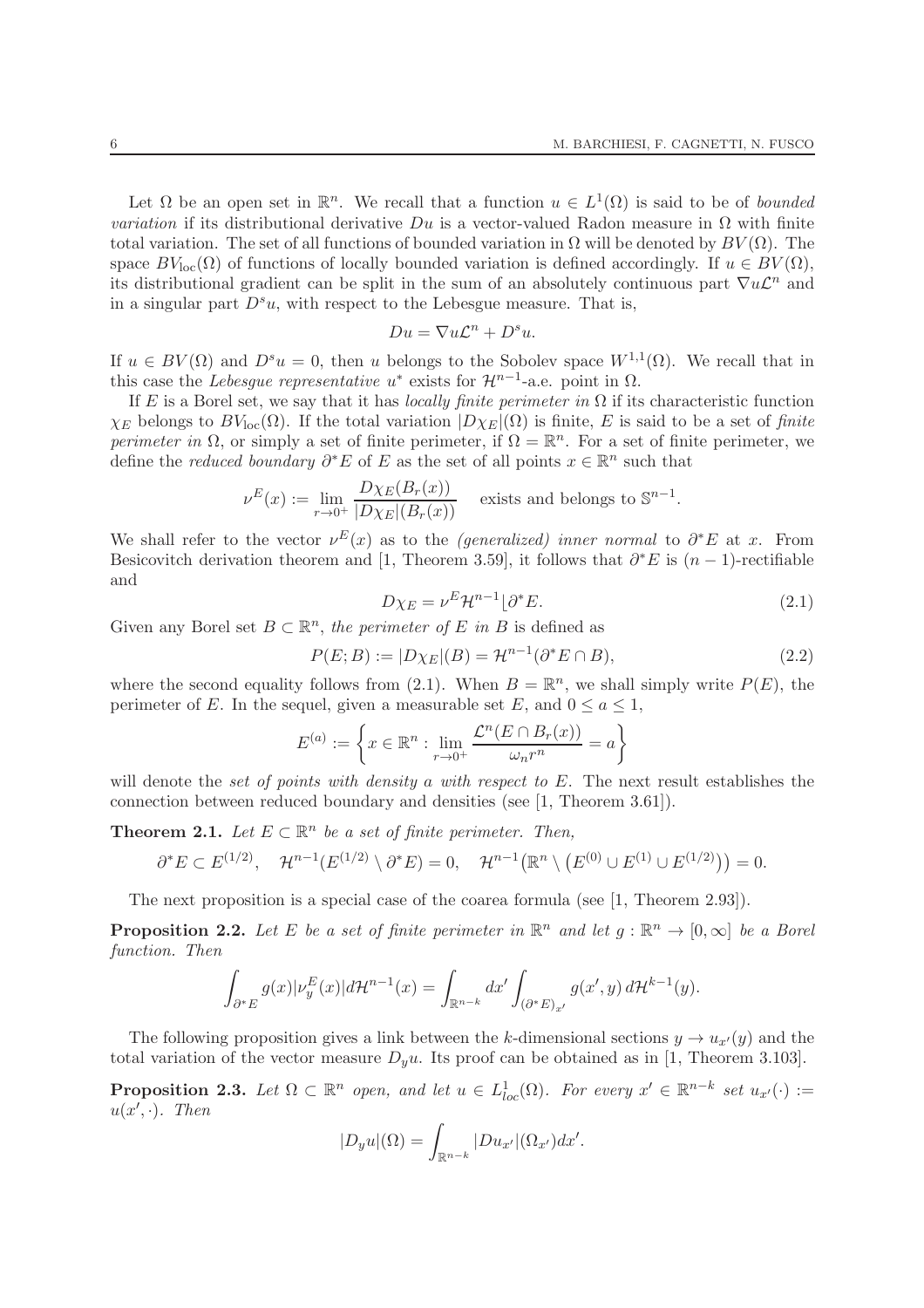Let $\Omega$ be an open set in $\mathbb{R}^n$. We recall that a function $u \in L^1(\Omega)$ is said to be of *bounded variation* if its distributional derivative $Du$ is a vector-valued Radon measure in $\Omega$ with finite total variation. The set of all functions of bounded variation in $\Omega$ will be denoted by $BV(\Omega)$. The space $BV_{\rm loc}(\Omega)$ of functions of locally bounded variation is defined accordingly. If $u \in BV(\Omega)$, its distributional gradient can be split in the sum of an absolutely continuous part $\nabla u \mathcal{L}^n$ and in a singular part $D^s u$, with respect to the Lebesgue measure. That is,

$$Du = \nabla u \mathcal{L}^n + D^s u.$$

If $u \in BV(\Omega)$ and $D^s u = 0$, then $u$ belongs to the Sobolev space $W^{1,1}(\Omega)$. We recall that in this case the *Lebesgue representative* $u^*$ exists for $\mathcal{H}^{n-1}$-a.e. point in $\Omega$.

If $E$ is a Borel set, we say that it has *locally finite perimeter in* $\Omega$ if its characteristic function $\chi_E$ belongs to $BV_{\rm loc}(\Omega)$. If the total variation $|D\chi_E|(\Omega)$ is finite, $E$ is said to be a set of *finite perimeter in* $\Omega$, or simply a set of finite perimeter, if $\Omega = \mathbb{R}^n$. For a set of finite perimeter, we define the *reduced boundary* $\partial^* E$ of $E$ as the set of all points $x \in \mathbb{R}^n$ such that

$$\nu^E(x) := \lim_{r \to 0^+} \frac{D\chi_E(B_r(x))}{|D\chi_E|(B_r(x))} \quad \text{exists and belongs to } \mathbb{S}^{n-1}.$$

We shall refer to the vector $\nu^E(x)$ as to the *(generalized) inner normal* to $\partial^* E$ at $x$. From Besicovitch derivation theorem and [1, Theorem 3.59], it follows that $\partial^* E$ is $(n-1)$-rectifiable and

$$D\chi_E = \nu^E \mathcal{H}^{n-1} \lfloor \partial^* E. \tag{2.1}$$

Given any Borel set $B \subset \mathbb{R}^n$, *the perimeter of $E$ in $B$* is defined as

$$P(E; B) := |D\chi_E|(B) = \mathcal{H}^{n-1}(\partial^* E \cap B), \tag{2.2}$$

where the second equality follows from (2.1). When $B = \mathbb{R}^n$, we shall simply write $P(E)$, the perimeter of $E$. In the sequel, given a measurable set $E$, and $0 \leq a \leq 1$,

$$E^{(a)} := \left\{ x \in \mathbb{R}^n : \lim_{r \to 0^+} \frac{\mathcal{L}^n(E \cap B_r(x))}{\omega_n r^n} = a \right\}$$

will denote the *set of points with density $a$ with respect to $E$*. The next result establishes the connection between reduced boundary and densities (see [1, Theorem 3.61]).

**Theorem 2.1.** *Let $E \subset \mathbb{R}^n$ be a set of finite perimeter. Then,*

$$\partial^* E \subset E^{(1/2)}, \quad \mathcal{H}^{n-1}(E^{(1/2)} \setminus \partial^* E) = 0, \quad \mathcal{H}^{n-1}\big(\mathbb{R}^n \setminus \big(E^{(0)} \cup E^{(1)} \cup E^{(1/2)}\big)\big) = 0.$$

The next proposition is a special case of the coarea formula (see [1, Theorem 2.93]).

**Proposition 2.2.** *Let $E$ be a set of finite perimeter in $\mathbb{R}^n$ and let $g : \mathbb{R}^n \to [0, \infty]$ be a Borel function. Then*

$$\int_{\partial^* E} g(x) |\nu_y^E(x)| d\mathcal{H}^{n-1}(x) = \int_{\mathbb{R}^{n-k}} dx' \int_{(\partial^* E)_{x'}} g(x', y) \, d\mathcal{H}^{k-1}(y).$$

The following proposition gives a link between the $k$-dimensional sections $y \to u_{x'}(y)$ and the total variation of the vector measure $D_y u$. Its proof can be obtained as in [1, Theorem 3.103].

**Proposition 2.3.** *Let $\Omega \subset \mathbb{R}^n$ open, and let $u \in L^1_{loc}(\Omega)$. For every $x' \in \mathbb{R}^{n-k}$ set $u_{x'}(\cdot) := u(x', \cdot)$. Then*

$$|D_y u|(\Omega) = \int_{\mathbb{R}^{n-k}} |Du_{x'}|(\Omega_{x'}) dx'.$$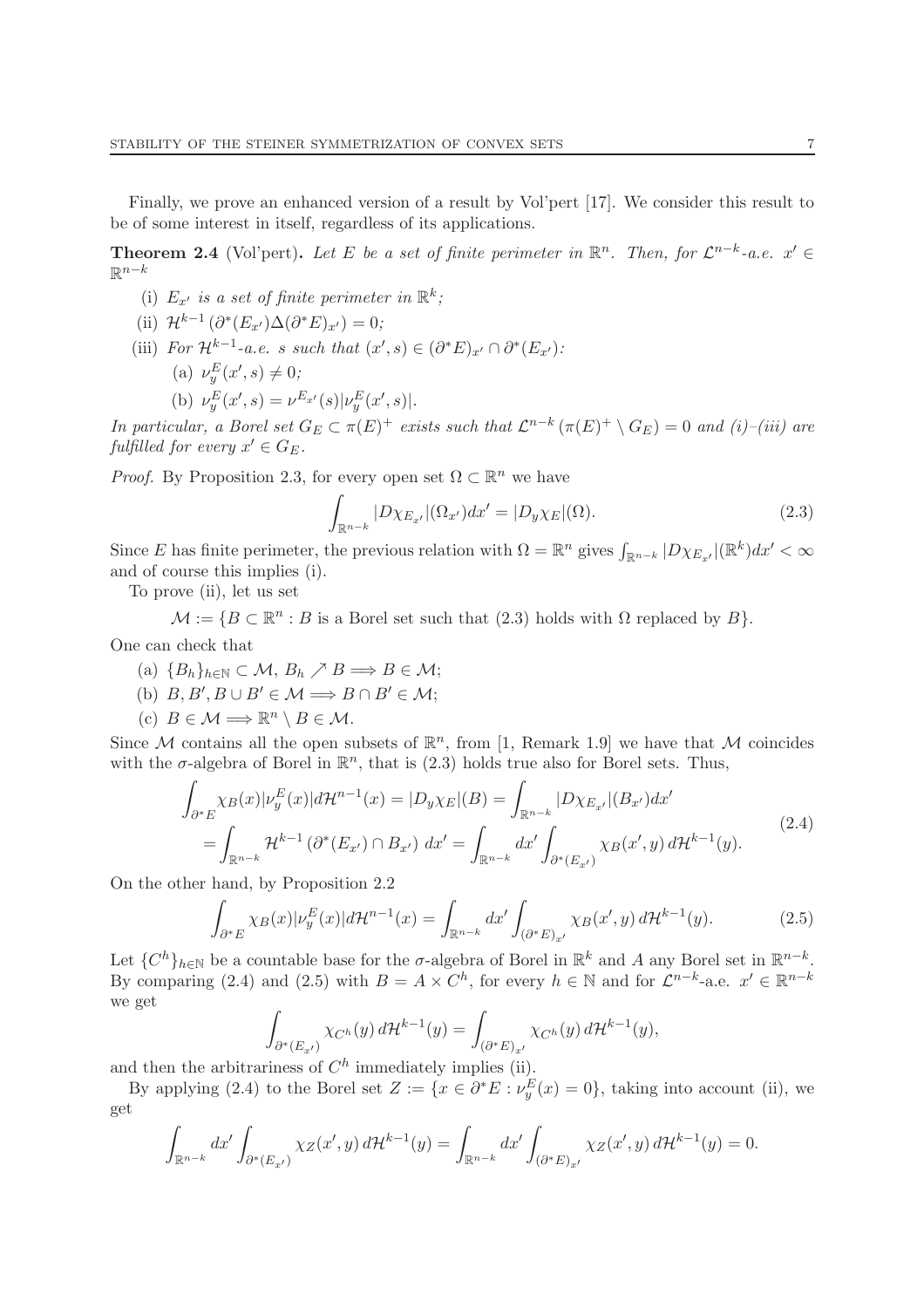Finally, we prove an enhanced version of a result by Vol'pert [17]. We consider this result to be of some interest in itself, regardless of its applications.

**Theorem 2.4** (Vol'pert)**.** *Let $E$ be a set of finite perimeter in $\mathbb{R}^n$. Then, for $\mathcal{L}^{n-k}$-a.e. $x' \in \mathbb{R}^{n-k}$*

(i) *$E_{x'}$ is a set of finite perimeter in $\mathbb{R}^k$;*

(ii) *$\mathcal{H}^{k-1}(\partial^*(E_{x'})\Delta(\partial^* E)_{x'}) = 0$;*

(iii) *For $\mathcal{H}^{k-1}$-a.e. $s$ such that $(x', s) \in (\partial^* E)_{x'} \cap \partial^*(E_{x'})$:*

  (a) *$\nu_y^E(x', s) \neq 0$;*

  (b) *$\nu_y^E(x', s) = \nu^{E_{x'}}(s)|\nu_y^E(x', s)|$.*

*In particular, a Borel set $G_E \subset \pi(E)^+$ exists such that $\mathcal{L}^{n-k}(\pi(E)^+ \setminus G_E) = 0$ and (i)–(iii) are fulfilled for every $x' \in G_E$.*

*Proof.* By Proposition 2.3, for every open set $\Omega \subset \mathbb{R}^n$ we have

$$\int_{\mathbb{R}^{n-k}} |D\chi_{E_{x'}}|(\Omega_{x'})dx' = |D_y\chi_E|(\Omega). \tag{2.3}$$

Since $E$ has finite perimeter, the previous relation with $\Omega = \mathbb{R}^n$ gives $\int_{\mathbb{R}^{n-k}} |D\chi_{E_{x'}}|(\mathbb{R}^k)dx' < \infty$ and of course this implies (i).

To prove (ii), let us set

$$\mathcal{M} := \{B \subset \mathbb{R}^n : B \text{ is a Borel set such that (2.3) holds with } \Omega \text{ replaced by } B\}.$$

One can check that

(a) $\{B_h\}_{h\in\mathbb{N}} \subset \mathcal{M}$, $B_h \nearrow B \Longrightarrow B \in \mathcal{M}$;

(b) $B, B', B \cup B' \in \mathcal{M} \Longrightarrow B \cap B' \in \mathcal{M}$;

(c) $B \in \mathcal{M} \Longrightarrow \mathbb{R}^n \setminus B \in \mathcal{M}$.

Since $\mathcal{M}$ contains all the open subsets of $\mathbb{R}^n$, from [1, Remark 1.9] we have that $\mathcal{M}$ coincides with the $\sigma$-algebra of Borel in $\mathbb{R}^n$, that is (2.3) holds true also for Borel sets. Thus,

$$\begin{aligned}\int_{\partial^* E} \chi_B(x)|\nu_y^E(x)|d\mathcal{H}^{n-1}(x) &= |D_y\chi_E|(B) = \int_{\mathbb{R}^{n-k}} |D\chi_{E_{x'}}|(B_{x'})dx' \\ &= \int_{\mathbb{R}^{n-k}} \mathcal{H}^{k-1}(\partial^*(E_{x'}) \cap B_{x'})\, dx' = \int_{\mathbb{R}^{n-k}} dx' \int_{\partial^*(E_{x'})} \chi_B(x', y)\, d\mathcal{H}^{k-1}(y).\end{aligned} \tag{2.4}$$

On the other hand, by Proposition 2.2

$$\int_{\partial^* E} \chi_B(x)|\nu_y^E(x)|d\mathcal{H}^{n-1}(x) = \int_{\mathbb{R}^{n-k}} dx' \int_{(\partial^* E)_{x'}} \chi_B(x', y)\, d\mathcal{H}^{k-1}(y). \tag{2.5}$$

Let $\{C^h\}_{h\in\mathbb{N}}$ be a countable base for the $\sigma$-algebra of Borel in $\mathbb{R}^k$ and $A$ any Borel set in $\mathbb{R}^{n-k}$. By comparing (2.4) and (2.5) with $B = A \times C^h$, for every $h \in \mathbb{N}$ and for $\mathcal{L}^{n-k}$-a.e. $x' \in \mathbb{R}^{n-k}$ we get

$$\int_{\partial^*(E_{x'})} \chi_{C^h}(y)\, d\mathcal{H}^{k-1}(y) = \int_{(\partial^* E)_{x'}} \chi_{C^h}(y)\, d\mathcal{H}^{k-1}(y),$$

and then the arbitrariness of $C^h$ immediately implies (ii).

By applying (2.4) to the Borel set $Z := \{x \in \partial^* E : \nu_y^E(x) = 0\}$, taking into account (ii), we get

$$\int_{\mathbb{R}^{n-k}} dx' \int_{\partial^*(E_{x'})} \chi_Z(x', y)\, d\mathcal{H}^{k-1}(y) = \int_{\mathbb{R}^{n-k}} dx' \int_{(\partial^* E)_{x'}} \chi_Z(x', y)\, d\mathcal{H}^{k-1}(y) = 0.$$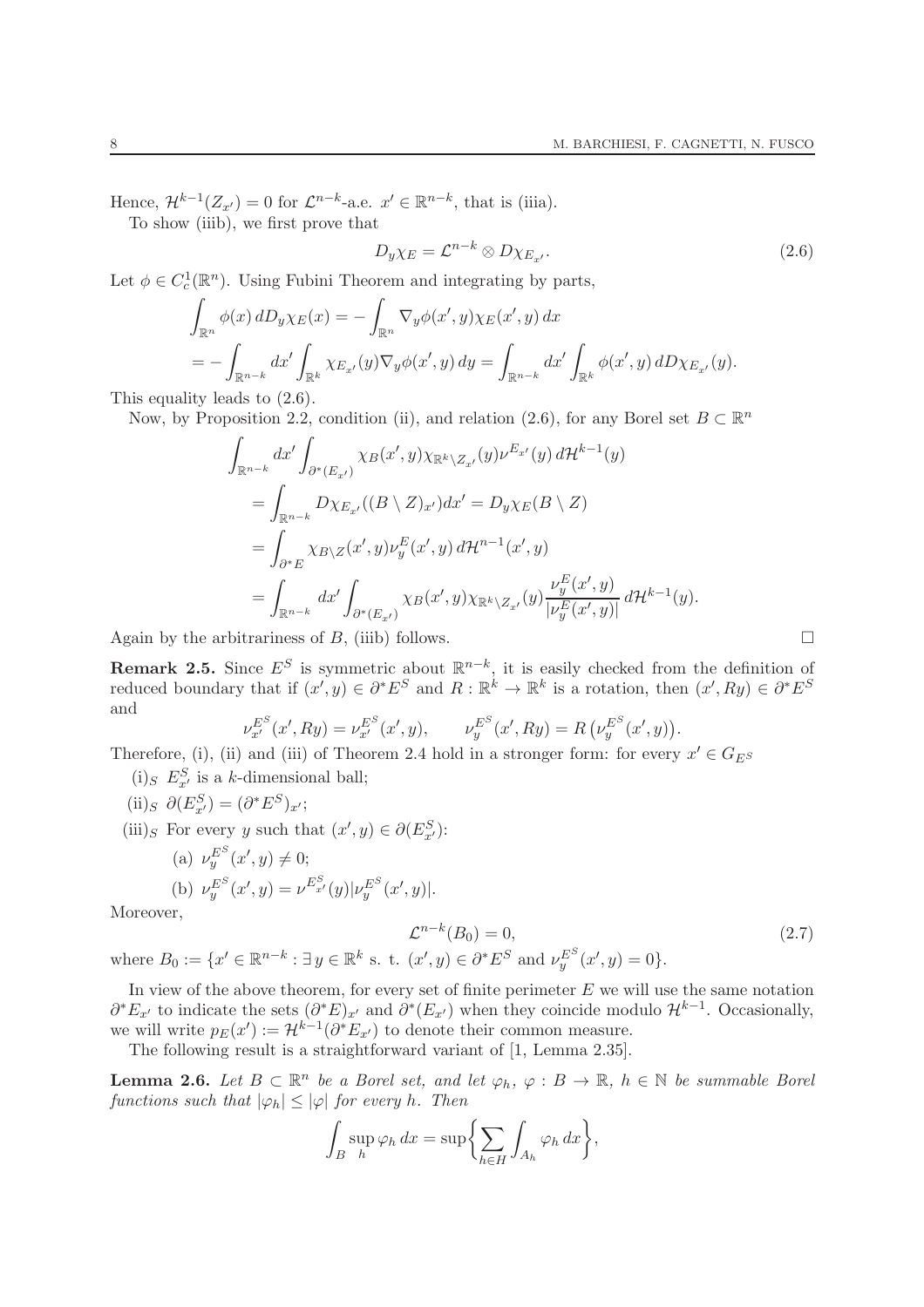Hence, $\mathcal{H}^{k-1}(Z_{x'}) = 0$ for $\mathcal{L}^{n-k}$-a.e. $x' \in \mathbb{R}^{n-k}$, that is (iiia).

To show (iiib), we first prove that

$$D_y \chi_E = \mathcal{L}^{n-k} \otimes D\chi_{E_{x'}}. \tag{2.6}$$

Let $\phi \in C_c^1(\mathbb{R}^n)$. Using Fubini Theorem and integrating by parts,

$$\begin{aligned}
\int_{\mathbb{R}^n} \phi(x)\, dD_y\chi_E(x) &= -\int_{\mathbb{R}^n} \nabla_y \phi(x', y) \chi_E(x', y)\, dx \\
&= -\int_{\mathbb{R}^{n-k}} dx' \int_{\mathbb{R}^k} \chi_{E_{x'}}(y) \nabla_y \phi(x', y)\, dy = \int_{\mathbb{R}^{n-k}} dx' \int_{\mathbb{R}^k} \phi(x', y)\, dD\chi_{E_{x'}}(y).
\end{aligned}$$

This equality leads to (2.6).

Now, by Proposition 2.2, condition (ii), and relation (2.6), for any Borel set $B \subset \mathbb{R}^n$

$$\begin{aligned}
\int_{\mathbb{R}^{n-k}} dx' &\int_{\partial^*(E_{x'})} \chi_B(x', y) \chi_{\mathbb{R}^k \setminus Z_{x'}}(y) \nu^{E_{x'}}(y)\, d\mathcal{H}^{k-1}(y) \\
&= \int_{\mathbb{R}^{n-k}} D\chi_{E_{x'}}((B \setminus Z)_{x'}) dx' = D_y \chi_E(B \setminus Z) \\
&= \int_{\partial^* E} \chi_{B \setminus Z}(x', y) \nu_y^E(x', y)\, d\mathcal{H}^{n-1}(x', y) \\
&= \int_{\mathbb{R}^{n-k}} dx' \int_{\partial^*(E_{x'})} \chi_B(x', y) \chi_{\mathbb{R}^k \setminus Z_{x'}}(y) \frac{\nu_y^E(x', y)}{|\nu_y^E(x', y)|}\, d\mathcal{H}^{k-1}(y).
\end{aligned}$$

Again by the arbitrariness of $B$, (iiib) follows. $\square$

**Remark 2.5.** Since $E^S$ is symmetric about $\mathbb{R}^{n-k}$, it is easily checked from the definition of reduced boundary that if $(x', y) \in \partial^* E^S$ and $R : \mathbb{R}^k \to \mathbb{R}^k$ is a rotation, then $(x', Ry) \in \partial^* E^S$ and

$$\nu_{x'}^{E^S}(x', Ry) = \nu_{x'}^{E^S}(x', y), \qquad \nu_y^{E^S}(x', Ry) = R\big(\nu_y^{E^S}(x', y)\big).$$

Therefore, (i), (ii) and (iii) of Theorem 2.4 hold in a stronger form: for every $x' \in G_{E^S}$

(i)$_S$ $E_{x'}^S$ is a $k$-dimensional ball;

(ii)$_S$ $\partial(E_{x'}^S) = (\partial^* E^S)_{x'}$;

(iii)$_S$ For every $y$ such that $(x', y) \in \partial(E_{x'}^S)$:

  (a) $\nu_y^{E^S}(x', y) \neq 0$;

  (b) $\nu_y^{E^S}(x', y) = \nu^{E_{x'}^S}(y) |\nu_y^{E^S}(x', y)|$.

Moreover,

$$\mathcal{L}^{n-k}(B_0) = 0, \tag{2.7}$$

where $B_0 := \{x' \in \mathbb{R}^{n-k} : \exists\, y \in \mathbb{R}^k \text{ s. t. } (x', y) \in \partial^* E^S \text{ and } \nu_y^{E^S}(x', y) = 0\}$.

In view of the above theorem, for every set of finite perimeter $E$ we will use the same notation $\partial^* E_{x'}$ to indicate the sets $(\partial^* E)_{x'}$ and $\partial^*(E_{x'})$ when they coincide modulo $\mathcal{H}^{k-1}$. Occasionally, we will write $p_E(x') := \mathcal{H}^{k-1}(\partial^* E_{x'})$ to denote their common measure.

The following result is a straightforward variant of [1, Lemma 2.35].

**Lemma 2.6.** *Let $B \subset \mathbb{R}^n$ be a Borel set, and let $\varphi_h$, $\varphi : B \to \mathbb{R}$, $h \in \mathbb{N}$ be summable Borel functions such that $|\varphi_h| \leq |\varphi|$ for every $h$. Then*

$$\int_B \sup_h \varphi_h\, dx = \sup\bigg\{ \sum_{h \in H} \int_{A_h} \varphi_h\, dx \bigg\},$$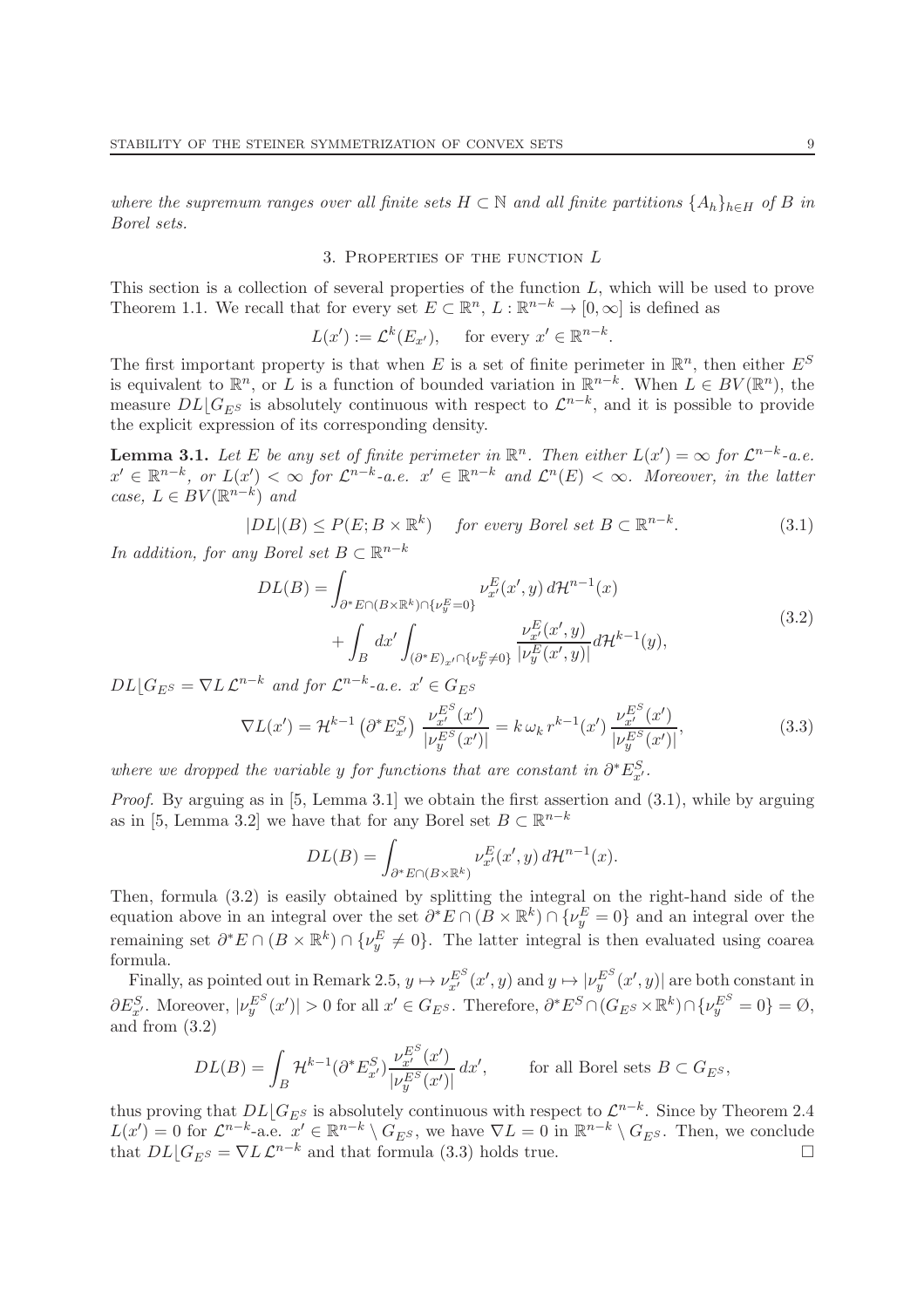*where the supremum ranges over all finite sets $H \subset \mathbb{N}$ and all finite partitions $\{A_h\}_{h\in H}$ of $B$ in Borel sets.*

## 3. Properties of the function $L$

This section is a collection of several properties of the function $L$, which will be used to prove Theorem 1.1. We recall that for every set $E \subset \mathbb{R}^n$, $L : \mathbb{R}^{n-k} \to [0, \infty]$ is defined as

$$L(x') := \mathcal{L}^k(E_{x'}), \quad \text{for every } x' \in \mathbb{R}^{n-k}.$$

The first important property is that when $E$ is a set of finite perimeter in $\mathbb{R}^n$, then either $E^S$ is equivalent to $\mathbb{R}^n$, or $L$ is a function of bounded variation in $\mathbb{R}^{n-k}$. When $L \in BV(\mathbb{R}^n)$, the measure $DL\lfloor G_{E^S}$ is absolutely continuous with respect to $\mathcal{L}^{n-k}$, and it is possible to provide the explicit expression of its corresponding density.

**Lemma 3.1.** *Let $E$ be any set of finite perimeter in $\mathbb{R}^n$. Then either $L(x') = \infty$ for $\mathcal{L}^{n-k}$-a.e. $x' \in \mathbb{R}^{n-k}$, or $L(x') < \infty$ for $\mathcal{L}^{n-k}$-a.e. $x' \in \mathbb{R}^{n-k}$ and $\mathcal{L}^n(E) < \infty$. Moreover, in the latter case, $L \in BV(\mathbb{R}^{n-k})$ and*

$$|DL|(B) \leq P(E; B \times \mathbb{R}^k) \quad \text{for every Borel set } B \subset \mathbb{R}^{n-k}. \tag{3.1}$$

*In addition, for any Borel set $B \subset \mathbb{R}^{n-k}$*

$$\begin{aligned} DL(B) = &\int_{\partial^* E \cap (B\times\mathbb{R}^k)\cap\{\nu_y^E=0\}} \nu_{x'}^E(x', y)\, d\mathcal{H}^{n-1}(x) \\ &+ \int_B dx' \int_{(\partial^* E)_{x'}\cap\{\nu_y^E\neq 0\}} \frac{\nu_{x'}^E(x', y)}{|\nu_y^E(x', y)|} d\mathcal{H}^{k-1}(y), \end{aligned} \tag{3.2}$$

*$DL\lfloor G_{E^S} = \nabla L\, \mathcal{L}^{n-k}$ and for $\mathcal{L}^{n-k}$-a.e. $x' \in G_{E^S}$*

$$\nabla L(x') = \mathcal{H}^{k-1}\left(\partial^* E^S_{x'}\right) \frac{\nu_{x'}^{E^S}(x')}{|\nu_y^{E^S}(x')|} = k\, \omega_k\, r^{k-1}(x') \frac{\nu_{x'}^{E^S}(x')}{|\nu_y^{E^S}(x')|}, \tag{3.3}$$

*where we dropped the variable $y$ for functions that are constant in $\partial^* E^S_{x'}$.*

*Proof.* By arguing as in [5, Lemma 3.1] we obtain the first assertion and (3.1), while by arguing as in [5, Lemma 3.2] we have that for any Borel set $B \subset \mathbb{R}^{n-k}$

$$DL(B) = \int_{\partial^* E\cap(B\times\mathbb{R}^k)} \nu_{x'}^E(x', y)\, d\mathcal{H}^{n-1}(x).$$

Then, formula (3.2) is easily obtained by splitting the integral on the right-hand side of the equation above in an integral over the set $\partial^* E \cap (B \times \mathbb{R}^k) \cap \{\nu_y^E = 0\}$ and an integral over the remaining set $\partial^* E \cap (B \times \mathbb{R}^k) \cap \{\nu_y^E \neq 0\}$. The latter integral is then evaluated using coarea formula.

Finally, as pointed out in Remark 2.5, $y \mapsto \nu_{x'}^{E^S}(x', y)$ and $y \mapsto |\nu_y^{E^S}(x', y)|$ are both constant in $\partial E^S_{x'}$. Moreover, $|\nu_y^{E^S}(x')| > 0$ for all $x' \in G_{E^S}$. Therefore, $\partial^* E^S \cap (G_{E^S} \times \mathbb{R}^k) \cap \{\nu_y^{E^S} = 0\} = \emptyset$, and from (3.2)

$$DL(B) = \int_B \mathcal{H}^{k-1}(\partial^* E^S_{x'}) \frac{\nu_{x'}^{E^S}(x')}{|\nu_y^{E^S}(x')|}\, dx', \qquad \text{for all Borel sets } B \subset G_{E^S},$$

thus proving that $DL\lfloor G_{E^S}$ is absolutely continuous with respect to $\mathcal{L}^{n-k}$. Since by Theorem 2.4 $L(x') = 0$ for $\mathcal{L}^{n-k}$-a.e. $x' \in \mathbb{R}^{n-k} \setminus G_{E^S}$, we have $\nabla L = 0$ in $\mathbb{R}^{n-k} \setminus G_{E^S}$. Then, we conclude that $DL\lfloor G_{E^S} = \nabla L\, \mathcal{L}^{n-k}$ and that formula (3.3) holds true. $\square$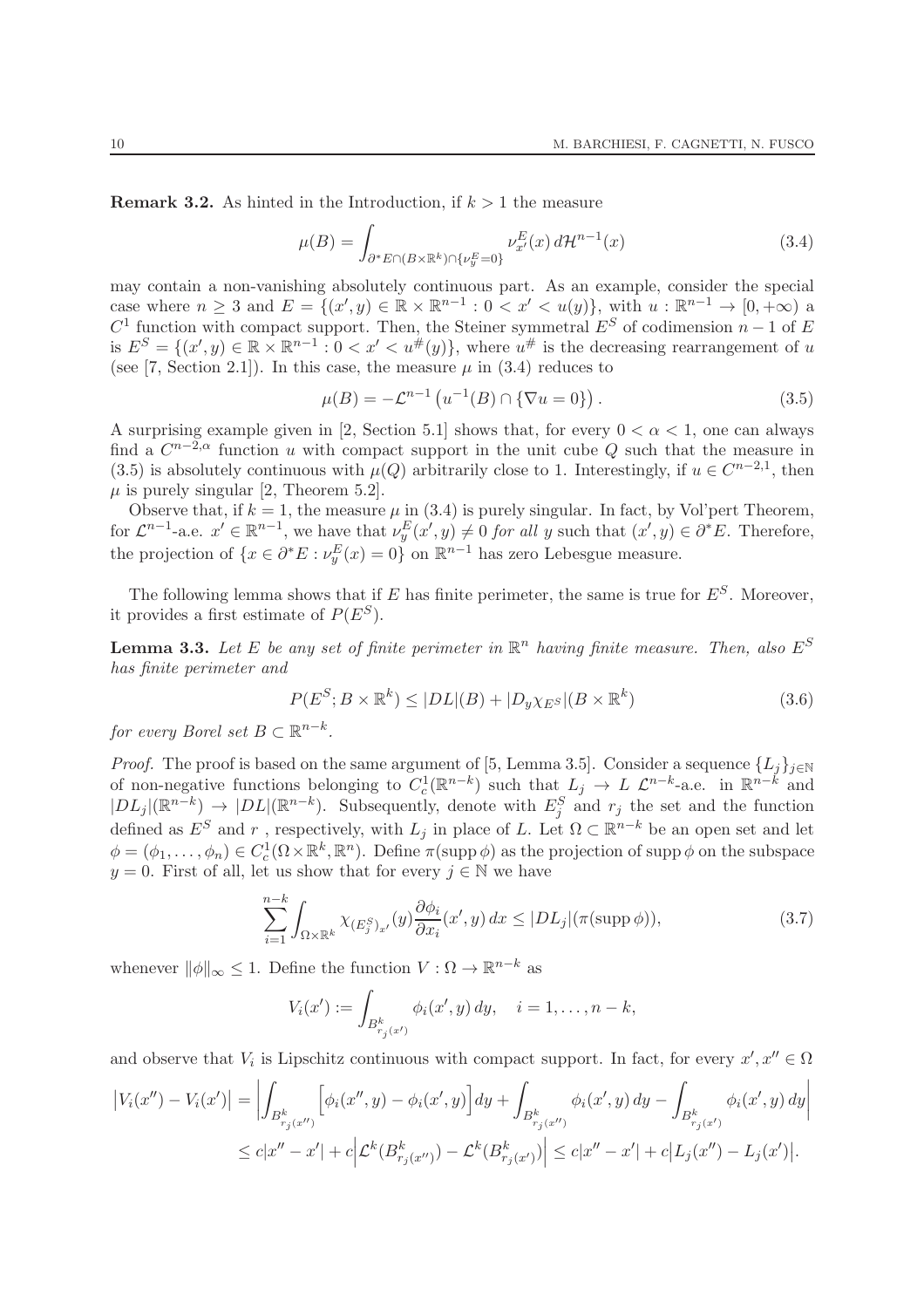**Remark 3.2.** As hinted in the Introduction, if $k > 1$ the measure

$$\mu(B) = \int_{\partial^* E \cap (B \times \mathbb{R}^k) \cap \{\nu_y^E = 0\}} \nu_{x'}^E(x)\, d\mathcal{H}^{n-1}(x) \tag{3.4}$$

may contain a non-vanishing absolutely continuous part. As an example, consider the special case where $n \geq 3$ and $E = \{(x', y) \in \mathbb{R} \times \mathbb{R}^{n-1} : 0 < x' < u(y)\}$, with $u : \mathbb{R}^{n-1} \to [0, +\infty)$ a $C^1$ function with compact support. Then, the Steiner symmetral $E^S$ of codimension $n-1$ of $E$ is $E^S = \{(x', y) \in \mathbb{R} \times \mathbb{R}^{n-1} : 0 < x' < u^\#(y)\}$, where $u^\#$ is the decreasing rearrangement of $u$ (see [7, Section 2.1]). In this case, the measure $\mu$ in (3.4) reduces to

$$\mu(B) = -\mathcal{L}^{n-1}\left(u^{-1}(B) \cap \{\nabla u = 0\}\right). \tag{3.5}$$

A surprising example given in [2, Section 5.1] shows that, for every $0 < \alpha < 1$, one can always find a $C^{n-2,\alpha}$ function $u$ with compact support in the unit cube $Q$ such that the measure in (3.5) is absolutely continuous with $\mu(Q)$ arbitrarily close to 1. Interestingly, if $u \in C^{n-2,1}$, then $\mu$ is purely singular [2, Theorem 5.2].

Observe that, if $k = 1$, the measure $\mu$ in (3.4) is purely singular. In fact, by Vol'pert Theorem, for $\mathcal{L}^{n-1}$-a.e. $x' \in \mathbb{R}^{n-1}$, we have that $\nu_y^E(x', y) \neq 0$ *for all* $y$ such that $(x', y) \in \partial^* E$. Therefore, the projection of $\{x \in \partial^* E : \nu_y^E(x) = 0\}$ on $\mathbb{R}^{n-1}$ has zero Lebesgue measure.

The following lemma shows that if $E$ has finite perimeter, the same is true for $E^S$. Moreover, it provides a first estimate of $P(E^S)$.

**Lemma 3.3.** *Let $E$ be any set of finite perimeter in $\mathbb{R}^n$ having finite measure. Then, also $E^S$ has finite perimeter and*

$$P(E^S; B \times \mathbb{R}^k) \leq |DL|(B) + |D_y \chi_{E^S}|(B \times \mathbb{R}^k) \tag{3.6}$$

*for every Borel set $B \subset \mathbb{R}^{n-k}$.*

*Proof.* The proof is based on the same argument of [5, Lemma 3.5]. Consider a sequence $\{L_j\}_{j \in \mathbb{N}}$ of non-negative functions belonging to $C_c^1(\mathbb{R}^{n-k})$ such that $L_j \to L$ $\mathcal{L}^{n-k}$-a.e. in $\mathbb{R}^{n-k}$ and $|DL_j|(\mathbb{R}^{n-k}) \to |DL|(\mathbb{R}^{n-k})$. Subsequently, denote with $E_j^S$ and $r_j$ the set and the function defined as $E^S$ and $r$, respectively, with $L_j$ in place of $L$. Let $\Omega \subset \mathbb{R}^{n-k}$ be an open set and let $\phi = (\phi_1, \ldots, \phi_n) \in C_c^1(\Omega \times \mathbb{R}^k, \mathbb{R}^n)$. Define $\pi(\operatorname{supp} \phi)$ as the projection of $\operatorname{supp} \phi$ on the subspace $y = 0$. First of all, let us show that for every $j \in \mathbb{N}$ we have

$$\sum_{i=1}^{n-k} \int_{\Omega \times \mathbb{R}^k} \chi_{(E_j^S)_{x'}}(y) \frac{\partial \phi_i}{\partial x_i}(x', y)\, dx \leq |DL_j|(\pi(\operatorname{supp} \phi)), \tag{3.7}$$

whenever $\|\phi\|_\infty \leq 1$. Define the function $V : \Omega \to \mathbb{R}^{n-k}$ as

$$V_i(x') := \int_{B^k_{r_j(x')}} \phi_i(x', y)\, dy, \quad i = 1, \ldots, n-k,$$

and observe that $V_i$ is Lipschitz continuous with compact support. In fact, for every $x', x'' \in \Omega$

$$\begin{aligned}
\left|V_i(x'') - V_i(x')\right| &= \left| \int_{B^k_{r_j(x'')}} \Big[\phi_i(x'', y) - \phi_i(x', y)\Big] dy + \int_{B^k_{r_j(x'')}} \phi_i(x', y)\, dy - \int_{B^k_{r_j(x')}} \phi_i(x', y)\, dy \right| \\
&\leq c|x'' - x'| + c\left|\mathcal{L}^k(B^k_{r_j(x'')}) - \mathcal{L}^k(B^k_{r_j(x')})\right| \leq c|x'' - x'| + c\left|L_j(x'') - L_j(x')\right|.
\end{aligned}$$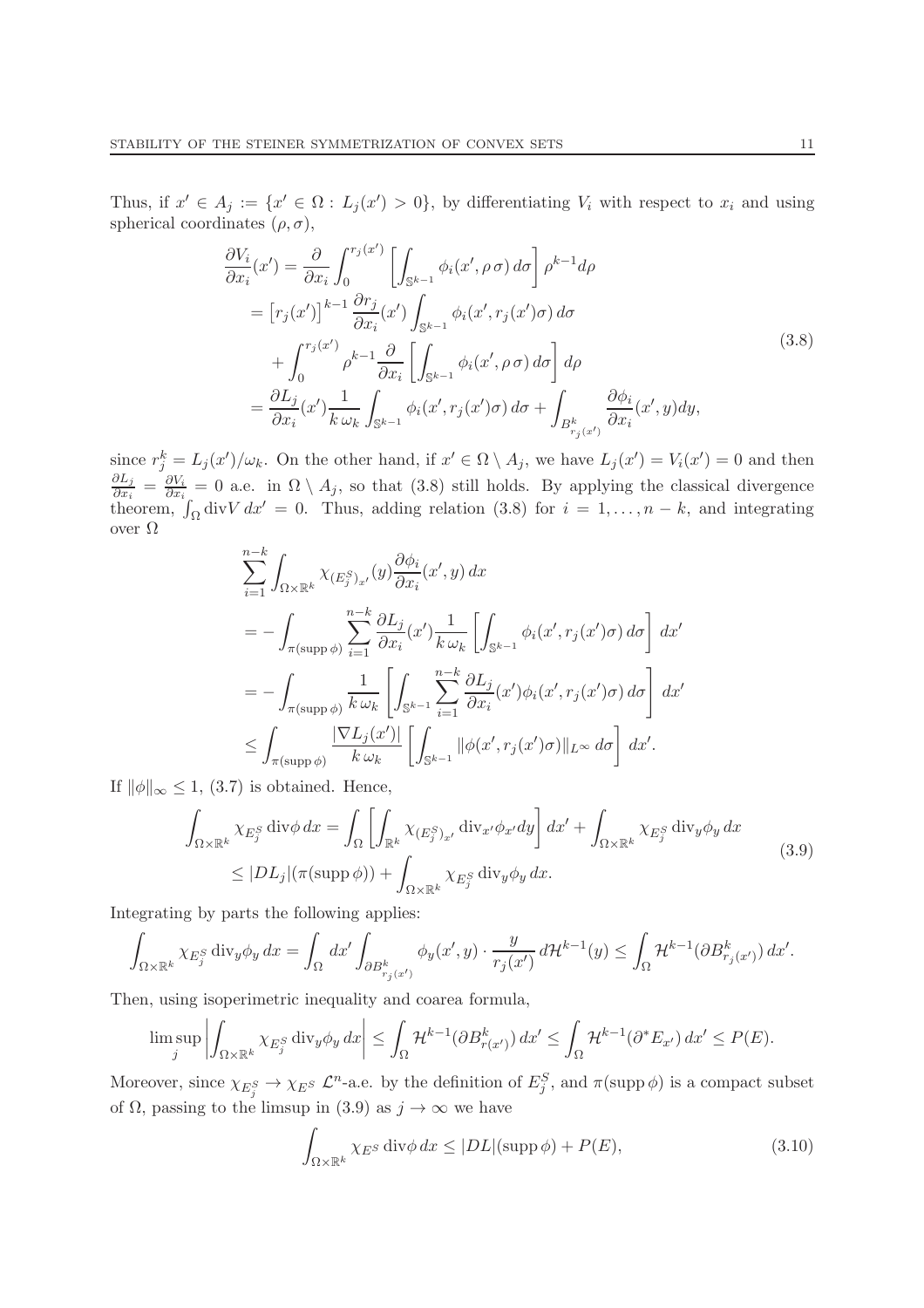Thus, if $x' \in A_j := \{x' \in \Omega : L_j(x') > 0\}$, by differentiating $V_i$ with respect to $x_i$ and using spherical coordinates $(\rho, \sigma)$,

$$
\begin{aligned}
\frac{\partial V_i}{\partial x_i}(x') &= \frac{\partial}{\partial x_i} \int_0^{r_j(x')} \left[ \int_{\mathbb{S}^{k-1}} \phi_i(x', \rho\, \sigma)\, d\sigma \right] \rho^{k-1} d\rho \\
&= \left[r_j(x')\right]^{k-1} \frac{\partial r_j}{\partial x_i}(x') \int_{\mathbb{S}^{k-1}} \phi_i(x', r_j(x')\sigma)\, d\sigma \\
&\quad + \int_0^{r_j(x')} \rho^{k-1} \frac{\partial}{\partial x_i} \left[ \int_{\mathbb{S}^{k-1}} \phi_i(x', \rho\, \sigma)\, d\sigma \right] d\rho \\
&= \frac{\partial L_j}{\partial x_i}(x') \frac{1}{k\, \omega_k} \int_{\mathbb{S}^{k-1}} \phi_i(x', r_j(x')\sigma)\, d\sigma + \int_{B^k_{r_j(x')}} \frac{\partial \phi_i}{\partial x_i}(x', y) dy,
\end{aligned}
\tag{3.8}
$$

since $r_j^k = L_j(x')/\omega_k$. On the other hand, if $x' \in \Omega \setminus A_j$, we have $L_j(x') = V_i(x') = 0$ and then $\frac{\partial L_j}{\partial x_i} = \frac{\partial V_i}{\partial x_i} = 0$ a.e. in $\Omega \setminus A_j$, so that (3.8) still holds. By applying the classical divergence theorem, $\int_\Omega \mathrm{div} V\, dx' = 0$. Thus, adding relation (3.8) for $i = 1, \dots, n-k$, and integrating over $\Omega$

$$
\begin{aligned}
&\sum_{i=1}^{n-k} \int_{\Omega \times \mathbb{R}^k} \chi_{(E_j^S)_{x'}}(y) \frac{\partial \phi_i}{\partial x_i}(x', y)\, dx \\
&= - \int_{\pi(\mathrm{supp}\, \phi)} \sum_{i=1}^{n-k} \frac{\partial L_j}{\partial x_i}(x') \frac{1}{k\, \omega_k} \left[ \int_{\mathbb{S}^{k-1}} \phi_i(x', r_j(x')\sigma)\, d\sigma \right] dx' \\
&= - \int_{\pi(\mathrm{supp}\, \phi)} \frac{1}{k\, \omega_k} \left[ \int_{\mathbb{S}^{k-1}} \sum_{i=1}^{n-k} \frac{\partial L_j}{\partial x_i}(x') \phi_i(x', r_j(x')\sigma)\, d\sigma \right] dx' \\
&\le \int_{\pi(\mathrm{supp}\, \phi)} \frac{|\nabla L_j(x')|}{k\, \omega_k} \left[ \int_{\mathbb{S}^{k-1}} \|\phi(x', r_j(x')\sigma)\|_{L^\infty}\, d\sigma \right] dx'.
\end{aligned}
$$

If $\|\phi\|_\infty \le 1$, (3.7) is obtained. Hence,

$$
\begin{aligned}
\int_{\Omega \times \mathbb{R}^k} \chi_{E_j^S} \mathrm{div} \phi\, dx &= \int_\Omega \left[ \int_{\mathbb{R}^k} \chi_{(E_j^S)_{x'}} \mathrm{div}_{x'} \phi_{x'} dy \right] dx' + \int_{\Omega \times \mathbb{R}^k} \chi_{E_j^S} \mathrm{div}_y \phi_y\, dx \\
&\le |DL_j|(\pi(\mathrm{supp}\, \phi)) + \int_{\Omega \times \mathbb{R}^k} \chi_{E_j^S} \mathrm{div}_y \phi_y\, dx.
\end{aligned}
\tag{3.9}
$$

Integrating by parts the following applies:

$$
\int_{\Omega \times \mathbb{R}^k} \chi_{E_j^S} \mathrm{div}_y \phi_y\, dx = \int_\Omega dx' \int_{\partial B^k_{r_j(x')}} \phi_y(x', y) \cdot \frac{y}{r_j(x')}\, d\mathcal{H}^{k-1}(y) \le \int_\Omega \mathcal{H}^{k-1}(\partial B^k_{r_j(x')})\, dx'.
$$

Then, using isoperimetric inequality and coarea formula,

$$
\limsup_j \left| \int_{\Omega \times \mathbb{R}^k} \chi_{E_j^S} \mathrm{div}_y \phi_y\, dx \right| \le \int_\Omega \mathcal{H}^{k-1}(\partial B^k_{r(x')})\, dx' \le \int_\Omega \mathcal{H}^{k-1}(\partial^* E_{x'})\, dx' \le P(E).
$$

Moreover, since $\chi_{E_j^S} \to \chi_{E^S}$ $\mathcal{L}^n$-a.e. by the definition of $E_j^S$, and $\pi(\mathrm{supp}\, \phi)$ is a compact subset of $\Omega$, passing to the limsup in (3.9) as $j \to \infty$ we have

$$
\int_{\Omega \times \mathbb{R}^k} \chi_{E^S} \mathrm{div} \phi\, dx \le |DL|(\mathrm{supp}\, \phi) + P(E),
\tag{3.10}
$$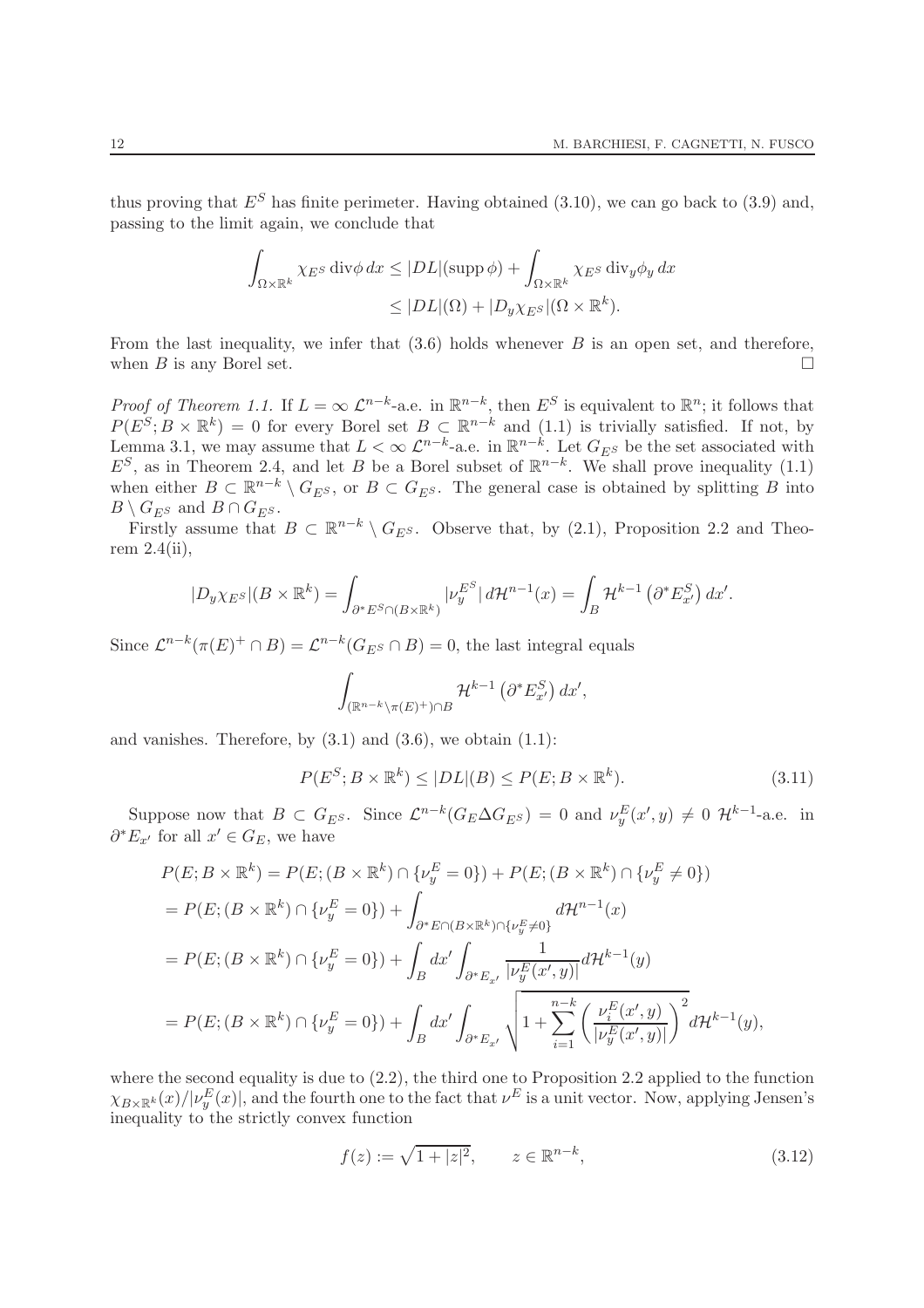thus proving that $E^S$ has finite perimeter. Having obtained (3.10), we can go back to (3.9) and, passing to the limit again, we conclude that

$$\int_{\Omega\times\mathbb{R}^k} \chi_{E^S}\,\mathrm{div}\phi\,dx \le |DL|(\mathrm{supp}\,\phi) + \int_{\Omega\times\mathbb{R}^k} \chi_{E^S}\,\mathrm{div}_y\phi_y\,dx$$
$$\le |DL|(\Omega) + |D_y\chi_{E^S}|(\Omega\times\mathbb{R}^k).$$

From the last inequality, we infer that (3.6) holds whenever $B$ is an open set, and therefore, when $B$ is any Borel set. $\square$

*Proof of Theorem 1.1.* If $L = \infty$ $\mathcal{L}^{n-k}$-a.e. in $\mathbb{R}^{n-k}$, then $E^S$ is equivalent to $\mathbb{R}^n$; it follows that $P(E^S; B\times\mathbb{R}^k) = 0$ for every Borel set $B\subset\mathbb{R}^{n-k}$ and (1.1) is trivially satisfied. If not, by Lemma 3.1, we may assume that $L<\infty$ $\mathcal{L}^{n-k}$-a.e. in $\mathbb{R}^{n-k}$. Let $G_{E^S}$ be the set associated with $E^S$, as in Theorem 2.4, and let $B$ be a Borel subset of $\mathbb{R}^{n-k}$. We shall prove inequality (1.1) when either $B\subset\mathbb{R}^{n-k}\setminus G_{E^S}$, or $B\subset G_{E^S}$. The general case is obtained by splitting $B$ into $B\setminus G_{E^S}$ and $B\cap G_{E^S}$.

Firstly assume that $B\subset\mathbb{R}^{n-k}\setminus G_{E^S}$. Observe that, by (2.1), Proposition 2.2 and Theorem 2.4(ii),

$$|D_y\chi_{E^S}|(B\times\mathbb{R}^k) = \int_{\partial^* E^S\cap(B\times\mathbb{R}^k)} |\nu_y^{E^S}|\,d\mathcal{H}^{n-1}(x) = \int_B \mathcal{H}^{k-1}\left(\partial^* E^S_{x'}\right)dx'.$$

Since $\mathcal{L}^{n-k}(\pi(E)^+\cap B) = \mathcal{L}^{n-k}(G_{E^S}\cap B) = 0$, the last integral equals

$$\int_{(\mathbb{R}^{n-k}\setminus\pi(E)^+)\cap B} \mathcal{H}^{k-1}\left(\partial^* E^S_{x'}\right)dx',$$

and vanishes. Therefore, by (3.1) and (3.6), we obtain (1.1):

$$P(E^S; B\times\mathbb{R}^k) \le |DL|(B) \le P(E; B\times\mathbb{R}^k). \tag{3.11}$$

Suppose now that $B\subset G_{E^S}$. Since $\mathcal{L}^{n-k}(G_E\Delta G_{E^S}) = 0$ and $\nu_y^E(x',y)\neq 0$ $\mathcal{H}^{k-1}$-a.e. in $\partial^* E_{x'}$ for all $x'\in G_E$, we have

$$\begin{aligned}
&P(E; B\times\mathbb{R}^k) = P(E;(B\times\mathbb{R}^k)\cap\{\nu_y^E = 0\}) + P(E;(B\times\mathbb{R}^k)\cap\{\nu_y^E\neq 0\})\\
&= P(E;(B\times\mathbb{R}^k)\cap\{\nu_y^E = 0\}) + \int_{\partial^* E\cap(B\times\mathbb{R}^k)\cap\{\nu_y^E\neq 0\}} d\mathcal{H}^{n-1}(x)\\
&= P(E;(B\times\mathbb{R}^k)\cap\{\nu_y^E = 0\}) + \int_B dx' \int_{\partial^* E_{x'}} \frac{1}{|\nu_y^E(x',y)|}\,d\mathcal{H}^{k-1}(y)\\
&= P(E;(B\times\mathbb{R}^k)\cap\{\nu_y^E = 0\}) + \int_B dx' \int_{\partial^* E_{x'}} \sqrt{1+\sum_{i=1}^{n-k}\left(\frac{\nu_i^E(x',y)}{|\nu_y^E(x',y)|}\right)^2}\,d\mathcal{H}^{k-1}(y),
\end{aligned}$$

where the second equality is due to (2.2), the third one to Proposition 2.2 applied to the function $\chi_{B\times\mathbb{R}^k}(x)/|\nu_y^E(x)|$, and the fourth one to the fact that $\nu^E$ is a unit vector. Now, applying Jensen's inequality to the strictly convex function

$$f(z) := \sqrt{1+|z|^2}, \qquad z\in\mathbb{R}^{n-k}, \tag{3.12}$$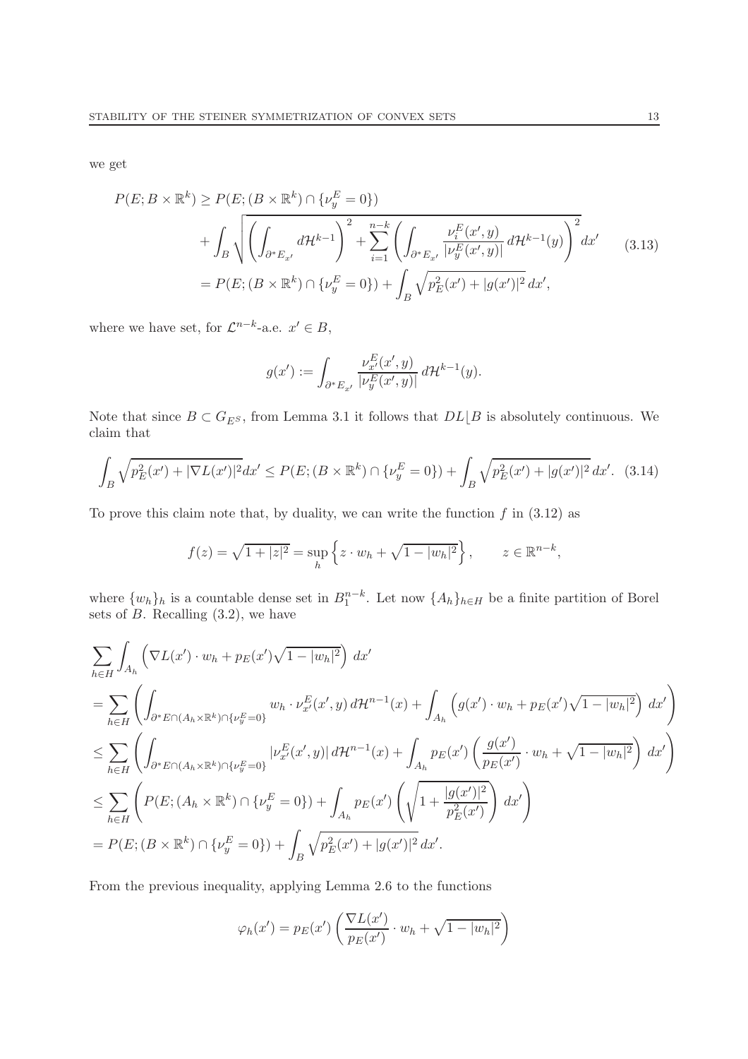we get

$$
\begin{aligned}
P(E; B \times \mathbb{R}^k) &\geq P(E; (B \times \mathbb{R}^k) \cap \{\nu_y^E = 0\}) \\
&\quad + \int_B \sqrt{\left(\int_{\partial^* E_{x'}} d\mathcal{H}^{k-1}\right)^2 + \sum_{i=1}^{n-k} \left(\int_{\partial^* E_{x'}} \frac{\nu_i^E(x',y)}{|\nu_y^E(x',y)|}\, d\mathcal{H}^{k-1}(y)\right)^2}\, dx' \\
&= P(E; (B \times \mathbb{R}^k) \cap \{\nu_y^E = 0\}) + \int_B \sqrt{p_E^2(x') + |g(x')|^2}\, dx',
\end{aligned}
\tag{3.13}
$$

where we have set, for $\mathcal{L}^{n-k}$-a.e. $x' \in B$,

$$
g(x') := \int_{\partial^* E_{x'}} \frac{\nu_{x'}^E(x',y)}{|\nu_y^E(x',y)|}\, d\mathcal{H}^{k-1}(y).
$$

Note that since $B \subset G_{E^S}$, from Lemma 3.1 it follows that $DL\lfloor B$ is absolutely continuous. We claim that

$$
\int_B \sqrt{p_E^2(x') + |\nabla L(x')|^2} dx' \leq P(E; (B \times \mathbb{R}^k) \cap \{\nu_y^E = 0\}) + \int_B \sqrt{p_E^2(x') + |g(x')|^2}\, dx'. \tag{3.14}
$$

To prove this claim note that, by duality, we can write the function $f$ in (3.12) as

$$
f(z) = \sqrt{1 + |z|^2} = \sup_h \left\{ z \cdot w_h + \sqrt{1 - |w_h|^2} \right\}, \qquad z \in \mathbb{R}^{n-k},
$$

where $\{w_h\}_h$ is a countable dense set in $B_1^{n-k}$. Let now $\{A_h\}_{h \in H}$ be a finite partition of Borel sets of $B$. Recalling (3.2), we have

$$
\begin{aligned}
&\sum_{h \in H} \int_{A_h} \left( \nabla L(x') \cdot w_h + p_E(x') \sqrt{1 - |w_h|^2} \right)\, dx' \\
&= \sum_{h \in H} \left( \int_{\partial^* E \cap (A_h \times \mathbb{R}^k) \cap \{\nu_y^E = 0\}} w_h \cdot \nu_{x'}^E(x',y)\, d\mathcal{H}^{n-1}(x) + \int_{A_h} \left( g(x') \cdot w_h + p_E(x') \sqrt{1 - |w_h|^2} \right)\, dx' \right) \\
&\leq \sum_{h \in H} \left( \int_{\partial^* E \cap (A_h \times \mathbb{R}^k) \cap \{\nu_y^E = 0\}} |\nu_{x'}^E(x',y)|\, d\mathcal{H}^{n-1}(x) + \int_{A_h} p_E(x') \left( \frac{g(x')}{p_E(x')} \cdot w_h + \sqrt{1 - |w_h|^2} \right)\, dx' \right) \\
&\leq \sum_{h \in H} \left( P(E; (A_h \times \mathbb{R}^k) \cap \{\nu_y^E = 0\}) + \int_{A_h} p_E(x') \left( \sqrt{1 + \frac{|g(x')|^2}{p_E^2(x')}} \right)\, dx' \right) \\
&= P(E; (B \times \mathbb{R}^k) \cap \{\nu_y^E = 0\}) + \int_B \sqrt{p_E^2(x') + |g(x')|^2}\, dx'.
\end{aligned}
$$

From the previous inequality, applying Lemma 2.6 to the functions

$$
\varphi_h(x') = p_E(x') \left( \frac{\nabla L(x')}{p_E(x')} \cdot w_h + \sqrt{1 - |w_h|^2} \right)
$$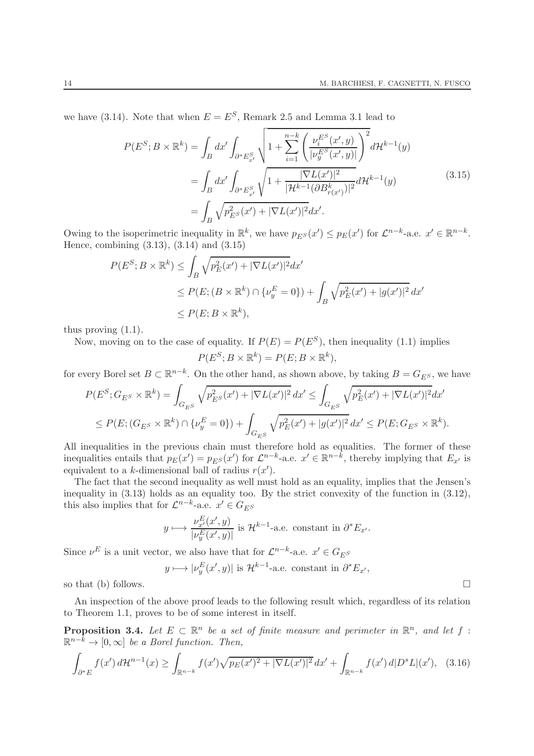we have (3.14). Note that when $E = E^S$, Remark 2.5 and Lemma 3.1 lead to

$$
\begin{aligned}
P(E^S; B \times \mathbb{R}^k) &= \int_B dx' \int_{\partial^* E^S_{x'}} \sqrt{1 + \sum_{i=1}^{n-k} \left( \frac{\nu_i^{E^S}(x', y)}{|\nu_y^{E^S}(x', y)|} \right)^2} \, d\mathcal{H}^{k-1}(y) \\
&= \int_B dx' \int_{\partial^* E^S_{x'}} \sqrt{1 + \frac{|\nabla L(x')|^2}{|\mathcal{H}^{k-1}(\partial B^k_{r(x')})|^2}} \, d\mathcal{H}^{k-1}(y) \\
&= \int_B \sqrt{p^2_{E^S}(x') + |\nabla L(x')|^2} \, dx'.
\end{aligned}
\tag{3.15}
$$

Owing to the isoperimetric inequality in $\mathbb{R}^k$, we have $p_{E^S}(x') \le p_E(x')$ for $\mathcal{L}^{n-k}$-a.e. $x' \in \mathbb{R}^{n-k}$. Hence, combining (3.13), (3.14) and (3.15)

$$
\begin{aligned}
P(E^S; B \times \mathbb{R}^k) &\le \int_B \sqrt{p^2_E(x') + |\nabla L(x')|^2} \, dx' \\
&\le P(E; (B \times \mathbb{R}^k) \cap \{\nu_y^E = 0\}) + \int_B \sqrt{p^2_E(x') + |g(x')|^2} \, dx' \\
&\le P(E; B \times \mathbb{R}^k),
\end{aligned}
$$

thus proving (1.1).

Now, moving on to the case of equality. If $P(E) = P(E^S)$, then inequality (1.1) implies

$$
P(E^S; B \times \mathbb{R}^k) = P(E; B \times \mathbb{R}^k),
$$

for every Borel set $B \subset \mathbb{R}^{n-k}$. On the other hand, as shown above, by taking $B = G_{E^S}$, we have

$$
\begin{aligned}
P(E^S; G_{E^S} \times \mathbb{R}^k) &= \int_{G_{E^S}} \sqrt{p^2_{E^S}(x') + |\nabla L(x')|^2} \, dx' \le \int_{G_{E^S}} \sqrt{p^2_E(x') + |\nabla L(x')|^2} dx' \\
&\le P(E; (G_{E^S} \times \mathbb{R}^k) \cap \{\nu_y^E = 0\}) + \int_{G_{E^S}} \sqrt{p^2_E(x') + |g(x')|^2} \, dx' \le P(E; G_{E^S} \times \mathbb{R}^k).
\end{aligned}
$$

All inequalities in the previous chain must therefore hold as equalities. The former of these inequalities entails that $p_E(x') = p_{E^S}(x')$ for $\mathcal{L}^{n-k}$-a.e. $x' \in \mathbb{R}^{n-k}$, thereby implying that $E_{x'}$ is equivalent to a $k$-dimensional ball of radius $r(x')$.

The fact that the second inequality as well must hold as an equality, implies that the Jensen's inequality in (3.13) holds as an equality too. By the strict convexity of the function in (3.12), this also implies that for $\mathcal{L}^{n-k}$-a.e. $x' \in G_{E^S}$

$$
y \longmapsto \frac{\nu_{x'}^E(x', y)}{|\nu_y^E(x', y)|} \text{ is } \mathcal{H}^{k-1}\text{-a.e. constant in } \partial^* E_{x'}.
$$

Since $\nu^E$ is a unit vector, we also have that for $\mathcal{L}^{n-k}$-a.e. $x' \in G_{E^S}$

$$
y \longmapsto |\nu_y^E(x', y)| \text{ is } \mathcal{H}^{k-1}\text{-a.e. constant in } \partial^* E_{x'},
$$

so that (b) follows. $\square$

An inspection of the above proof leads to the following result which, regardless of its relation to Theorem 1.1, proves to be of some interest in itself.

**Proposition 3.4.** *Let $E \subset \mathbb{R}^n$ be a set of finite measure and perimeter in $\mathbb{R}^n$, and let $f : \mathbb{R}^{n-k} \to [0, \infty]$ be a Borel function. Then,*

$$
\int_{\partial^* E} f(x') \, d\mathcal{H}^{n-1}(x) \ge \int_{\mathbb{R}^{n-k}} f(x') \sqrt{p_E(x')^2 + |\nabla L(x')|^2} \, dx' + \int_{\mathbb{R}^{n-k}} f(x') \, d|D^s L|(x'), \tag{3.16}
$$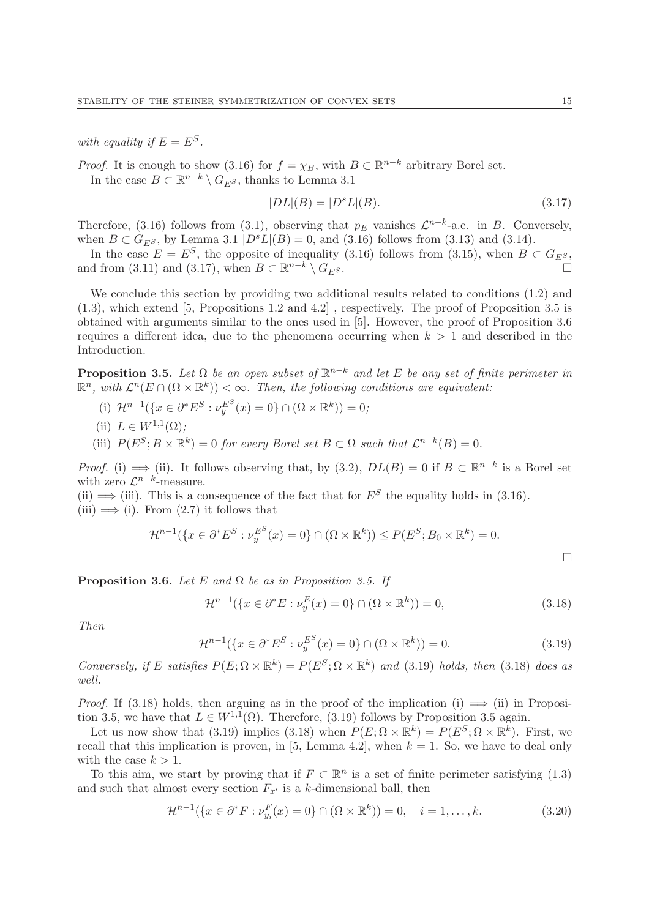*with equality if $E = E^S$.*

*Proof.* It is enough to show (3.16) for $f = \chi_B$, with $B \subset \mathbb{R}^{n-k}$ arbitrary Borel set.

In the case $B \subset \mathbb{R}^{n-k} \setminus G_{E^S}$, thanks to Lemma 3.1

$$|DL|(B) = |D^s L|(B). \tag{3.17}$$

Therefore, (3.16) follows from (3.1), observing that $p_E$ vanishes $\mathcal{L}^{n-k}$-a.e. in $B$. Conversely, when $B \subset G_{E^S}$, by Lemma 3.1 $|D^s L|(B) = 0$, and (3.16) follows from (3.13) and (3.14).

In the case $E = E^S$, the opposite of inequality (3.16) follows from (3.15), when $B \subset G_{E^S}$, and from (3.11) and (3.17), when $B \subset \mathbb{R}^{n-k} \setminus G_{E^S}$. $\square$

We conclude this section by providing two additional results related to conditions (1.2) and (1.3), which extend [5, Propositions 1.2 and 4.2] , respectively. The proof of Proposition 3.5 is obtained with arguments similar to the ones used in [5]. However, the proof of Proposition 3.6 requires a different idea, due to the phenomena occurring when $k > 1$ and described in the Introduction.

**Proposition 3.5.** *Let $\Omega$ be an open subset of $\mathbb{R}^{n-k}$ and let $E$ be any set of finite perimeter in $\mathbb{R}^n$, with $\mathcal{L}^n(E \cap (\Omega \times \mathbb{R}^k)) < \infty$. Then, the following conditions are equivalent:*

- (i) $\mathcal{H}^{n-1}(\{x \in \partial^* E^S : \nu_y^{E^S}(x) = 0\} \cap (\Omega \times \mathbb{R}^k)) = 0$;
- (ii) $L \in W^{1,1}(\Omega)$;
- (iii) $P(E^S; B \times \mathbb{R}^k) = 0$ *for every Borel set $B \subset \Omega$ such that $\mathcal{L}^{n-k}(B) = 0$.*

*Proof.* (i) $\Longrightarrow$ (ii). It follows observing that, by (3.2), $DL(B) = 0$ if $B \subset \mathbb{R}^{n-k}$ is a Borel set with zero $\mathcal{L}^{n-k}$-measure.

(ii) $\Longrightarrow$ (iii). This is a consequence of the fact that for $E^S$ the equality holds in (3.16).

(iii) $\Longrightarrow$ (i). From (2.7) it follows that

$$\mathcal{H}^{n-1}(\{x \in \partial^* E^S : \nu_y^{E^S}(x) = 0\} \cap (\Omega \times \mathbb{R}^k)) \le P(E^S; B_0 \times \mathbb{R}^k) = 0.$$

$\square$

**Proposition 3.6.** *Let $E$ and $\Omega$ be as in Proposition 3.5. If*

$$\mathcal{H}^{n-1}(\{x \in \partial^* E : \nu_y^E(x) = 0\} \cap (\Omega \times \mathbb{R}^k)) = 0, \tag{3.18}$$

*Then*

$$\mathcal{H}^{n-1}(\{x \in \partial^* E^S : \nu_y^{E^S}(x) = 0\} \cap (\Omega \times \mathbb{R}^k)) = 0. \tag{3.19}$$

*Conversely, if $E$ satisfies $P(E; \Omega \times \mathbb{R}^k) = P(E^S; \Omega \times \mathbb{R}^k)$ and (3.19) holds, then (3.18) does as well.*

*Proof.* If (3.18) holds, then arguing as in the proof of the implication (i) $\Longrightarrow$ (ii) in Proposition 3.5, we have that $L \in W^{1,1}(\Omega)$. Therefore, (3.19) follows by Proposition 3.5 again.

Let us now show that (3.19) implies (3.18) when $P(E; \Omega \times \mathbb{R}^k) = P(E^S; \Omega \times \mathbb{R}^k)$. First, we recall that this implication is proven, in [5, Lemma 4.2], when $k = 1$. So, we have to deal only with the case $k > 1$.

To this aim, we start by proving that if $F \subset \mathbb{R}^n$ is a set of finite perimeter satisfying (1.3) and such that almost every section $F_{x'}$ is a $k$-dimensional ball, then

$$\mathcal{H}^{n-1}(\{x \in \partial^* F : \nu_{y_i}^F(x) = 0\} \cap (\Omega \times \mathbb{R}^k)) = 0, \quad i = 1, \dots, k. \tag{3.20}$$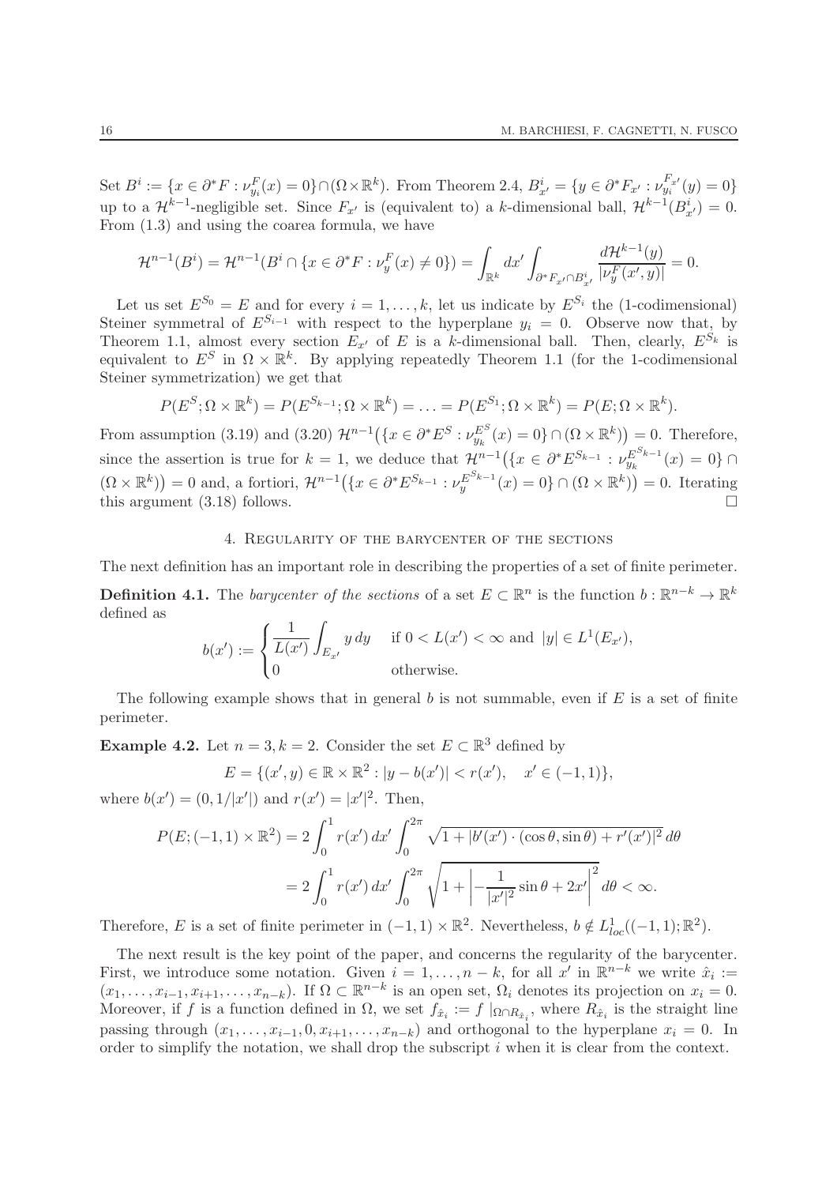Set $B^i := \{x \in \partial^* F : \nu^F_{y_i}(x) = 0\} \cap (\Omega \times \mathbb{R}^k)$. From Theorem 2.4, $B^i_{x'} = \{y \in \partial^* F_{x'} : \nu^{F_{x'}}_{y_i}(y) = 0\}$ up to a $\mathcal{H}^{k-1}$-negligible set. Since $F_{x'}$ is (equivalent to) a $k$-dimensional ball, $\mathcal{H}^{k-1}(B^i_{x'}) = 0$. From (1.3) and using the coarea formula, we have

$$\mathcal{H}^{n-1}(B^i) = \mathcal{H}^{n-1}(B^i \cap \{x \in \partial^* F : \nu^F_y(x) \neq 0\}) = \int_{\mathbb{R}^k} dx' \int_{\partial^* F_{x'} \cap B^i_{x'}} \frac{d\mathcal{H}^{k-1}(y)}{|\nu^F_y(x', y)|} = 0.$$

Let us set $E^{S_0} = E$ and for every $i = 1, \ldots, k$, let us indicate by $E^{S_i}$ the (1-codimensional) Steiner symmetral of $E^{S_{i-1}}$ with respect to the hyperplane $y_i = 0$. Observe now that, by Theorem 1.1, almost every section $E_{x'}$ of $E$ is a $k$-dimensional ball. Then, clearly, $E^{S_k}$ is equivalent to $E^S$ in $\Omega \times \mathbb{R}^k$. By applying repeatedly Theorem 1.1 (for the 1-codimensional Steiner symmetrization) we get that

$$P(E^S; \Omega \times \mathbb{R}^k) = P(E^{S_{k-1}}; \Omega \times \mathbb{R}^k) = \ldots = P(E^{S_1}; \Omega \times \mathbb{R}^k) = P(E; \Omega \times \mathbb{R}^k).$$

From assumption (3.19) and (3.20) $\mathcal{H}^{n-1}\big(\{x \in \partial^* E^S : \nu^{E^S}_{y_k}(x) = 0\} \cap (\Omega \times \mathbb{R}^k)\big) = 0$. Therefore, since the assertion is true for $k = 1$, we deduce that $\mathcal{H}^{n-1}\big(\{x \in \partial^* E^{S_{k-1}} : \nu^{E^{S_{k-1}}}_{y_k}(x) = 0\} \cap (\Omega \times \mathbb{R}^k)\big) = 0$ and, a fortiori, $\mathcal{H}^{n-1}\big(\{x \in \partial^* E^{S_{k-1}} : \nu^{E^{S_{k-1}}}_{y}(x) = 0\} \cap (\Omega \times \mathbb{R}^k)\big) = 0$. Iterating this argument (3.18) follows. $\square$

## 4. Regularity of the barycenter of the sections

The next definition has an important role in describing the properties of a set of finite perimeter.

**Definition 4.1.** The *barycenter of the sections* of a set $E \subset \mathbb{R}^n$ is the function $b : \mathbb{R}^{n-k} \to \mathbb{R}^k$ defined as

$$b(x') := \begin{cases} \dfrac{1}{L(x')} \displaystyle\int_{E_{x'}} y \, dy & \text{if } 0 < L(x') < \infty \text{ and } |y| \in L^1(E_{x'}), \\ 0 & \text{otherwise.} \end{cases}$$

The following example shows that in general $b$ is not summable, even if $E$ is a set of finite perimeter.

**Example 4.2.** Let $n = 3, k = 2$. Consider the set $E \subset \mathbb{R}^3$ defined by

$$E = \{(x', y) \in \mathbb{R} \times \mathbb{R}^2 : |y - b(x')| < r(x'), \quad x' \in (-1, 1)\},$$

where $b(x') = (0, 1/|x'|)$ and $r(x') = |x'|^2$. Then,

$$\begin{aligned} P(E; (-1,1) \times \mathbb{R}^2) &= 2 \int_0^1 r(x') \, dx' \int_0^{2\pi} \sqrt{1 + |b'(x') \cdot (\cos\theta, \sin\theta) + r'(x')|^2} \, d\theta \\ &= 2 \int_0^1 r(x') \, dx' \int_0^{2\pi} \sqrt{1 + \left| -\frac{1}{|x'|^2} \sin\theta + 2x' \right|^2} \, d\theta < \infty. \end{aligned}$$

Therefore, $E$ is a set of finite perimeter in $(-1, 1) \times \mathbb{R}^2$. Nevertheless, $b \notin L^1_{loc}((-1, 1); \mathbb{R}^2)$.

The next result is the key point of the paper, and concerns the regularity of the barycenter. First, we introduce some notation. Given $i = 1, \ldots, n-k$, for all $x'$ in $\mathbb{R}^{n-k}$ we write $\hat{x}_i := (x_1, \ldots, x_{i-1}, x_{i+1}, \ldots, x_{n-k})$. If $\Omega \subset \mathbb{R}^{n-k}$ is an open set, $\Omega_i$ denotes its projection on $x_i = 0$. Moreover, if $f$ is a function defined in $\Omega$, we set $f_{\hat{x}_i} := f \mid_{\Omega \cap R_{\hat{x}_i}}$, where $R_{\hat{x}_i}$ is the straight line passing through $(x_1, \ldots, x_{i-1}, 0, x_{i+1}, \ldots, x_{n-k})$ and orthogonal to the hyperplane $x_i = 0$. In order to simplify the notation, we shall drop the subscript $i$ when it is clear from the context.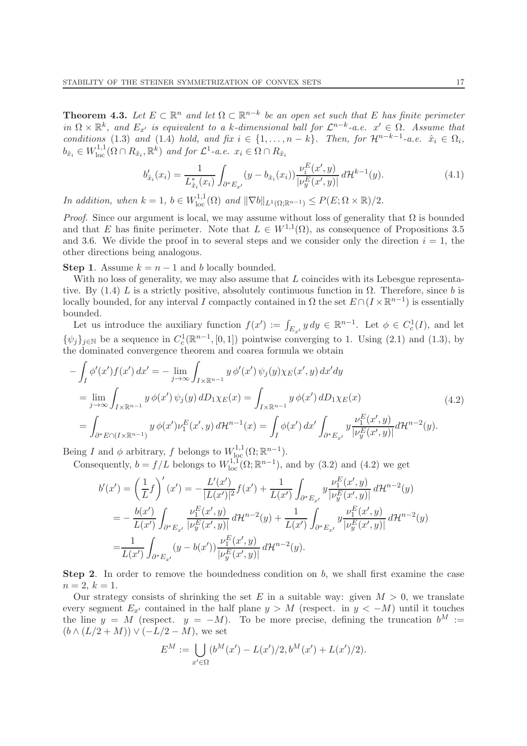**Theorem 4.3.** *Let $E \subset \mathbb{R}^n$ and let $\Omega \subset \mathbb{R}^{n-k}$ be an open set such that $E$ has finite perimeter in $\Omega \times \mathbb{R}^k$, and $E_{x'}$ is equivalent to a $k$-dimensional ball for $\mathcal{L}^{n-k}$-a.e. $x' \in \Omega$. Assume that conditions* (1.3) *and* (1.4) *hold, and fix $i \in \{1, \dots, n-k\}$. Then, for $\mathcal{H}^{n-k-1}$-a.e. $\hat{x}_i \in \Omega_i$, $b_{\hat{x}_i} \in W^{1,1}_{\mathrm{loc}}(\Omega \cap R_{\hat{x}_i}, \mathbb{R}^k)$ and for $\mathcal{L}^1$-a.e. $x_i \in \Omega \cap R_{\hat{x}_i}$*

$$b'_{\hat{x}_i}(x_i) = \frac{1}{L^*_{\hat{x}_i}(x_i)} \int_{\partial^* E_{x'}} (y - b_{\hat{x}_i}(x_i)) \frac{\nu_i^E(x', y)}{|\nu_y^E(x', y)|} \, d\mathcal{H}^{k-1}(y). \tag{4.1}$$

*In addition, when $k = 1$, $b \in W^{1,1}_{\mathrm{loc}}(\Omega)$ and $\|\nabla b\|_{L^1(\Omega;\mathbb{R}^{n-1})} \leq P(E; \Omega \times \mathbb{R})/2$.*

*Proof.* Since our argument is local, we may assume without loss of generality that $\Omega$ is bounded and that $E$ has finite perimeter. Note that $L \in W^{1,1}(\Omega)$, as consequence of Propositions 3.5 and 3.6. We divide the proof in to several steps and we consider only the direction $i = 1$, the other directions being analogous.

**Step 1**. Assume $k = n-1$ and $b$ locally bounded.

With no loss of generality, we may also assume that $L$ coincides with its Lebesgue representative. By (1.4) $L$ is a strictly positive, absolutely continuous function in $\Omega$. Therefore, since $b$ is locally bounded, for any interval $I$ compactly contained in $\Omega$ the set $E \cap (I \times \mathbb{R}^{n-1})$ is essentially bounded.

Let us introduce the auxiliary function $f(x') := \int_{E_{x'}} y \, dy \in \mathbb{R}^{n-1}$. Let $\phi \in C^1_c(I)$, and let $\{\psi_j\}_{j \in \mathbb{N}}$ be a sequence in $C^1_c(\mathbb{R}^{n-1}, [0,1])$ pointwise converging to 1. Using (2.1) and (1.3), by the dominated convergence theorem and coarea formula we obtain

$$\begin{aligned}
-\int_I \phi'(x') f(x') \, dx' &= -\lim_{j \to \infty} \int_{I \times \mathbb{R}^{n-1}} y \, \phi'(x') \, \psi_j(y) \chi_E(x', y) \, dx' dy \\
&= \lim_{j \to \infty} \int_{I \times \mathbb{R}^{n-1}} y \, \phi(x') \, \psi_j(y) \, dD_1 \chi_E(x) = \int_{I \times \mathbb{R}^{n-1}} y \, \phi(x') \, dD_1 \chi_E(x) \\
&= \int_{\partial^* E \cap (I \times \mathbb{R}^{n-1})} y \, \phi(x') \nu_1^E(x', y) \, d\mathcal{H}^{n-1}(x) = \int_I \phi(x') \, dx' \int_{\partial^* E_{x'}} y \frac{\nu_1^E(x', y)}{|\nu_y^E(x', y)|} d\mathcal{H}^{n-2}(y).
\end{aligned} \tag{4.2}$$

Being $I$ and $\phi$ arbitrary, $f$ belongs to $W^{1,1}_{\mathrm{loc}}(\Omega; \mathbb{R}^{n-1})$.

Consequently, $b = f/L$ belongs to $W^{1,1}_{\mathrm{loc}}(\Omega; \mathbb{R}^{n-1})$, and by (3.2) and (4.2) we get

$$\begin{aligned}
b'(x') = \left( \frac{1}{L} f \right)'(x') &= -\frac{L'(x')}{|L(x')|^2} f(x') + \frac{1}{L(x')} \int_{\partial^* E_{x'}} y \frac{\nu_1^E(x', y)}{|\nu_y^E(x', y)|} \, d\mathcal{H}^{n-2}(y) \\
&= -\frac{b(x')}{L(x')} \int_{\partial^* E_{x'}} \frac{\nu_1^E(x', y)}{|\nu_y^E(x', y)|} \, d\mathcal{H}^{n-2}(y) + \frac{1}{L(x')} \int_{\partial^* E_{x'}} y \frac{\nu_1^E(x', y)}{|\nu_y^E(x', y)|} \, d\mathcal{H}^{n-2}(y) \\
&= \frac{1}{L(x')} \int_{\partial^* E_{x'}} (y - b(x')) \frac{\nu_1^E(x', y)}{|\nu_y^E(x', y)|} \, d\mathcal{H}^{n-2}(y).
\end{aligned}$$

**Step 2**. In order to remove the boundedness condition on $b$, we shall first examine the case $n = 2$, $k = 1$.

Our strategy consists of shrinking the set $E$ in a suitable way: given $M > 0$, we translate every segment $E_{x'}$ contained in the half plane $y > M$ (respect. in $y < -M$) until it touches the line $y = M$ (respect. $y = -M$). To be more precise, defining the truncation $b^M := (b \wedge (L/2 + M)) \vee (-L/2 - M)$, we set

$$E^M := \bigcup_{x' \in \Omega} (b^M(x') - L(x')/2, b^M(x') + L(x')/2).$$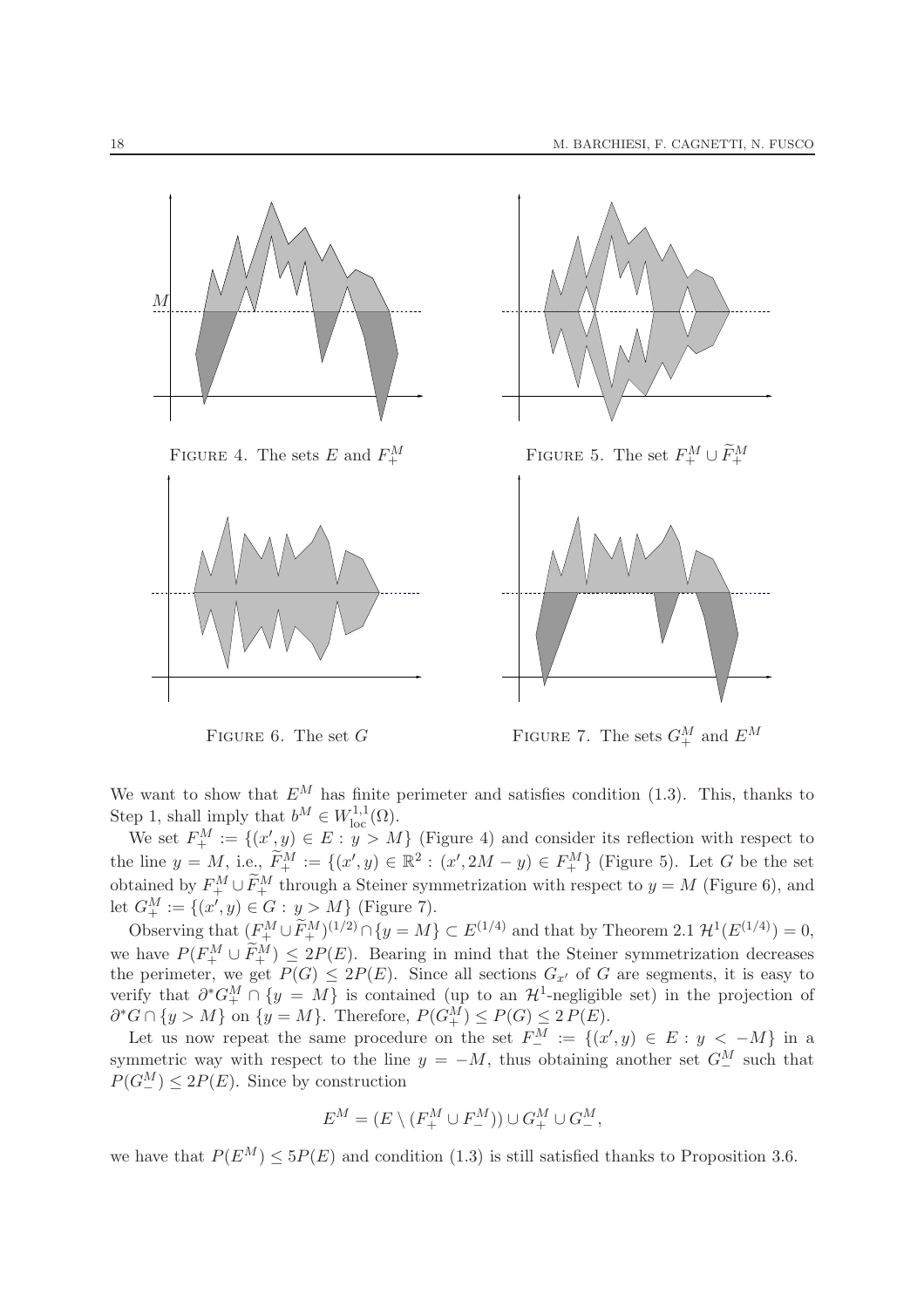FIGURE 4. The sets $E$ and $F_+^M$

FIGURE 5. The set $F_+^M \cup \widetilde{F}_+^M$

FIGURE 6. The set $G$

FIGURE 7. The sets $G_+^M$ and $E^M$

We want to show that $E^M$ has finite perimeter and satisfies condition (1.3). This, thanks to Step 1, shall imply that $b^M \in W^{1,1}_{\mathrm{loc}}(\Omega)$.

We set $F_+^M := \{(x', y) \in E : y > M\}$ (Figure 4) and consider its reflection with respect to the line $y = M$, i.e., $\widetilde{F}_+^M := \{(x', y) \in \mathbb{R}^2 : (x', 2M - y) \in F_+^M\}$ (Figure 5). Let $G$ be the set obtained by $F_+^M \cup \widetilde{F}_+^M$ through a Steiner symmetrization with respect to $y = M$ (Figure 6), and let $G_+^M := \{(x', y) \in G : y > M\}$ (Figure 7).

Observing that $(F_+^M \cup \widetilde{F}_+^M)^{(1/2)} \cap \{y = M\} \subset E^{(1/4)}$ and that by Theorem 2.1 $\mathcal{H}^1(E^{(1/4)}) = 0$, we have $P(F_+^M \cup \widetilde{F}_+^M) \le 2P(E)$. Bearing in mind that the Steiner symmetrization decreases the perimeter, we get $P(G) \le 2P(E)$. Since all sections $G_{x'}$ of $G$ are segments, it is easy to verify that $\partial^* G_+^M \cap \{y = M\}$ is contained (up to an $\mathcal{H}^1$-negligible set) in the projection of $\partial^* G \cap \{y > M\}$ on $\{y = M\}$. Therefore, $P(G_+^M) \le P(G) \le 2\,P(E)$.

Let us now repeat the same procedure on the set $F_-^M := \{(x', y) \in E : y < -M\}$ in a symmetric way with respect to the line $y = -M$, thus obtaining another set $G_-^M$ such that $P(G_-^M) \le 2P(E)$. Since by construction

$$E^M = (E \setminus (F_+^M \cup F_-^M)) \cup G_+^M \cup G_-^M,$$

we have that $P(E^M) \le 5P(E)$ and condition (1.3) is still satisfied thanks to Proposition 3.6.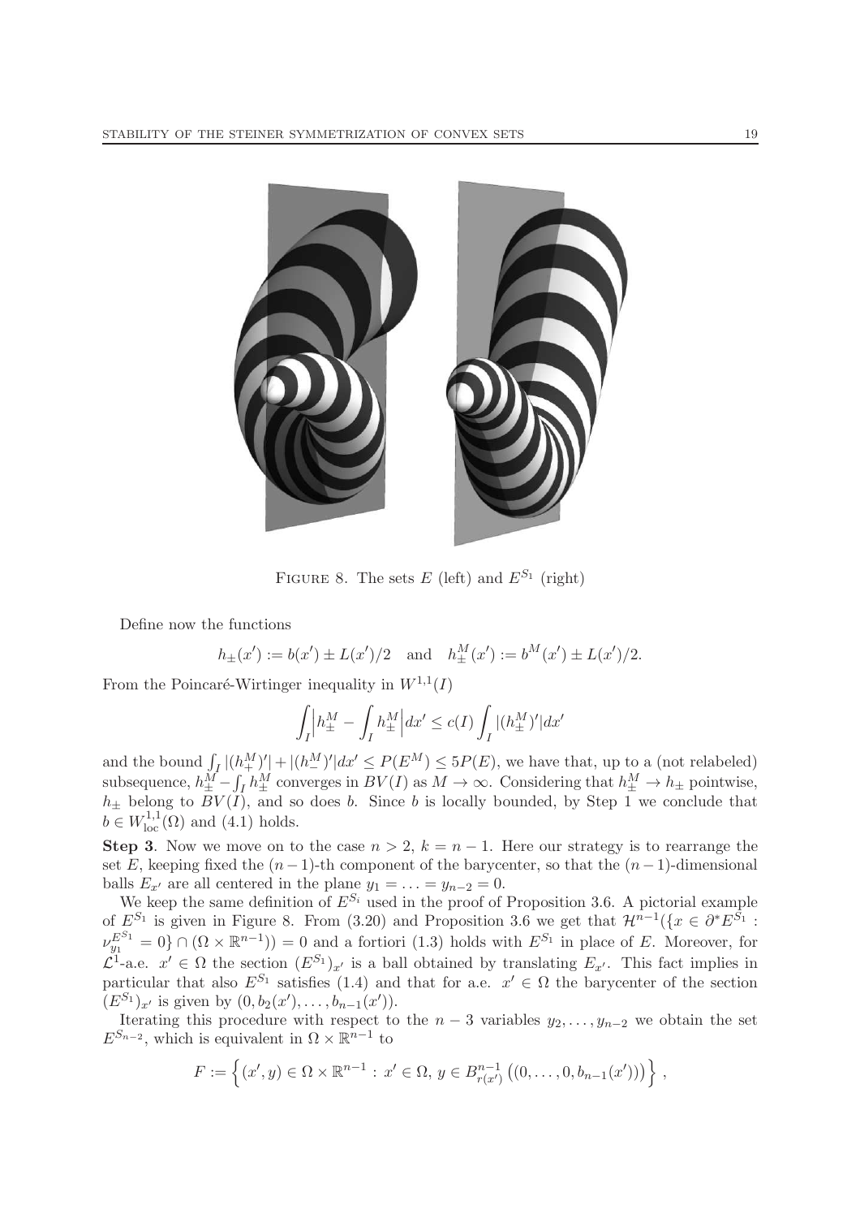FIGURE 8. The sets $E$ (left) and $E^{S_1}$ (right)

Define now the functions

$$h_\pm(x') := b(x') \pm L(x')/2 \quad \text{and} \quad h^M_\pm(x') := b^M(x') \pm L(x')/2.$$

From the Poincaré-Wirtinger inequality in $W^{1,1}(I)$

$$\int_I \Big| h^M_\pm - \int_I h^M_\pm \Big| dx' \le c(I) \int_I |(h^M_\pm)'| dx'$$

and the bound $\int_I |(h^M_+)'| + |(h^M_-)'| dx' \le P(E^M) \le 5P(E)$, we have that, up to a (not relabeled) subsequence, $h^M_\pm - \int_I h^M_\pm$ converges in $BV(I)$ as $M \to \infty$. Considering that $h^M_\pm \to h_\pm$ pointwise, $h_\pm$ belong to $BV(I)$, and so does $b$. Since $b$ is locally bounded, by Step 1 we conclude that $b \in W^{1,1}_{\rm loc}(\Omega)$ and (4.1) holds.

**Step 3**. Now we move on to the case $n > 2$, $k = n-1$. Here our strategy is to rearrange the set $E$, keeping fixed the $(n-1)$-th component of the barycenter, so that the $(n-1)$-dimensional balls $E_{x'}$ are all centered in the plane $y_1 = \ldots = y_{n-2} = 0$.

We keep the same definition of $E^{S_i}$ used in the proof of Proposition 3.6. A pictorial example of $E^{S_1}$ is given in Figure 8. From (3.20) and Proposition 3.6 we get that $\mathcal{H}^{n-1}(\{x \in \partial^* E^{S_1} : \nu^{E^{S_1}}_{y_1} = 0\} \cap (\Omega \times \mathbb{R}^{n-1})) = 0$ and a fortiori (1.3) holds with $E^{S_1}$ in place of $E$. Moreover, for $\mathcal{L}^1$-a.e. $x' \in \Omega$ the section $(E^{S_1})_{x'}$ is a ball obtained by translating $E_{x'}$. This fact implies in particular that also $E^{S_1}$ satisfies (1.4) and that for a.e. $x' \in \Omega$ the barycenter of the section $(E^{S_1})_{x'}$ is given by $(0, b_2(x'), \ldots, b_{n-1}(x'))$.

Iterating this procedure with respect to the $n-3$ variables $y_2, \ldots, y_{n-2}$ we obtain the set $E^{S_{n-2}}$, which is equivalent in $\Omega \times \mathbb{R}^{n-1}$ to

$$F := \Big\{ (x', y) \in \Omega \times \mathbb{R}^{n-1} : x' \in \Omega,\, y \in B^{n-1}_{r(x')}\big((0, \ldots, 0, b_{n-1}(x'))\big) \Big\},$$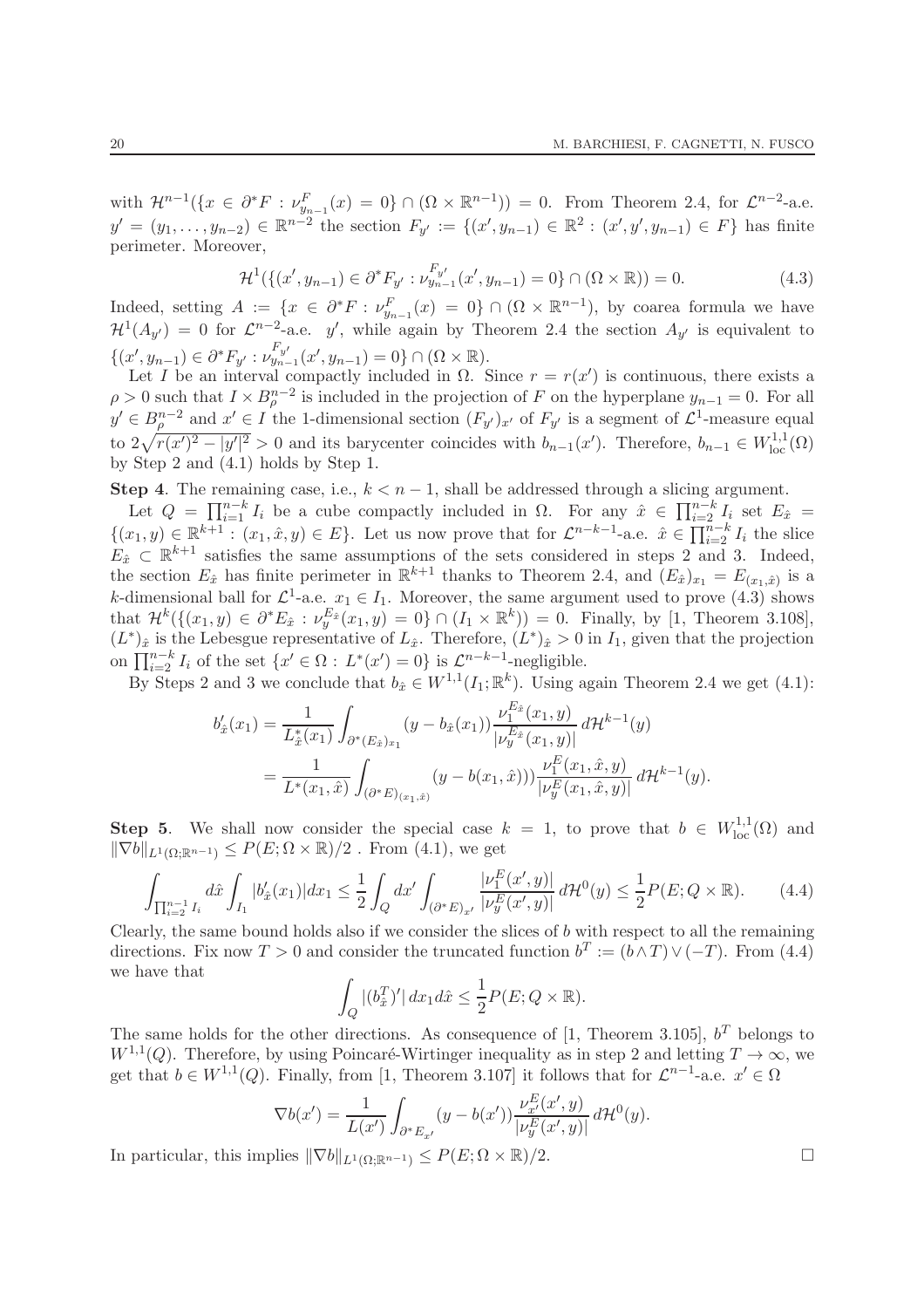with $\mathcal{H}^{n-1}(\{x \in \partial^* F : \nu^F_{y_{n-1}}(x) = 0\} \cap (\Omega \times \mathbb{R}^{n-1})) = 0$. From Theorem 2.4, for $\mathcal{L}^{n-2}$-a.e. $y' = (y_1, \ldots, y_{n-2}) \in \mathbb{R}^{n-2}$ the section $F_{y'} := \{(x', y_{n-1}) \in \mathbb{R}^2 : (x', y', y_{n-1}) \in F\}$ has finite perimeter. Moreover,

$$\mathcal{H}^1(\{(x', y_{n-1}) \in \partial^* F_{y'} : \nu^{F_{y'}}_{y_{n-1}}(x', y_{n-1}) = 0\} \cap (\Omega \times \mathbb{R})) = 0. \tag{4.3}$$

Indeed, setting $A := \{x \in \partial^* F : \nu^F_{y_{n-1}}(x) = 0\} \cap (\Omega \times \mathbb{R}^{n-1})$, by coarea formula we have $\mathcal{H}^1(A_{y'}) = 0$ for $\mathcal{L}^{n-2}$-a.e. $y'$, while again by Theorem 2.4 the section $A_{y'}$ is equivalent to $\{(x', y_{n-1}) \in \partial^* F_{y'} : \nu^{F_{y'}}_{y_{n-1}}(x', y_{n-1}) = 0\} \cap (\Omega \times \mathbb{R})$.

Let $I$ be an interval compactly included in $\Omega$. Since $r = r(x')$ is continuous, there exists a $\rho > 0$ such that $I \times B^{n-2}_\rho$ is included in the projection of $F$ on the hyperplane $y_{n-1} = 0$. For all $y' \in B^{n-2}_\rho$ and $x' \in I$ the 1-dimensional section $(F_{y'})_{x'}$ of $F_{y'}$ is a segment of $\mathcal{L}^1$-measure equal to $2\sqrt{r(x')^2 - |y'|^2} > 0$ and its barycenter coincides with $b_{n-1}(x')$. Therefore, $b_{n-1} \in W^{1,1}_{\text{loc}}(\Omega)$ by Step 2 and (4.1) holds by Step 1.

**Step 4**. The remaining case, i.e., $k < n-1$, shall be addressed through a slicing argument.

Let $Q = \prod_{i=1}^{n-k} I_i$ be a cube compactly included in $\Omega$. For any $\hat{x} \in \prod_{i=2}^{n-k} I_i$ set $E_{\hat{x}} = \{(x_1, y) \in \mathbb{R}^{k+1} : (x_1, \hat{x}, y) \in E\}$. Let us now prove that for $\mathcal{L}^{n-k-1}$-a.e. $\hat{x} \in \prod_{i=2}^{n-k} I_i$ the slice $E_{\hat{x}} \subset \mathbb{R}^{k+1}$ satisfies the same assumptions of the sets considered in steps 2 and 3. Indeed, the section $E_{\hat{x}}$ has finite perimeter in $\mathbb{R}^{k+1}$ thanks to Theorem 2.4, and $(E_{\hat{x}})_{x_1} = E_{(x_1, \hat{x})}$ is a $k$-dimensional ball for $\mathcal{L}^1$-a.e. $x_1 \in I_1$. Moreover, the same argument used to prove (4.3) shows that $\mathcal{H}^k(\{(x_1, y) \in \partial^* E_{\hat{x}} : \nu^{E_{\hat{x}}}_y(x_1, y) = 0\} \cap (I_1 \times \mathbb{R}^k)) = 0$. Finally, by [1, Theorem 3.108], $(L^*)_{\hat{x}}$ is the Lebesgue representative of $L_{\hat{x}}$. Therefore, $(L^*)_{\hat{x}} > 0$ in $I_1$, given that the projection on $\prod_{i=2}^{n-k} I_i$ of the set $\{x' \in \Omega : L^*(x') = 0\}$ is $\mathcal{L}^{n-k-1}$-negligible.

By Steps 2 and 3 we conclude that $b_{\hat{x}} \in W^{1,1}(I_1; \mathbb{R}^k)$. Using again Theorem 2.4 we get (4.1):

$$\begin{aligned}
b'_{\hat{x}}(x_1) &= \frac{1}{L^*_{\hat{x}}(x_1)} \int_{\partial^*(E_{\hat{x}})_{x_1}} (y - b_{\hat{x}}(x_1)) \frac{\nu^{E_{\hat{x}}}_1(x_1, y)}{|\nu^{E_{\hat{x}}}_y(x_1, y)|} \, d\mathcal{H}^{k-1}(y) \\
&= \frac{1}{L^*(x_1, \hat{x})} \int_{(\partial^* E)_{(x_1, \hat{x})}} (y - b(x_1, \hat{x}))) \frac{\nu^E_1(x_1, \hat{x}, y)}{|\nu^E_y(x_1, \hat{x}, y)|} \, d\mathcal{H}^{k-1}(y).
\end{aligned}$$

**Step 5**. We shall now consider the special case $k = 1$, to prove that $b \in W^{1,1}_{\text{loc}}(\Omega)$ and $\|\nabla b\|_{L^1(\Omega; \mathbb{R}^{n-1})} \leq P(E; \Omega \times \mathbb{R})/2$ . From (4.1), we get

$$\int_{\prod_{i=2}^{n-1} I_i} d\hat{x} \int_{I_1} |b'_{\hat{x}}(x_1)| dx_1 \leq \frac{1}{2} \int_Q dx' \int_{(\partial^* E)_{x'}} \frac{|\nu^E_1(x', y)|}{|\nu^E_y(x', y)|} \, d\mathcal{H}^0(y) \leq \frac{1}{2} P(E; Q \times \mathbb{R}). \tag{4.4}$$

Clearly, the same bound holds also if we consider the slices of $b$ with respect to all the remaining directions. Fix now $T > 0$ and consider the truncated function $b^T := (b \wedge T) \vee (-T)$. From (4.4) we have that

$$\int_Q |(b^T_{\hat{x}})'| \, dx_1 d\hat{x} \leq \frac{1}{2} P(E; Q \times \mathbb{R}).$$

The same holds for the other directions. As consequence of [1, Theorem 3.105], $b^T$ belongs to $W^{1,1}(Q)$. Therefore, by using Poincaré-Wirtinger inequality as in step 2 and letting $T \to \infty$, we get that $b \in W^{1,1}(Q)$. Finally, from [1, Theorem 3.107] it follows that for $\mathcal{L}^{n-1}$-a.e. $x' \in \Omega$

$$\nabla b(x') = \frac{1}{L(x')} \int_{\partial^* E_{x'}} (y - b(x')) \frac{\nu^E_{x'}(x', y)}{|\nu^E_y(x', y)|} \, d\mathcal{H}^0(y).$$

In particular, this implies $\|\nabla b\|_{L^1(\Omega; \mathbb{R}^{n-1})} \leq P(E; \Omega \times \mathbb{R})/2$. $\square$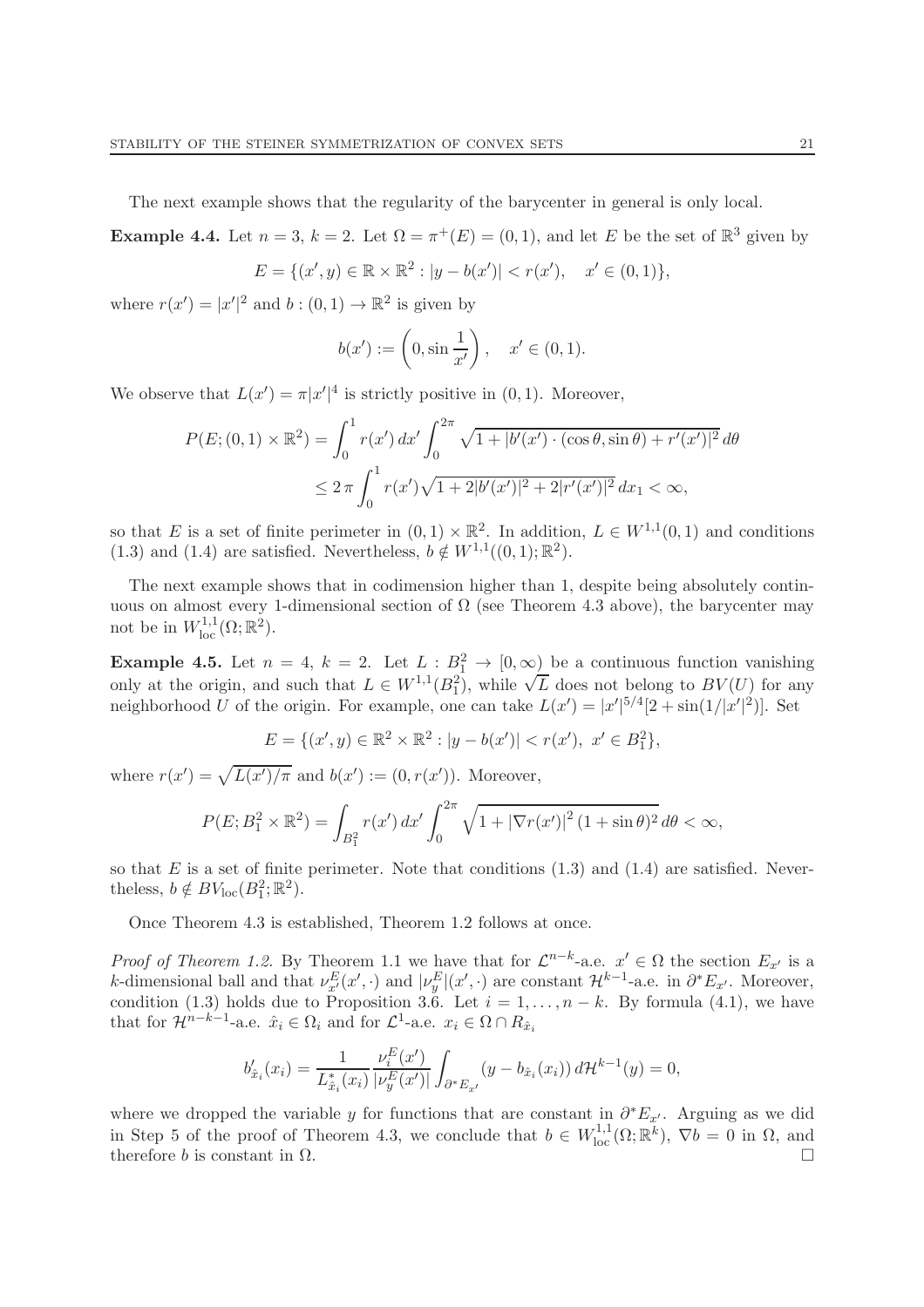The next example shows that the regularity of the barycenter in general is only local.

**Example 4.4.** Let $n = 3$, $k = 2$. Let $\Omega = \pi^+(E) = (0,1)$, and let $E$ be the set of $\mathbb{R}^3$ given by

$$E = \{(x', y) \in \mathbb{R} \times \mathbb{R}^2 : |y - b(x')| < r(x'), \quad x' \in (0,1)\},$$

where $r(x') = |x'|^2$ and $b : (0,1) \to \mathbb{R}^2$ is given by

$$b(x') := \left(0, \sin \frac{1}{x'}\right), \quad x' \in (0,1).$$

We observe that $L(x') = \pi |x'|^4$ is strictly positive in $(0,1)$. Moreover,

$$\begin{aligned} P(E; (0,1) \times \mathbb{R}^2) &= \int_0^1 r(x')\, dx' \int_0^{2\pi} \sqrt{1 + |b'(x') \cdot (\cos\theta, \sin\theta) + r'(x')|^2}\, d\theta \\ &\leq 2\,\pi \int_0^1 r(x') \sqrt{1 + 2|b'(x')|^2 + 2|r'(x')|^2}\, dx_1 < \infty, \end{aligned}$$

so that $E$ is a set of finite perimeter in $(0,1) \times \mathbb{R}^2$. In addition, $L \in W^{1,1}(0,1)$ and conditions (1.3) and (1.4) are satisfied. Nevertheless, $b \notin W^{1,1}((0,1); \mathbb{R}^2)$.

The next example shows that in codimension higher than 1, despite being absolutely continuous on almost every 1-dimensional section of $\Omega$ (see Theorem 4.3 above), the barycenter may not be in $W^{1,1}_{\rm loc}(\Omega; \mathbb{R}^2)$.

**Example 4.5.** Let $n = 4$, $k = 2$. Let $L : B_1^2 \to [0, \infty)$ be a continuous function vanishing only at the origin, and such that $L \in W^{1,1}(B_1^2)$, while $\sqrt{L}$ does not belong to $BV(U)$ for any neighborhood $U$ of the origin. For example, one can take $L(x') = |x'|^{5/4}[2 + \sin(1/|x'|^2)]$. Set

$$E = \{(x', y) \in \mathbb{R}^2 \times \mathbb{R}^2 : |y - b(x')| < r(x'),\ x' \in B_1^2\},$$

where $r(x') = \sqrt{L(x')/\pi}$ and $b(x') := (0, r(x'))$. Moreover,

$$P(E; B_1^2 \times \mathbb{R}^2) = \int_{B_1^2} r(x')\, dx' \int_0^{2\pi} \sqrt{1 + |\nabla r(x')|^2 (1 + \sin\theta)^2}\, d\theta < \infty,$$

so that $E$ is a set of finite perimeter. Note that conditions (1.3) and (1.4) are satisfied. Nevertheless, $b \notin BV_{\rm loc}(B_1^2; \mathbb{R}^2)$.

Once Theorem 4.3 is established, Theorem 1.2 follows at once.

*Proof of Theorem 1.2.* By Theorem 1.1 we have that for $\mathcal{L}^{n-k}$-a.e. $x' \in \Omega$ the section $E_{x'}$ is a $k$-dimensional ball and that $\nu^E_{x'}(x', \cdot)$ and $|\nu^E_y|(x', \cdot)$ are constant $\mathcal{H}^{k-1}$-a.e. in $\partial^* E_{x'}$. Moreover, condition (1.3) holds due to Proposition 3.6. Let $i = 1, \ldots, n-k$. By formula (4.1), we have that for $\mathcal{H}^{n-k-1}$-a.e. $\hat{x}_i \in \Omega_i$ and for $\mathcal{L}^1$-a.e. $x_i \in \Omega \cap R_{\hat{x}_i}$

$$b'_{\hat{x}_i}(x_i) = \frac{1}{L^*_{\hat{x}_i}(x_i)} \frac{\nu^E_i(x')}{|\nu^E_y(x')|} \int_{\partial^* E_{x'}} (y - b_{\hat{x}_i}(x_i))\, d\mathcal{H}^{k-1}(y) = 0,$$

where we dropped the variable $y$ for functions that are constant in $\partial^* E_{x'}$. Arguing as we did in Step 5 of the proof of Theorem 4.3, we conclude that $b \in W^{1,1}_{\rm loc}(\Omega; \mathbb{R}^k)$, $\nabla b = 0$ in $\Omega$, and therefore $b$ is constant in $\Omega$. $\square$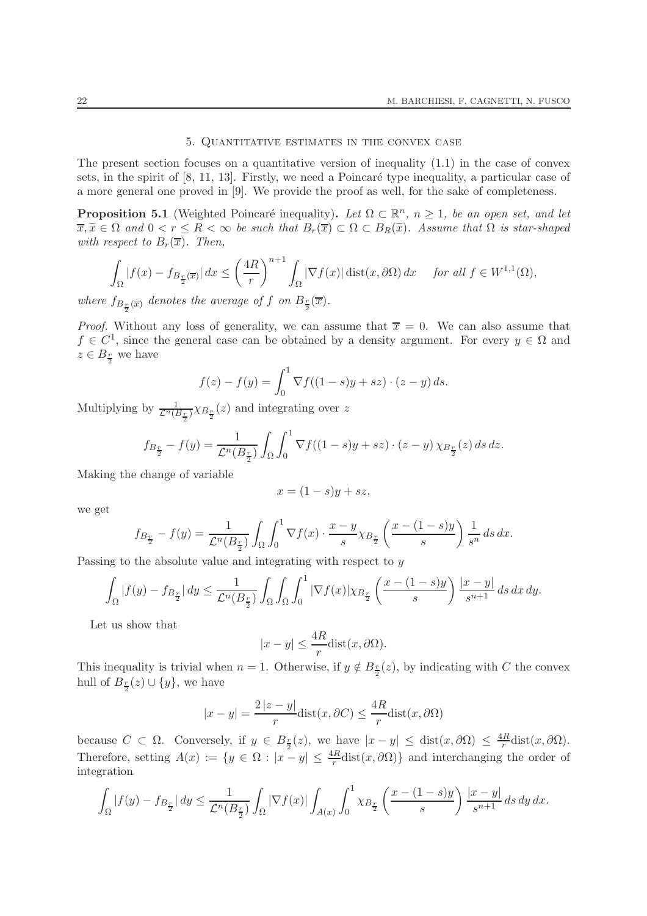## 5. Quantitative estimates in the convex case

The present section focuses on a quantitative version of inequality (1.1) in the case of convex sets, in the spirit of [8, 11, 13]. Firstly, we need a Poincaré type inequality, a particular case of a more general one proved in [9]. We provide the proof as well, for the sake of completeness.

**Proposition 5.1** (Weighted Poincaré inequality)**.** *Let $\Omega \subset \mathbb{R}^n$, $n \geq 1$, be an open set, and let $\overline{x}, \widetilde{x} \in \Omega$ and $0 < r \leq R < \infty$ be such that $B_r(\overline{x}) \subset \Omega \subset B_R(\widetilde{x})$. Assume that $\Omega$ is star-shaped with respect to $B_r(\overline{x})$. Then,*

$$\int_\Omega |f(x) - f_{B_{\frac{r}{2}}(\overline{x})}|\, dx \leq \left(\frac{4R}{r}\right)^{n+1} \int_\Omega |\nabla f(x)| \operatorname{dist}(x, \partial\Omega)\, dx \quad \text{for all } f \in W^{1,1}(\Omega),$$

*where $f_{B_{\frac{r}{2}}(\overline{x})}$ denotes the average of $f$ on $B_{\frac{r}{2}}(\overline{x})$.*

*Proof.* Without any loss of generality, we can assume that $\overline{x} = 0$. We can also assume that $f \in C^1$, since the general case can be obtained by a density argument. For every $y \in \Omega$ and $z \in B_{\frac{r}{2}}$ we have

$$f(z) - f(y) = \int_0^1 \nabla f((1-s)y + sz) \cdot (z - y)\, ds.$$

Multiplying by $\frac{1}{\mathcal{L}^n(B_{\frac{r}{2}})} \chi_{B_{\frac{r}{2}}}(z)$ and integrating over $z$

$$f_{B_{\frac{r}{2}}} - f(y) = \frac{1}{\mathcal{L}^n(B_{\frac{r}{2}})} \int_\Omega \int_0^1 \nabla f((1-s)y + sz) \cdot (z - y)\, \chi_{B_{\frac{r}{2}}}(z)\, ds\, dz.$$

Making the change of variable

$$x = (1-s)y + sz,$$

we get

$$f_{B_{\frac{r}{2}}} - f(y) = \frac{1}{\mathcal{L}^n(B_{\frac{r}{2}})} \int_\Omega \int_0^1 \nabla f(x) \cdot \frac{x - y}{s} \chi_{B_{\frac{r}{2}}}\left(\frac{x - (1-s)y}{s}\right) \frac{1}{s^n}\, ds\, dx.$$

Passing to the absolute value and integrating with respect to $y$

$$\int_\Omega |f(y) - f_{B_{\frac{r}{2}}}|\, dy \leq \frac{1}{\mathcal{L}^n(B_{\frac{r}{2}})} \int_\Omega \int_\Omega \int_0^1 |\nabla f(x)| \chi_{B_{\frac{r}{2}}}\left(\frac{x - (1-s)y}{s}\right) \frac{|x - y|}{s^{n+1}}\, ds\, dx\, dy.$$

Let us show that

$$|x - y| \leq \frac{4R}{r} \operatorname{dist}(x, \partial\Omega).$$

This inequality is trivial when $n = 1$. Otherwise, if $y \notin B_{\frac{r}{2}}(z)$, by indicating with $C$ the convex hull of $B_{\frac{r}{2}}(z) \cup \{y\}$, we have

$$|x - y| = \frac{2\,|z - y|}{r} \operatorname{dist}(x, \partial C) \leq \frac{4R}{r} \operatorname{dist}(x, \partial\Omega)$$

because $C \subset \Omega$. Conversely, if $y \in B_{\frac{r}{2}}(z)$, we have $|x - y| \leq \operatorname{dist}(x, \partial\Omega) \leq \frac{4R}{r} \operatorname{dist}(x, \partial\Omega)$. Therefore, setting $A(x) := \{y \in \Omega : |x - y| \leq \frac{4R}{r} \operatorname{dist}(x, \partial\Omega)\}$ and interchanging the order of integration

$$\int_\Omega |f(y) - f_{B_{\frac{r}{2}}}|\, dy \leq \frac{1}{\mathcal{L}^n(B_{\frac{r}{2}})} \int_\Omega |\nabla f(x)| \int_{A(x)} \int_0^1 \chi_{B_{\frac{r}{2}}}\left(\frac{x - (1-s)y}{s}\right) \frac{|x - y|}{s^{n+1}}\, ds\, dy\, dx.$$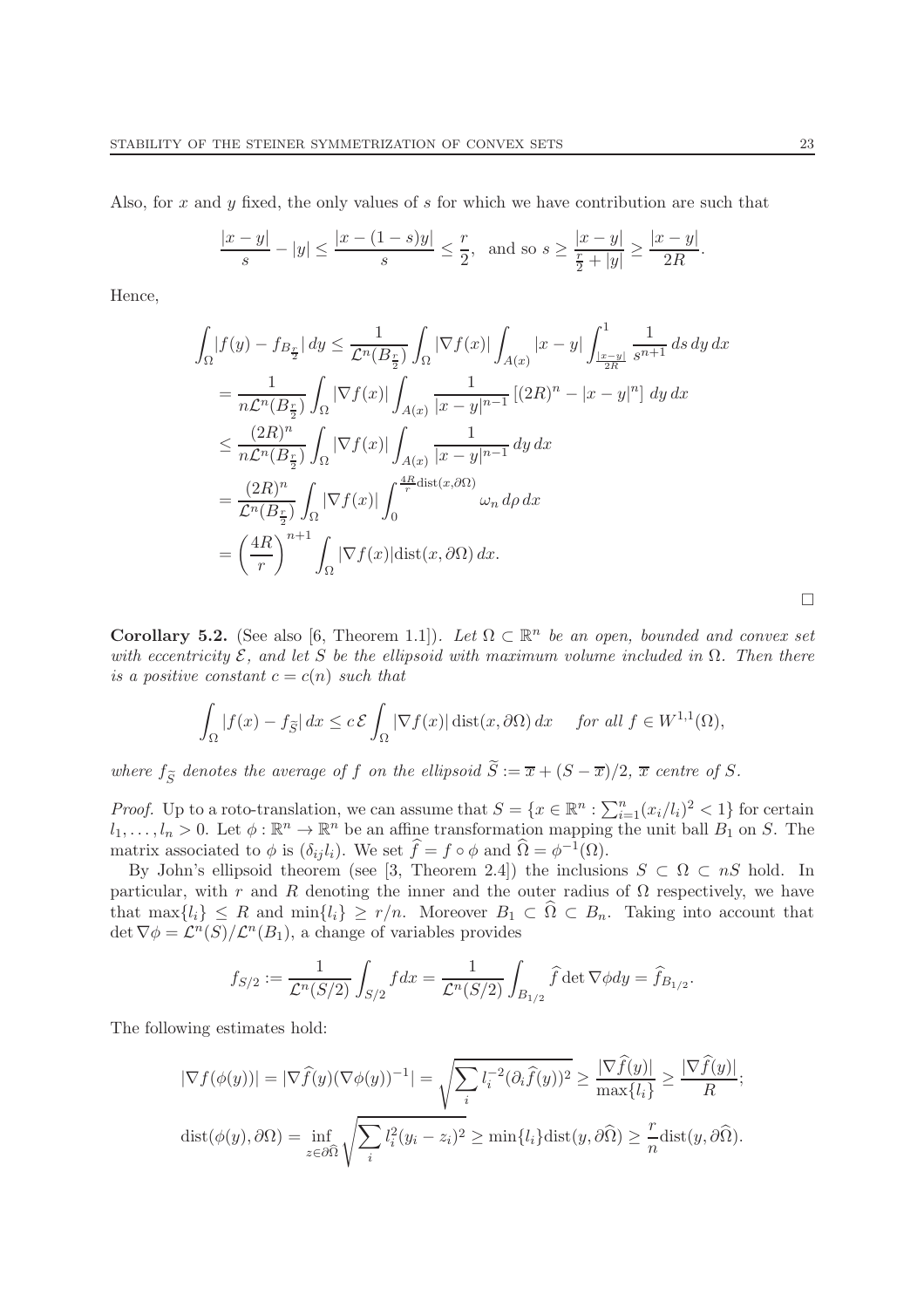Also, for $x$ and $y$ fixed, the only values of $s$ for which we have contribution are such that

$$\frac{|x-y|}{s} - |y| \le \frac{|x-(1-s)y|}{s} \le \frac{r}{2}, \quad \text{and so } s \ge \frac{|x-y|}{\frac{r}{2}+|y|} \ge \frac{|x-y|}{2R}.$$

Hence,

$$\begin{aligned}
\int_\Omega |f(y) - f_{B_{\frac{r}{2}}}|\,dy &\le \frac{1}{\mathcal{L}^n(B_{\frac{r}{2}})} \int_\Omega |\nabla f(x)| \int_{A(x)} |x-y| \int_{\frac{|x-y|}{2R}}^1 \frac{1}{s^{n+1}}\,ds\,dy\,dx \\
&= \frac{1}{n\mathcal{L}^n(B_{\frac{r}{2}})} \int_\Omega |\nabla f(x)| \int_{A(x)} \frac{1}{|x-y|^{n-1}} \left[(2R)^n - |x-y|^n\right] dy\,dx \\
&\le \frac{(2R)^n}{n\mathcal{L}^n(B_{\frac{r}{2}})} \int_\Omega |\nabla f(x)| \int_{A(x)} \frac{1}{|x-y|^{n-1}}\,dy\,dx \\
&= \frac{(2R)^n}{\mathcal{L}^n(B_{\frac{r}{2}})} \int_\Omega |\nabla f(x)| \int_0^{\frac{4R}{r}\text{dist}(x,\partial\Omega)} \omega_n\,d\rho\,dx \\
&= \left(\frac{4R}{r}\right)^{n+1} \int_\Omega |\nabla f(x)| \text{dist}(x,\partial\Omega)\,dx.
\end{aligned}$$

□

**Corollary 5.2.** (See also [6, Theorem 1.1]). *Let $\Omega \subset \mathbb{R}^n$ be an open, bounded and convex set with eccentricity $\mathcal{E}$, and let $S$ be the ellipsoid with maximum volume included in $\Omega$. Then there is a positive constant $c = c(n)$ such that*

$$\int_\Omega |f(x) - f_{\widetilde{S}}|\,dx \le c\,\mathcal{E} \int_\Omega |\nabla f(x)|\,\text{dist}(x,\partial\Omega)\,dx \qquad \textit{for all } f \in W^{1,1}(\Omega),$$

*where $f_{\widetilde{S}}$ denotes the average of $f$ on the ellipsoid $\widetilde{S} := \overline{x} + (S - \overline{x})/2$, $\overline{x}$ centre of $S$.*

*Proof.* Up to a roto-translation, we can assume that $S = \{x \in \mathbb{R}^n : \sum_{i=1}^n (x_i/l_i)^2 < 1\}$ for certain $l_1, \dots, l_n > 0$. Let $\phi : \mathbb{R}^n \to \mathbb{R}^n$ be an affine transformation mapping the unit ball $B_1$ on $S$. The matrix associated to $\phi$ is $(\delta_{ij} l_i)$. We set $\widehat{f} = f \circ \phi$ and $\widehat{\Omega} = \phi^{-1}(\Omega)$.

By John's ellipsoid theorem (see [3, Theorem 2.4]) the inclusions $S \subset \Omega \subset nS$ hold. In particular, with $r$ and $R$ denoting the inner and the outer radius of $\Omega$ respectively, we have that $\max\{l_i\} \le R$ and $\min\{l_i\} \ge r/n$. Moreover $B_1 \subset \widehat{\Omega} \subset B_n$. Taking into account that $\det \nabla\phi = \mathcal{L}^n(S)/\mathcal{L}^n(B_1)$, a change of variables provides

$$f_{S/2} := \frac{1}{\mathcal{L}^n(S/2)} \int_{S/2} f dx = \frac{1}{\mathcal{L}^n(S/2)} \int_{B_{1/2}} \widehat{f} \det \nabla\phi dy = \widehat{f}_{B_{1/2}}.$$

The following estimates hold:

$$|\nabla f(\phi(y))| = |\nabla \widehat{f}(y)(\nabla\phi(y))^{-1}| = \sqrt{\sum_i l_i^{-2}(\partial_i \widehat{f}(y))^2} \ge \frac{|\nabla \widehat{f}(y)|}{\max\{l_i\}} \ge \frac{|\nabla \widehat{f}(y)|}{R};$$

$$\text{dist}(\phi(y), \partial\Omega) = \inf_{z \in \partial\widehat{\Omega}} \sqrt{\sum_i l_i^2 (y_i - z_i)^2} \ge \min\{l_i\} \text{dist}(y, \partial\widehat{\Omega}) \ge \frac{r}{n} \text{dist}(y, \partial\widehat{\Omega}).$$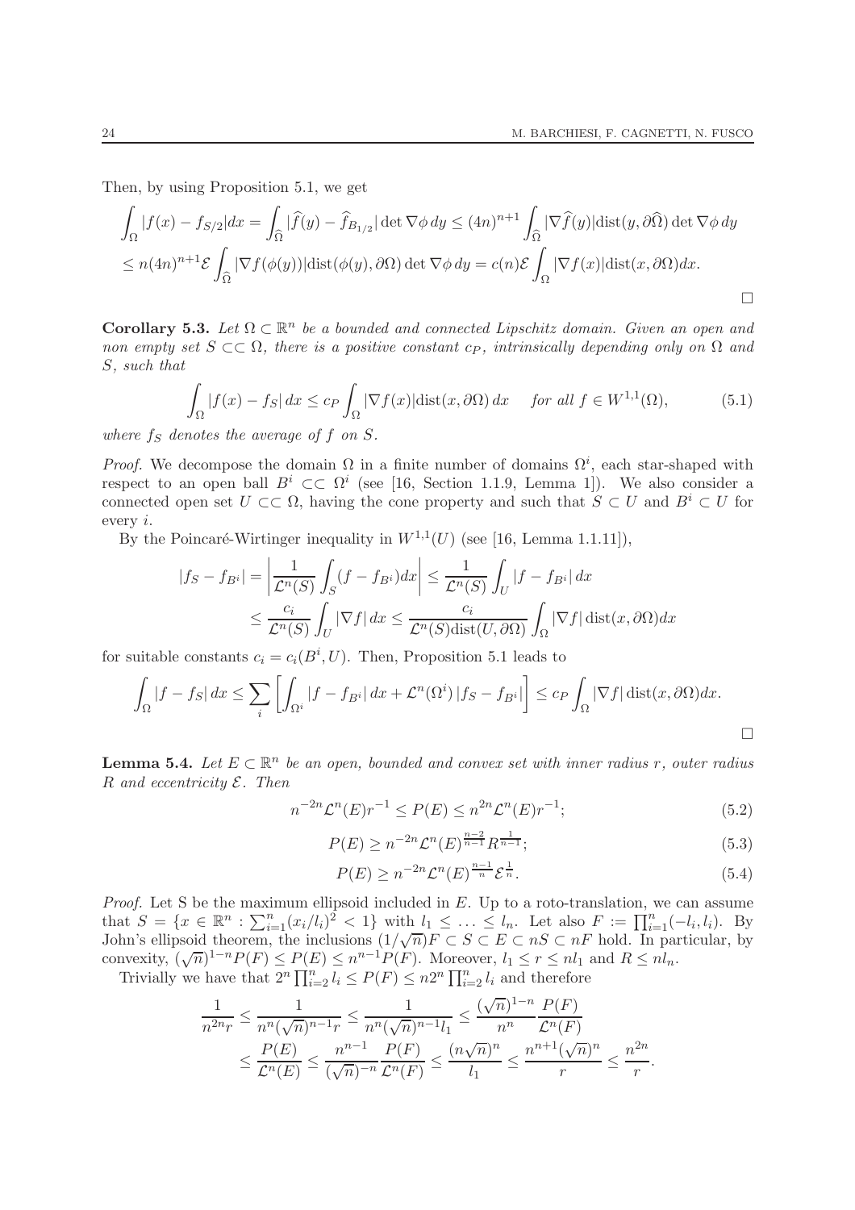Then, by using Proposition 5.1, we get

$$\int_\Omega |f(x) - f_{S/2}|dx = \int_{\widehat\Omega} |\widehat f(y) - \widehat f_{B_{1/2}}| \det \nabla\phi \, dy \le (4n)^{n+1} \int_{\widehat\Omega} |\nabla \widehat f(y)| \mathrm{dist}(y, \partial\widehat\Omega) \det \nabla\phi \, dy$$

$$\le n(4n)^{n+1}\mathcal{E} \int_{\widehat\Omega} |\nabla f(\phi(y))| \mathrm{dist}(\phi(y), \partial\Omega) \det \nabla\phi \, dy = c(n)\mathcal{E} \int_\Omega |\nabla f(x)| \mathrm{dist}(x, \partial\Omega) dx.$$

$\square$

**Corollary 5.3.** *Let $\Omega \subset \mathbb{R}^n$ be a bounded and connected Lipschitz domain. Given an open and non empty set $S \subset\subset \Omega$, there is a positive constant $c_P$, intrinsically depending only on $\Omega$ and $S$, such that*

$$\int_\Omega |f(x) - f_S| \, dx \le c_P \int_\Omega |\nabla f(x)| \mathrm{dist}(x, \partial\Omega) \, dx \quad \text{for all } f \in W^{1,1}(\Omega), \tag{5.1}$$

*where $f_S$ denotes the average of $f$ on $S$.*

*Proof.* We decompose the domain $\Omega$ in a finite number of domains $\Omega^i$, each star-shaped with respect to an open ball $B^i \subset\subset \Omega^i$ (see [16, Section 1.1.9, Lemma 1]). We also consider a connected open set $U \subset\subset \Omega$, having the cone property and such that $S \subset U$ and $B^i \subset U$ for every $i$.

By the Poincaré-Wirtinger inequality in $W^{1,1}(U)$ (see [16, Lemma 1.1.11]),

$$|f_S - f_{B^i}| = \left| \frac{1}{\mathcal{L}^n(S)} \int_S (f - f_{B^i}) dx \right| \le \frac{1}{\mathcal{L}^n(S)} \int_U |f - f_{B^i}| \, dx$$

$$\le \frac{c_i}{\mathcal{L}^n(S)} \int_U |\nabla f| \, dx \le \frac{c_i}{\mathcal{L}^n(S) \mathrm{dist}(U, \partial\Omega)} \int_\Omega |\nabla f| \, \mathrm{dist}(x, \partial\Omega) dx$$

for suitable constants $c_i = c_i(B^i, U)$. Then, Proposition 5.1 leads to

$$\int_\Omega |f - f_S| \, dx \le \sum_i \left[ \int_{\Omega^i} |f - f_{B^i}| \, dx + \mathcal{L}^n(\Omega^i) \, |f_S - f_{B^i}| \right] \le c_P \int_\Omega |\nabla f| \, \mathrm{dist}(x, \partial\Omega) dx.$$

$\square$

**Lemma 5.4.** *Let $E \subset \mathbb{R}^n$ be an open, bounded and convex set with inner radius $r$, outer radius $R$ and eccentricity $\mathcal{E}$. Then*

$$n^{-2n} \mathcal{L}^n(E) r^{-1} \le P(E) \le n^{2n} \mathcal{L}^n(E) r^{-1}; \tag{5.2}$$

$$P(E) \ge n^{-2n} \mathcal{L}^n(E)^{\frac{n-2}{n-1}} R^{\frac{1}{n-1}}; \tag{5.3}$$

$$P(E) \ge n^{-2n} \mathcal{L}^n(E)^{\frac{n-1}{n}} \mathcal{E}^{\frac{1}{n}}. \tag{5.4}$$

*Proof.* Let S be the maximum ellipsoid included in $E$. Up to a roto-translation, we can assume that $S = \{x \in \mathbb{R}^n : \sum_{i=1}^n (x_i/l_i)^2 < 1\}$ with $l_1 \le \ldots \le l_n$. Let also $F := \prod_{i=1}^n (-l_i, l_i)$. By John's ellipsoid theorem, the inclusions $(1/\sqrt{n})F \subset S \subset E \subset nS \subset nF$ hold. In particular, by convexity, $(\sqrt{n})^{1-n} P(F) \le P(E) \le n^{n-1} P(F)$. Moreover, $l_1 \le r \le n l_1$ and $R \le n l_n$.

Trivially we have that $2^n \prod_{i=2}^n l_i \le P(F) \le n 2^n \prod_{i=2}^n l_i$ and therefore

$$\frac{1}{n^{2n} r} \le \frac{1}{n^n (\sqrt{n})^{n-1} r} \le \frac{1}{n^n (\sqrt{n})^{n-1} l_1} \le \frac{(\sqrt{n})^{1-n}}{n^n} \frac{P(F)}{\mathcal{L}^n(F)}$$

$$\le \frac{P(E)}{\mathcal{L}^n(E)} \le \frac{n^{n-1}}{(\sqrt{n})^{-n}} \frac{P(F)}{\mathcal{L}^n(F)} \le \frac{(n\sqrt{n})^n}{l_1} \le \frac{n^{n+1}(\sqrt{n})^n}{r} \le \frac{n^{2n}}{r}.$$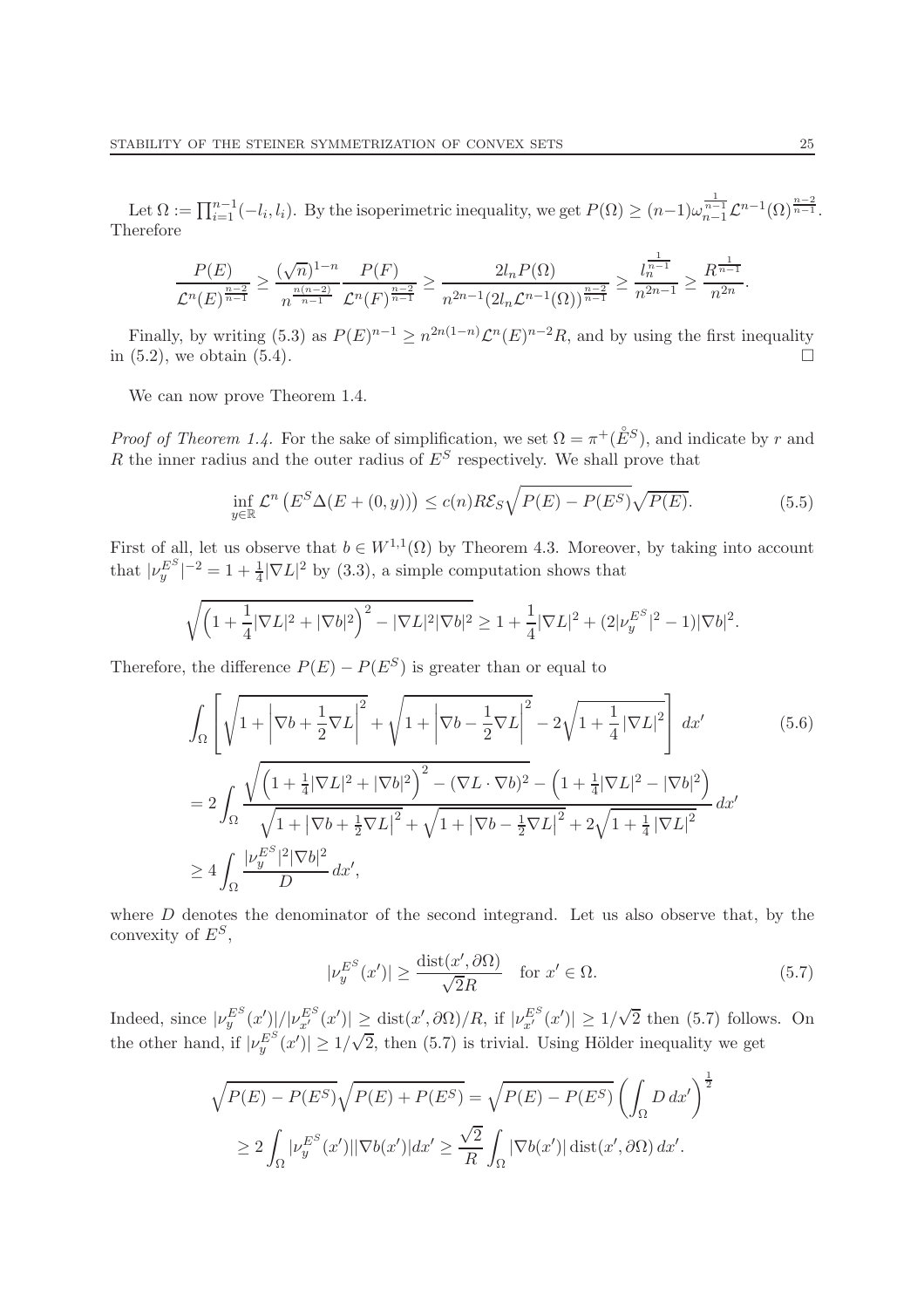Let $\Omega := \prod_{i=1}^{n-1}(-l_i, l_i)$. By the isoperimetric inequality, we get $P(\Omega) \geq (n-1)\omega_{n-1}^{\frac{1}{n-1}}\mathcal{L}^{n-1}(\Omega)^{\frac{n-2}{n-1}}$. Therefore

$$
\frac{P(E)}{\mathcal{L}^n(E)^{\frac{n-2}{n-1}}} \geq \frac{(\sqrt{n})^{1-n}}{n^{\frac{n(n-2)}{n-1}}}\frac{P(F)}{\mathcal{L}^n(F)^{\frac{n-2}{n-1}}} \geq \frac{2l_n P(\Omega)}{n^{2n-1}(2l_n\mathcal{L}^{n-1}(\Omega))^{\frac{n-2}{n-1}}} \geq \frac{l_n^{\frac{1}{n-1}}}{n^{2n-1}} \geq \frac{R^{\frac{1}{n-1}}}{n^{2n}}.
$$

Finally, by writing (5.3) as $P(E)^{n-1} \geq n^{2n(1-n)}\mathcal{L}^n(E)^{n-2}R$, and by using the first inequality in (5.2), we obtain (5.4). $\square$

We can now prove Theorem 1.4.

*Proof of Theorem 1.4.* For the sake of simplification, we set $\Omega = \pi^+(\mathring{E}^S)$, and indicate by $r$ and $R$ the inner radius and the outer radius of $E^S$ respectively. We shall prove that

$$
\inf_{y\in\mathbb{R}} \mathcal{L}^n\left(E^S\Delta(E+(0,y))\right) \leq c(n)R\mathcal{E}_S\sqrt{P(E)-P(E^S)}\sqrt{P(E)}. \tag{5.5}
$$

First of all, let us observe that $b \in W^{1,1}(\Omega)$ by Theorem 4.3. Moreover, by taking into account that $|\nu_y^{E^S}|^{-2} = 1 + \frac{1}{4}|\nabla L|^2$ by (3.3), a simple computation shows that

$$
\sqrt{\left(1+\frac{1}{4}|\nabla L|^2+|\nabla b|^2\right)^2 - |\nabla L|^2|\nabla b|^2} \geq 1 + \frac{1}{4}|\nabla L|^2 + (2|\nu_y^{E^S}|^2 - 1)|\nabla b|^2.
$$

Therefore, the difference $P(E) - P(E^S)$ is greater than or equal to

$$
\begin{aligned}
&\int_\Omega \left[\sqrt{1+\left|\nabla b + \frac{1}{2}\nabla L\right|^2} + \sqrt{1+\left|\nabla b - \frac{1}{2}\nabla L\right|^2} - 2\sqrt{1+\frac{1}{4}|\nabla L|^2}\right] dx' \qquad (5.6)\\
&= 2\int_\Omega \frac{\sqrt{\left(1+\frac{1}{4}|\nabla L|^2+|\nabla b|^2\right)^2 - (\nabla L\cdot\nabla b)^2} - \left(1+\frac{1}{4}|\nabla L|^2 - |\nabla b|^2\right)}{\sqrt{1+\left|\nabla b+\frac{1}{2}\nabla L\right|^2} + \sqrt{1+\left|\nabla b - \frac{1}{2}\nabla L\right|^2} + 2\sqrt{1+\frac{1}{4}|\nabla L|^2}}\, dx' \\
&\geq 4\int_\Omega \frac{|\nu_y^{E^S}|^2|\nabla b|^2}{D}\, dx',
\end{aligned}
$$

where $D$ denotes the denominator of the second integrand. Let us also observe that, by the convexity of $E^S$,

$$
|\nu_y^{E^S}(x')| \geq \frac{\operatorname{dist}(x', \partial\Omega)}{\sqrt{2}R} \quad \text{for } x' \in \Omega. \tag{5.7}
$$

Indeed, since $|\nu_y^{E^S}(x')|/|\nu_{x'}^{E^S}(x')| \geq \operatorname{dist}(x',\partial\Omega)/R$, if $|\nu_{x'}^{E^S}(x')| \geq 1/\sqrt{2}$ then (5.7) follows. On the other hand, if $|\nu_y^{E^S}(x')| \geq 1/\sqrt{2}$, then (5.7) is trivial. Using Hölder inequality we get

$$
\begin{aligned}
\sqrt{P(E)-P(E^S)}\sqrt{P(E)+P(E^S)} &= \sqrt{P(E)-P(E^S)}\left(\int_\Omega D\, dx'\right)^{\frac{1}{2}} \\
&\geq 2\int_\Omega |\nu_y^{E^S}(x')||\nabla b(x')| dx' \geq \frac{\sqrt{2}}{R}\int_\Omega |\nabla b(x')| \operatorname{dist}(x', \partial\Omega)\, dx'.
\end{aligned}
$$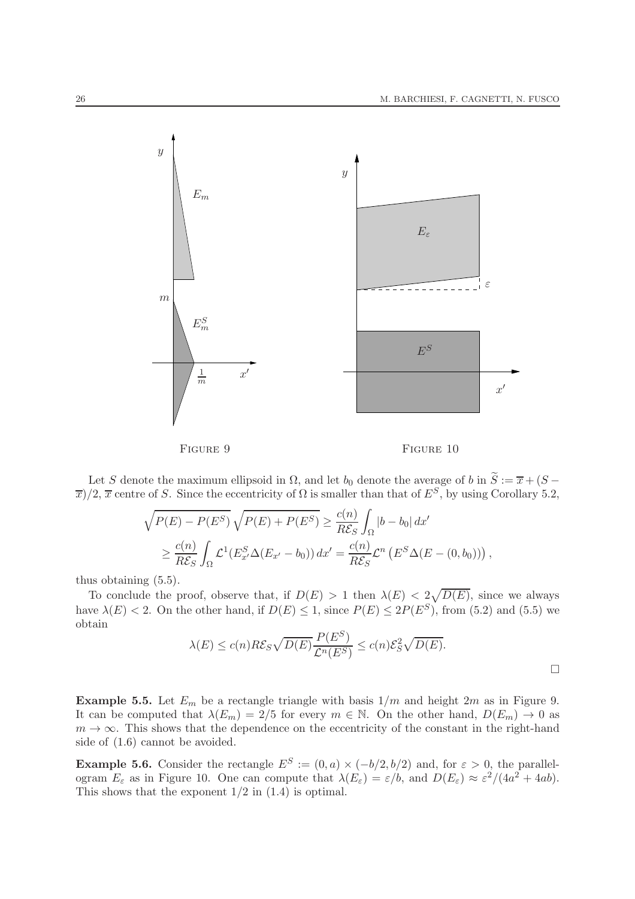FIGURE 9

FIGURE 10

Let $S$ denote the maximum ellipsoid in $\Omega$, and let $b_0$ denote the average of $b$ in $\widetilde{S} := \overline{x} + (S - \overline{x})/2$, $\overline{x}$ centre of $S$. Since the eccentricity of $\Omega$ is smaller than that of $E^S$, by using Corollary 5.2,

$$\sqrt{P(E) - P(E^S)}\,\sqrt{P(E) + P(E^S)} \geq \frac{c(n)}{R\mathcal{E}_S}\int_\Omega |b - b_0|\,dx'$$
$$\geq \frac{c(n)}{R\mathcal{E}_S}\int_\Omega \mathcal{L}^1(E^S_{x'}\Delta(E_{x'} - b_0))\,dx' = \frac{c(n)}{R\mathcal{E}_S}\mathcal{L}^n\left(E^S\Delta(E - (0, b_0))\right),$$

thus obtaining (5.5).

To conclude the proof, observe that, if $D(E) > 1$ then $\lambda(E) < 2\sqrt{D(E)}$, since we always have $\lambda(E) < 2$. On the other hand, if $D(E) \leq 1$, since $P(E) \leq 2P(E^S)$, from (5.2) and (5.5) we obtain

$$\lambda(E) \leq c(n)R\mathcal{E}_S\sqrt{D(E)}\frac{P(E^S)}{\mathcal{L}^n(E^S)} \leq c(n)\mathcal{E}_S^2\sqrt{D(E)}.$$

□

**Example 5.5.** Let $E_m$ be a rectangle triangle with basis $1/m$ and height $2m$ as in Figure 9. It can be computed that $\lambda(E_m) = 2/5$ for every $m \in \mathbb{N}$. On the other hand, $D(E_m) \to 0$ as $m \to \infty$. This shows that the dependence on the eccentricity of the constant in the right-hand side of (1.6) cannot be avoided.

**Example 5.6.** Consider the rectangle $E^S := (0, a) \times (-b/2, b/2)$ and, for $\varepsilon > 0$, the parallelogram $E_\varepsilon$ as in Figure 10. One can compute that $\lambda(E_\varepsilon) = \varepsilon/b$, and $D(E_\varepsilon) \approx \varepsilon^2/(4a^2 + 4ab)$. This shows that the exponent $1/2$ in (1.4) is optimal.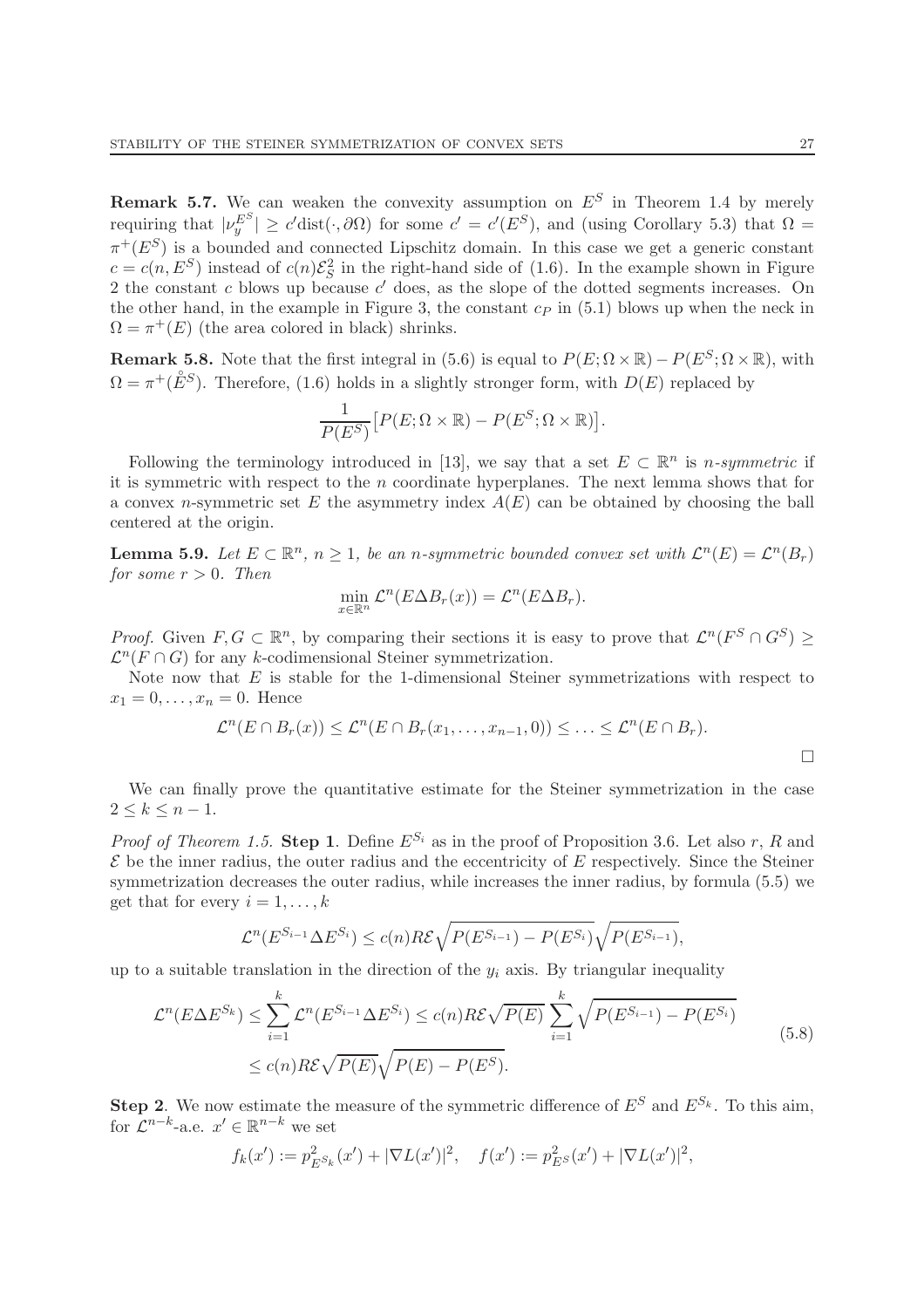**Remark 5.7.** We can weaken the convexity assumption on $E^S$ in Theorem 1.4 by merely requiring that $|\nu_y^{E^S}| \geq c'\mathrm{dist}(\cdot, \partial\Omega)$ for some $c' = c'(E^S)$, and (using Corollary 5.3) that $\Omega = \pi^+(E^S)$ is a bounded and connected Lipschitz domain. In this case we get a generic constant $c = c(n, E^S)$ instead of $c(n)\mathcal{E}_S^2$ in the right-hand side of (1.6). In the example shown in Figure 2 the constant $c$ blows up because $c'$ does, as the slope of the dotted segments increases. On the other hand, in the example in Figure 3, the constant $c_P$ in (5.1) blows up when the neck in $\Omega = \pi^+(E)$ (the area colored in black) shrinks.

**Remark 5.8.** Note that the first integral in (5.6) is equal to $P(E; \Omega \times \mathbb{R}) - P(E^S; \Omega \times \mathbb{R})$, with $\Omega = \pi^+(\mathring{E}^S)$. Therefore, (1.6) holds in a slightly stronger form, with $D(E)$ replaced by

$$\frac{1}{P(E^S)}\big[P(E; \Omega \times \mathbb{R}) - P(E^S; \Omega \times \mathbb{R})\big].$$

Following the terminology introduced in [13], we say that a set $E \subset \mathbb{R}^n$ is *n-symmetric* if it is symmetric with respect to the $n$ coordinate hyperplanes. The next lemma shows that for a convex $n$-symmetric set $E$ the asymmetry index $A(E)$ can be obtained by choosing the ball centered at the origin.

**Lemma 5.9.** *Let $E \subset \mathbb{R}^n$, $n \geq 1$, be an $n$-symmetric bounded convex set with $\mathcal{L}^n(E) = \mathcal{L}^n(B_r)$ for some $r > 0$. Then*

$$\min_{x \in \mathbb{R}^n} \mathcal{L}^n(E \Delta B_r(x)) = \mathcal{L}^n(E \Delta B_r).$$

*Proof.* Given $F, G \subset \mathbb{R}^n$, by comparing their sections it is easy to prove that $\mathcal{L}^n(F^S \cap G^S) \geq \mathcal{L}^n(F \cap G)$ for any $k$-codimensional Steiner symmetrization.

Note now that $E$ is stable for the 1-dimensional Steiner symmetrizations with respect to $x_1 = 0, \ldots, x_n = 0$. Hence

$$\mathcal{L}^n(E \cap B_r(x)) \leq \mathcal{L}^n(E \cap B_r(x_1, \ldots, x_{n-1}, 0)) \leq \ldots \leq \mathcal{L}^n(E \cap B_r).$$

□

We can finally prove the quantitative estimate for the Steiner symmetrization in the case $2 \leq k \leq n-1$.

*Proof of Theorem 1.5.* **Step 1**. Define $E^{S_i}$ as in the proof of Proposition 3.6. Let also $r$, $R$ and $\mathcal{E}$ be the inner radius, the outer radius and the eccentricity of $E$ respectively. Since the Steiner symmetrization decreases the outer radius, while increases the inner radius, by formula (5.5) we get that for every $i = 1, \ldots, k$

$$\mathcal{L}^n(E^{S_{i-1}} \Delta E^{S_i}) \leq c(n) R \mathcal{E} \sqrt{P(E^{S_{i-1}}) - P(E^{S_i})}\sqrt{P(E^{S_{i-1}})},$$

up to a suitable translation in the direction of the $y_i$ axis. By triangular inequality

$$\begin{aligned}
\mathcal{L}^n(E \Delta E^{S_k}) &\leq \sum_{i=1}^k \mathcal{L}^n(E^{S_{i-1}} \Delta E^{S_i}) \leq c(n) R \mathcal{E} \sqrt{P(E)} \sum_{i=1}^k \sqrt{P(E^{S_{i-1}}) - P(E^{S_i})} \\
&\leq c(n) R \mathcal{E} \sqrt{P(E)} \sqrt{P(E) - P(E^S)}.
\end{aligned} \tag{5.8}$$

**Step 2**. We now estimate the measure of the symmetric difference of $E^S$ and $E^{S_k}$. To this aim, for $\mathcal{L}^{n-k}$-a.e. $x' \in \mathbb{R}^{n-k}$ we set

$$f_k(x') := p_{E^{S_k}}^2(x') + |\nabla L(x')|^2, \quad f(x') := p_{E^S}^2(x') + |\nabla L(x')|^2,$$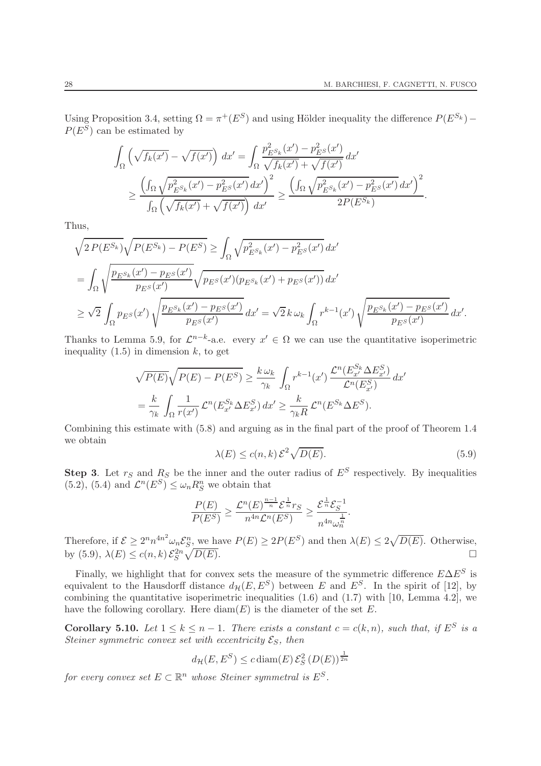Using Proposition 3.4, setting $\Omega = \pi^+(E^S)$ and using Hölder inequality the difference $P(E^{S_k}) - P(E^S)$ can be estimated by

$$
\begin{aligned}
\int_\Omega \left(\sqrt{f_k(x')} - \sqrt{f(x')}\right) dx' &= \int_\Omega \frac{p^2_{E^{S_k}}(x') - p^2_{E^S}(x')}{\sqrt{f_k(x')} + \sqrt{f(x')}}\, dx' \\
&\geq \frac{\left(\int_\Omega \sqrt{p^2_{E^{S_k}}(x') - p^2_{E^S}(x')}\, dx'\right)^2}{\int_\Omega \left(\sqrt{f_k(x')} + \sqrt{f(x')}\right) dx'} \geq \frac{\left(\int_\Omega \sqrt{p^2_{E^{S_k}}(x') - p^2_{E^S}(x')}\, dx'\right)^2}{2P(E^{S_k})}.
\end{aligned}
$$

Thus,

$$
\begin{aligned}
&\sqrt{2\, P(E^{S_k})}\sqrt{P(E^{S_k}) - P(E^S)} \geq \int_\Omega \sqrt{p^2_{E^{S_k}}(x') - p^2_{E^S}(x')}\, dx' \\
&= \int_\Omega \sqrt{\frac{p_{E^{S_k}}(x') - p_{E^S}(x')}{p_{E^S}(x')}} \sqrt{p_{E^S}(x')(p_{E^{S_k}}(x') + p_{E^S}(x'))}\, dx' \\
&\geq \sqrt{2} \int_\Omega p_{E^S}(x') \sqrt{\frac{p_{E^{S_k}}(x') - p_{E^S}(x')}{p_{E^S}(x')}}\, dx' = \sqrt{2}\, k\, \omega_k \int_\Omega r^{k-1}(x') \sqrt{\frac{p_{E^{S_k}}(x') - p_{E^S}(x')}{p_{E^S}(x')}}\, dx'.
\end{aligned}
$$

Thanks to Lemma 5.9, for $\mathcal{L}^{n-k}$-a.e. every $x' \in \Omega$ we can use the quantitative isoperimetric inequality (1.5) in dimension $k$, to get

$$
\begin{aligned}
&\sqrt{P(E)}\sqrt{P(E) - P(E^S)} \geq \frac{k\, \omega_k}{\gamma_k} \int_\Omega r^{k-1}(x') \frac{\mathcal{L}^n(E^{S_k}_{x'} \Delta E^S_{x'})}{\mathcal{L}^n(E^S_{x'})}\, dx' \\
&= \frac{k}{\gamma_k} \int_\Omega \frac{1}{r(x')} \mathcal{L}^n(E^{S_k}_{x'} \Delta E^S_{x'})\, dx' \geq \frac{k}{\gamma_k R} \mathcal{L}^n(E^{S_k} \Delta E^S).
\end{aligned}
$$

Combining this estimate with (5.8) and arguing as in the final part of the proof of Theorem 1.4 we obtain

$$
\lambda(E) \leq c(n,k)\, \mathcal{E}^2 \sqrt{D(E)}. \tag{5.9}
$$

**Step 3**. Let $r_S$ and $R_S$ be the inner and the outer radius of $E^S$ respectively. By inequalities (5.2), (5.4) and $\mathcal{L}^n(E^S) \leq \omega_n R_S^n$ we obtain that

$$
\frac{P(E)}{P(E^S)} \geq \frac{\mathcal{L}^n(E)^{\frac{n-1}{n}} \mathcal{E}^{\frac{1}{n}} r_S}{n^{4n} \mathcal{L}^n(E^S)} \geq \frac{\mathcal{E}^{\frac{1}{n}} \mathcal{E}_S^{-1}}{n^{4n} \omega_n^{\frac{1}{n}}}.
$$

Therefore, if $\mathcal{E} \geq 2^n n^{4n^2} \omega_n \mathcal{E}_S^n$, we have $P(E) \geq 2P(E^S)$ and then $\lambda(E) \leq 2\sqrt{D(E)}$. Otherwise, by (5.9), $\lambda(E) \leq c(n,k)\, \mathcal{E}_S^{2n} \sqrt{D(E)}$. $\square$

Finally, we highlight that for convex sets the measure of the symmetric difference $E \Delta E^S$ is equivalent to the Hausdorff distance $d_{\mathcal{H}}(E, E^S)$ between $E$ and $E^S$. In the spirit of [12], by combining the quantitative isoperimetric inequalities (1.6) and (1.7) with [10, Lemma 4.2], we have the following corollary. Here $\operatorname{diam}(E)$ is the diameter of the set $E$.

**Corollary 5.10.** *Let $1 \leq k \leq n-1$. There exists a constant $c = c(k,n)$, such that, if $E^S$ is a Steiner symmetric convex set with eccentricity $\mathcal{E}_S$, then*

$$
d_{\mathcal{H}}(E, E^S) \leq c \operatorname{diam}(E)\, \mathcal{E}_S^2\, (D(E))^{\frac{1}{2n}}
$$

*for every convex set $E \subset \mathbb{R}^n$ whose Steiner symmetral is $E^S$.*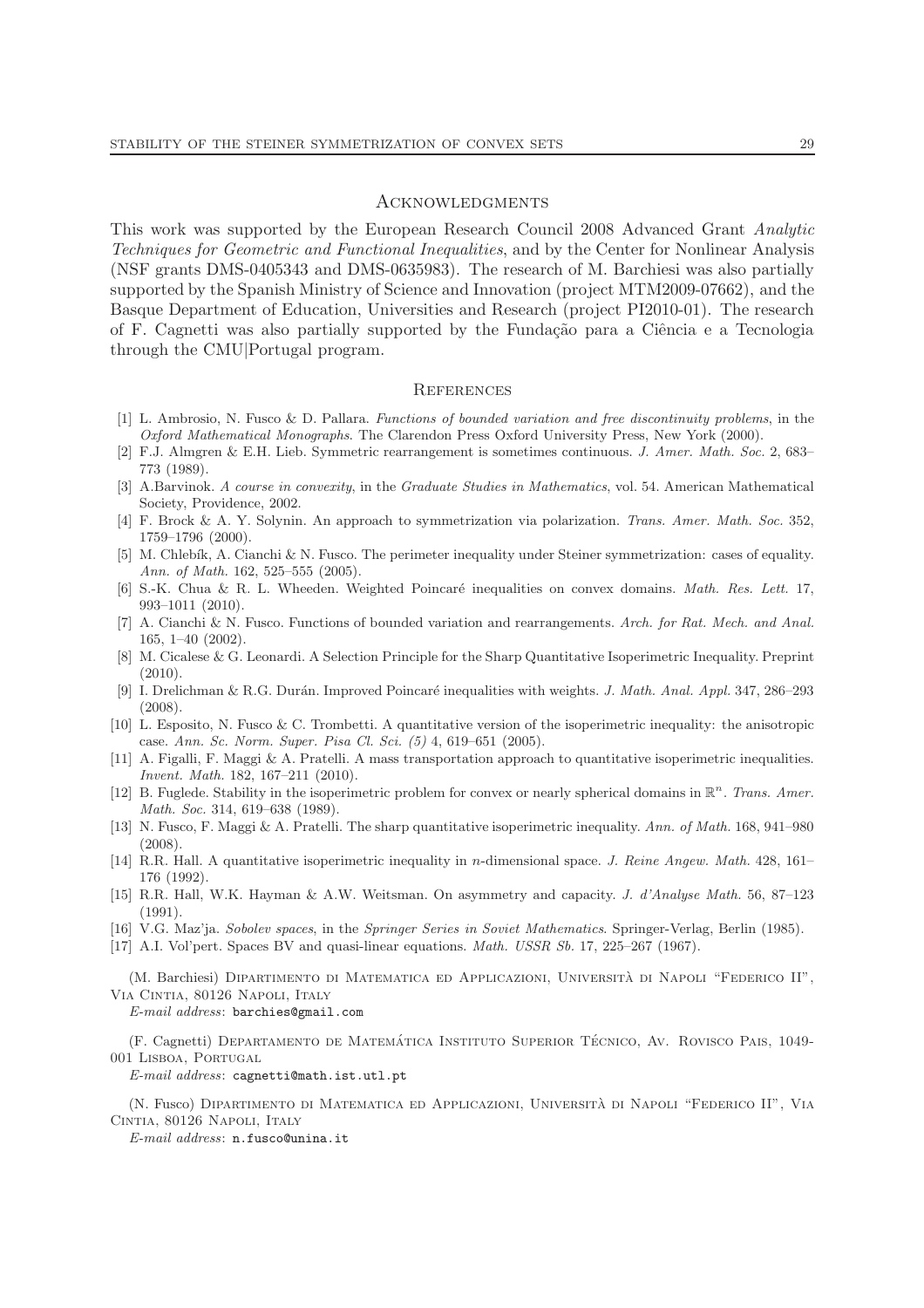## Acknowledgments

This work was supported by the European Research Council 2008 Advanced Grant *Analytic Techniques for Geometric and Functional Inequalities*, and by the Center for Nonlinear Analysis (NSF grants DMS-0405343 and DMS-0635983). The research of M. Barchiesi was also partially supported by the Spanish Ministry of Science and Innovation (project MTM2009-07662), and the Basque Department of Education, Universities and Research (project PI2010-01). The research of F. Cagnetti was also partially supported by the Fundação para a Ciência e a Tecnologia through the CMU|Portugal program.

## References

[1] L. Ambrosio, N. Fusco & D. Pallara. *Functions of bounded variation and free discontinuity problems*, in the *Oxford Mathematical Monographs*. The Clarendon Press Oxford University Press, New York (2000).

[2] F.J. Almgren & E.H. Lieb. Symmetric rearrangement is sometimes continuous. *J. Amer. Math. Soc.* 2, 683–773 (1989).

[3] A.Barvinok. *A course in convexity*, in the *Graduate Studies in Mathematics*, vol. 54. American Mathematical Society, Providence, 2002.

[4] F. Brock & A. Y. Solynin. An approach to symmetrization via polarization. *Trans. Amer. Math. Soc.* 352, 1759–1796 (2000).

[5] M. Chlebík, A. Cianchi & N. Fusco. The perimeter inequality under Steiner symmetrization: cases of equality. *Ann. of Math.* 162, 525–555 (2005).

[6] S.-K. Chua & R. L. Wheeden. Weighted Poincaré inequalities on convex domains. *Math. Res. Lett.* 17, 993–1011 (2010).

[7] A. Cianchi & N. Fusco. Functions of bounded variation and rearrangements. *Arch. for Rat. Mech. and Anal.* 165, 1–40 (2002).

[8] M. Cicalese & G. Leonardi. A Selection Principle for the Sharp Quantitative Isoperimetric Inequality. Preprint (2010).

[9] I. Drelichman & R.G. Durán. Improved Poincaré inequalities with weights. *J. Math. Anal. Appl.* 347, 286–293 (2008).

[10] L. Esposito, N. Fusco & C. Trombetti. A quantitative version of the isoperimetric inequality: the anisotropic case. *Ann. Sc. Norm. Super. Pisa Cl. Sci. (5)* 4, 619–651 (2005).

[11] A. Figalli, F. Maggi & A. Pratelli. A mass transportation approach to quantitative isoperimetric inequalities. *Invent. Math.* 182, 167–211 (2010).

[12] B. Fuglede. Stability in the isoperimetric problem for convex or nearly spherical domains in $\mathbb{R}^n$. *Trans. Amer. Math. Soc.* 314, 619–638 (1989).

[13] N. Fusco, F. Maggi & A. Pratelli. The sharp quantitative isoperimetric inequality. *Ann. of Math.* 168, 941–980 (2008).

[14] R.R. Hall. A quantitative isoperimetric inequality in $n$-dimensional space. *J. Reine Angew. Math.* 428, 161–176 (1992).

[15] R.R. Hall, W.K. Hayman & A.W. Weitsman. On asymmetry and capacity. *J. d'Analyse Math.* 56, 87–123 (1991).

[16] V.G. Maz'ja. *Sobolev spaces*, in the *Springer Series in Soviet Mathematics*. Springer-Verlag, Berlin (1985).

[17] A.I. Vol'pert. Spaces BV and quasi-linear equations. *Math. USSR Sb.* 17, 225–267 (1967).

(M. Barchiesi) Dipartimento di Matematica ed Applicazioni, Università di Napoli "Federico II", Via Cintia, 80126 Napoli, Italy

*E-mail address*: barchies@gmail.com

(F. Cagnetti) Departamento de Matemática Instituto Superior Técnico, Av. Rovisco Pais, 1049-001 Lisboa, Portugal

*E-mail address*: cagnetti@math.ist.utl.pt

(N. Fusco) Dipartimento di Matematica ed Applicazioni, Università di Napoli "Federico II", Via Cintia, 80126 Napoli, Italy

*E-mail address*: n.fusco@unina.it